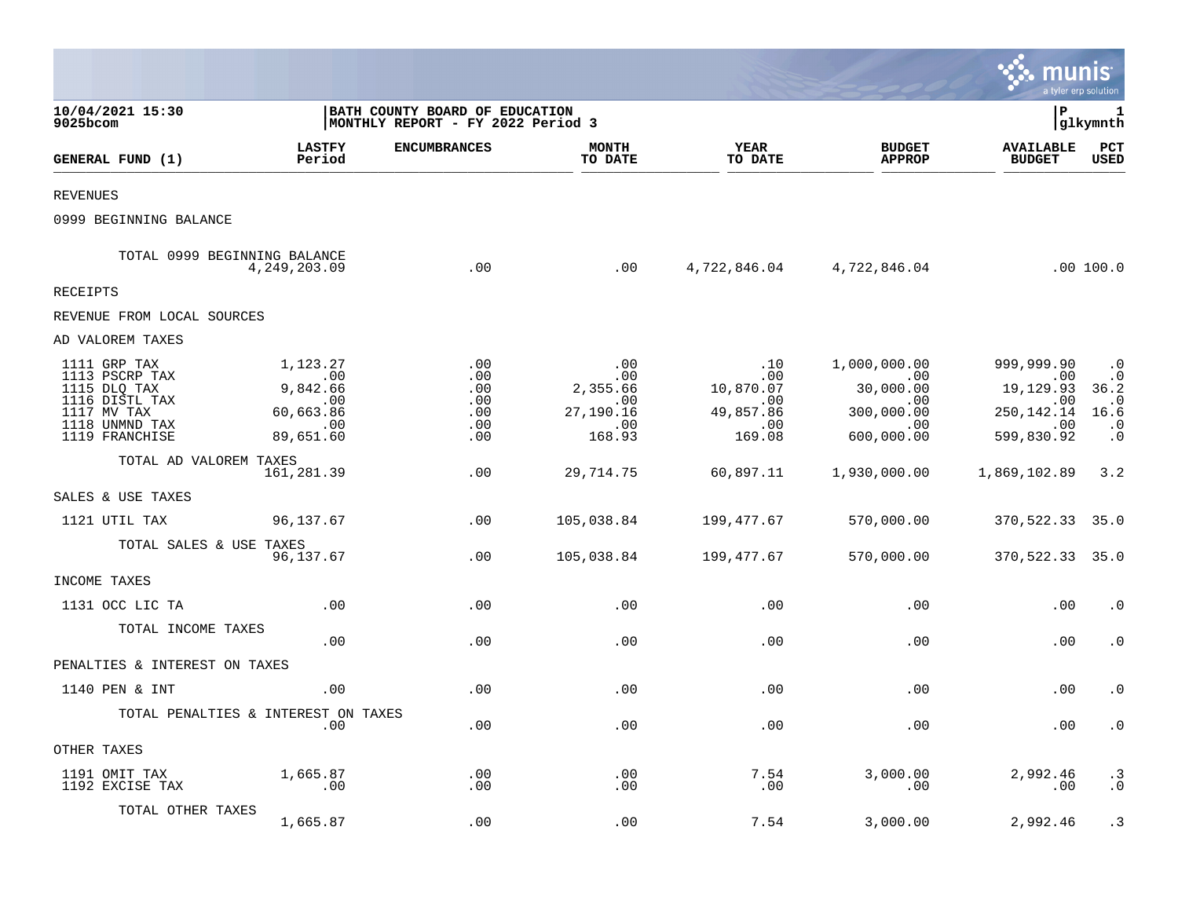10/04/2021 15:30
9025bcom

**BATH COUNTY BOARD OF EDUCATION**
**MONTHLY REPORT - FY 2022 Period 3**

P 1
glkymnth

| GENERAL FUND (1) | LASTFY Period | ENCUMBRANCES | MONTH TO DATE | YEAR TO DATE | BUDGET APPROP | AVAILABLE BUDGET | PCT USED |
|---|---|---|---|---|---|---|---|
| REVENUES | | | | | | | |
| 0999 BEGINNING BALANCE | | | | | | | |
| TOTAL 0999 BEGINNING BALANCE | 4,249,203.09 | .00 | .00 | 4,722,846.04 | 4,722,846.04 | .00 | 100.0 |
| RECEIPTS | | | | | | | |
| REVENUE FROM LOCAL SOURCES | | | | | | | |
| AD VALOREM TAXES | | | | | | | |
| 1111 GRP TAX | 1,123.27 | .00 | .00 | .10 | 1,000,000.00 | 999,999.90 | .0 |
| 1113 PSCRP TAX | .00 | .00 | .00 | .00 | .00 | .00 | .0 |
| 1115 DLQ TAX | 9,842.66 | .00 | 2,355.66 | 10,870.07 | 30,000.00 | 19,129.93 | 36.2 |
| 1116 DISTL TAX | .00 | .00 | .00 | .00 | .00 | .00 | .0 |
| 1117 MV TAX | 60,663.86 | .00 | 27,190.16 | 49,857.86 | 300,000.00 | 250,142.14 | 16.6 |
| 1118 UNMND TAX | .00 | .00 | .00 | .00 | .00 | .00 | .0 |
| 1119 FRANCHISE | 89,651.60 | .00 | 168.93 | 169.08 | 600,000.00 | 599,830.92 | .0 |
| TOTAL AD VALOREM TAXES | 161,281.39 | .00 | 29,714.75 | 60,897.11 | 1,930,000.00 | 1,869,102.89 | 3.2 |
| SALES & USE TAXES | | | | | | | |
| 1121 UTIL TAX | 96,137.67 | .00 | 105,038.84 | 199,477.67 | 570,000.00 | 370,522.33 | 35.0 |
| TOTAL SALES & USE TAXES | 96,137.67 | .00 | 105,038.84 | 199,477.67 | 570,000.00 | 370,522.33 | 35.0 |
| INCOME TAXES | | | | | | | |
| 1131 OCC LIC TA | .00 | .00 | .00 | .00 | .00 | .00 | .0 |
| TOTAL INCOME TAXES | .00 | .00 | .00 | .00 | .00 | .00 | .0 |
| PENALTIES & INTEREST ON TAXES | | | | | | | |
| 1140 PEN & INT | .00 | .00 | .00 | .00 | .00 | .00 | .0 |
| TOTAL PENALTIES & INTEREST ON TAXES | .00 | .00 | .00 | .00 | .00 | .00 | .0 |
| OTHER TAXES | | | | | | | |
| 1191 OMIT TAX | 1,665.87 | .00 | .00 | 7.54 | 3,000.00 | 2,992.46 | .3 |
| 1192 EXCISE TAX | .00 | .00 | .00 | .00 | .00 | .00 | .0 |
| TOTAL OTHER TAXES | 1,665.87 | .00 | .00 | 7.54 | 3,000.00 | 2,992.46 | .3 |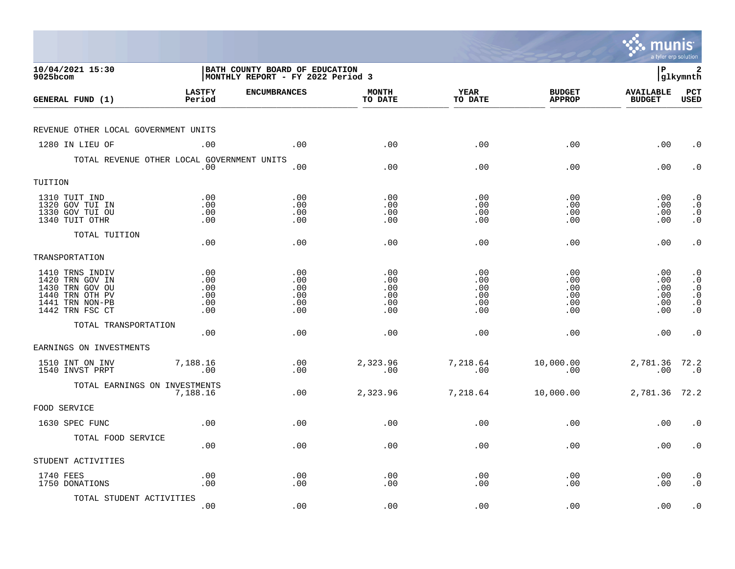10/04/2021 15:30 | BATH COUNTY BOARD OF EDUCATION | P 2
9025bcom | MONTHLY REPORT - FY 2022 Period 3 | glkymnth

| GENERAL FUND (1) | LASTFY Period | ENCUMBRANCES | MONTH TO DATE | YEAR TO DATE | BUDGET APPROP | AVAILABLE BUDGET | PCT USED |
|---|---|---|---|---|---|---|---|
| REVENUE OTHER LOCAL GOVERNMENT UNITS | | | | | | | |
| 1280 IN LIEU OF | .00 | .00 | .00 | .00 | .00 | .00 | .0 |
| TOTAL REVENUE OTHER LOCAL GOVERNMENT UNITS | .00 | .00 | .00 | .00 | .00 | .00 | .0 |
| TUITION | | | | | | | |
| 1310 TUIT IND | .00 | .00 | .00 | .00 | .00 | .00 | .0 |
| 1320 GOV TUI IN | .00 | .00 | .00 | .00 | .00 | .00 | .0 |
| 1330 GOV TUI OU | .00 | .00 | .00 | .00 | .00 | .00 | .0 |
| 1340 TUIT OTHR | .00 | .00 | .00 | .00 | .00 | .00 | .0 |
| TOTAL TUITION | .00 | .00 | .00 | .00 | .00 | .00 | .0 |
| TRANSPORTATION | | | | | | | |
| 1410 TRNS INDIV | .00 | .00 | .00 | .00 | .00 | .00 | .0 |
| 1420 TRN GOV IN | .00 | .00 | .00 | .00 | .00 | .00 | .0 |
| 1430 TRN GOV OU | .00 | .00 | .00 | .00 | .00 | .00 | .0 |
| 1440 TRN OTH PV | .00 | .00 | .00 | .00 | .00 | .00 | .0 |
| 1441 TRN NON-PB | .00 | .00 | .00 | .00 | .00 | .00 | .0 |
| 1442 TRN FSC CT | .00 | .00 | .00 | .00 | .00 | .00 | .0 |
| TOTAL TRANSPORTATION | .00 | .00 | .00 | .00 | .00 | .00 | .0 |
| EARNINGS ON INVESTMENTS | | | | | | | |
| 1510 INT ON INV | 7,188.16 | .00 | 2,323.96 | 7,218.64 | 10,000.00 | 2,781.36 | 72.2 |
| 1540 INVST PRPT | .00 | .00 | .00 | .00 | .00 | .00 | .0 |
| TOTAL EARNINGS ON INVESTMENTS | 7,188.16 | .00 | 2,323.96 | 7,218.64 | 10,000.00 | 2,781.36 | 72.2 |
| FOOD SERVICE | | | | | | | |
| 1630 SPEC FUNC | .00 | .00 | .00 | .00 | .00 | .00 | .0 |
| TOTAL FOOD SERVICE | .00 | .00 | .00 | .00 | .00 | .00 | .0 |
| STUDENT ACTIVITIES | | | | | | | |
| 1740 FEES | .00 | .00 | .00 | .00 | .00 | .00 | .0 |
| 1750 DONATIONS | .00 | .00 | .00 | .00 | .00 | .00 | .0 |
| TOTAL STUDENT ACTIVITIES | .00 | .00 | .00 | .00 | .00 | .00 | .0 |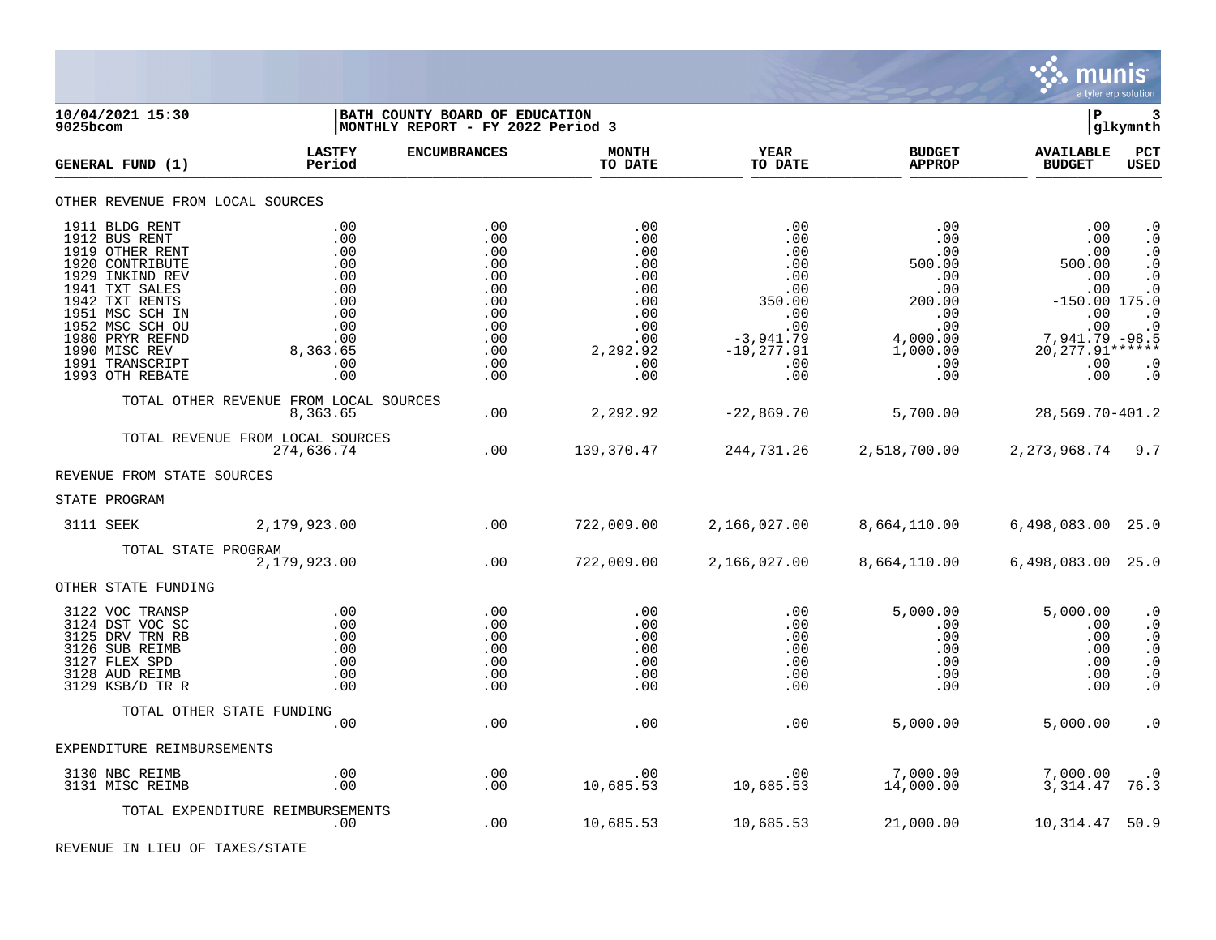**10/04/2021 15:30**
**9025bcom**

**BATH COUNTY BOARD OF EDUCATION**
**MONTHLY REPORT - FY 2022 Period 3**

**P 3**
**glkymnth**

| GENERAL FUND (1) | LASTFY Period | ENCUMBRANCES | MONTH TO DATE | YEAR TO DATE | BUDGET APPROP | AVAILABLE BUDGET | PCT USED |
|---|---|---|---|---|---|---|---|
| OTHER REVENUE FROM LOCAL SOURCES | | | | | | | |
| 1911 BLDG RENT | .00 | .00 | .00 | .00 | .00 | .00 | .0 |
| 1912 BUS RENT | .00 | .00 | .00 | .00 | .00 | .00 | .0 |
| 1919 OTHER RENT | .00 | .00 | .00 | .00 | .00 | .00 | .0 |
| 1920 CONTRIBUTE | .00 | .00 | .00 | .00 | 500.00 | 500.00 | .0 |
| 1929 INKIND REV | .00 | .00 | .00 | .00 | .00 | .00 | .0 |
| 1941 TXT SALES | .00 | .00 | .00 | .00 | .00 | .00 | .0 |
| 1942 TXT RENTS | .00 | .00 | .00 | 350.00 | 200.00 | -150.00 | 175.0 |
| 1951 MSC SCH IN | .00 | .00 | .00 | .00 | .00 | .00 | .0 |
| 1952 MSC SCH OU | .00 | .00 | .00 | .00 | .00 | .00 | .0 |
| 1980 PRYR REFND | .00 | .00 | .00 | -3,941.79 | 4,000.00 | 7,941.79 | -98.5 |
| 1990 MISC REV | 8,363.65 | .00 | 2,292.92 | -19,277.91 | 1,000.00 | 20,277.91 | ****** |
| 1991 TRANSCRIPT | .00 | .00 | .00 | .00 | .00 | .00 | .0 |
| 1993 OTH REBATE | .00 | .00 | .00 | .00 | .00 | .00 | .0 |
| TOTAL OTHER REVENUE FROM LOCAL SOURCES | 8,363.65 | .00 | 2,292.92 | -22,869.70 | 5,700.00 | 28,569.70 | -401.2 |
| TOTAL REVENUE FROM LOCAL SOURCES | 274,636.74 | .00 | 139,370.47 | 244,731.26 | 2,518,700.00 | 2,273,968.74 | 9.7 |
| REVENUE FROM STATE SOURCES | | | | | | | |
| STATE PROGRAM | | | | | | | |
| 3111 SEEK | 2,179,923.00 | .00 | 722,009.00 | 2,166,027.00 | 8,664,110.00 | 6,498,083.00 | 25.0 |
| TOTAL STATE PROGRAM | 2,179,923.00 | .00 | 722,009.00 | 2,166,027.00 | 8,664,110.00 | 6,498,083.00 | 25.0 |
| OTHER STATE FUNDING | | | | | | | |
| 3122 VOC TRANSP | .00 | .00 | .00 | .00 | 5,000.00 | 5,000.00 | .0 |
| 3124 DST VOC SC | .00 | .00 | .00 | .00 | .00 | .00 | .0 |
| 3125 DRV TRN RB | .00 | .00 | .00 | .00 | .00 | .00 | .0 |
| 3126 SUB REIMB | .00 | .00 | .00 | .00 | .00 | .00 | .0 |
| 3127 FLEX SPD | .00 | .00 | .00 | .00 | .00 | .00 | .0 |
| 3128 AUD REIMB | .00 | .00 | .00 | .00 | .00 | .00 | .0 |
| 3129 KSB/D TR R | .00 | .00 | .00 | .00 | .00 | .00 | .0 |
| TOTAL OTHER STATE FUNDING | .00 | .00 | .00 | .00 | 5,000.00 | 5,000.00 | .0 |
| EXPENDITURE REIMBURSEMENTS | | | | | | | |
| 3130 NBC REIMB | .00 | .00 | .00 | .00 | 7,000.00 | 7,000.00 | .0 |
| 3131 MISC REIMB | .00 | .00 | 10,685.53 | 10,685.53 | 14,000.00 | 3,314.47 | 76.3 |
| TOTAL EXPENDITURE REIMBURSEMENTS | .00 | .00 | 10,685.53 | 10,685.53 | 21,000.00 | 10,314.47 | 50.9 |
| REVENUE IN LIEU OF TAXES/STATE | | | | | | | |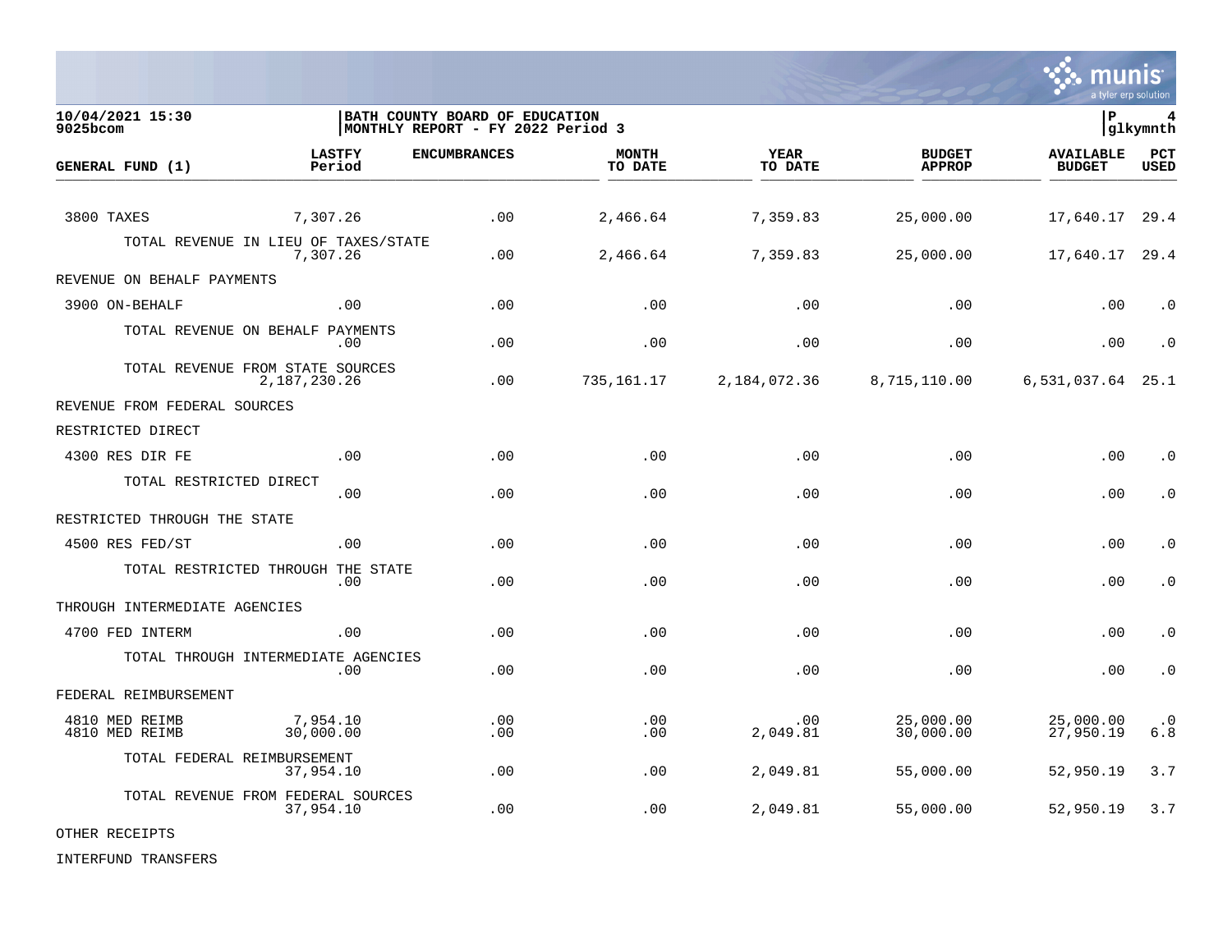| 10/04/2021 15:30 9025bcom | BATH COUNTY BOARD OF EDUCATION MONTHLY REPORT - FY 2022 Period 3 | | | | | | P 4 glkymnth |
|---|---|---|---|---|---|---|---|

| GENERAL FUND (1) | LASTFY Period | ENCUMBRANCES | MONTH TO DATE | YEAR TO DATE | BUDGET APPROP | AVAILABLE BUDGET | PCT USED |
|---|---|---|---|---|---|---|---|
| 3800 TAXES | 7,307.26 | .00 | 2,466.64 | 7,359.83 | 25,000.00 | 17,640.17 | 29.4 |
| TOTAL REVENUE IN LIEU OF TAXES/STATE | 7,307.26 | .00 | 2,466.64 | 7,359.83 | 25,000.00 | 17,640.17 | 29.4 |
| REVENUE ON BEHALF PAYMENTS | | | | | | | |
| 3900 ON-BEHALF | .00 | .00 | .00 | .00 | .00 | .00 | .0 |
| TOTAL REVENUE ON BEHALF PAYMENTS | .00 | .00 | .00 | .00 | .00 | .00 | .0 |
| TOTAL REVENUE FROM STATE SOURCES | 2,187,230.26 | .00 | 735,161.17 | 2,184,072.36 | 8,715,110.00 | 6,531,037.64 | 25.1 |
| REVENUE FROM FEDERAL SOURCES | | | | | | | |
| RESTRICTED DIRECT | | | | | | | |
| 4300 RES DIR FE | .00 | .00 | .00 | .00 | .00 | .00 | .0 |
| TOTAL RESTRICTED DIRECT | .00 | .00 | .00 | .00 | .00 | .00 | .0 |
| RESTRICTED THROUGH THE STATE | | | | | | | |
| 4500 RES FED/ST | .00 | .00 | .00 | .00 | .00 | .00 | .0 |
| TOTAL RESTRICTED THROUGH THE STATE | .00 | .00 | .00 | .00 | .00 | .00 | .0 |
| THROUGH INTERMEDIATE AGENCIES | | | | | | | |
| 4700 FED INTERM | .00 | .00 | .00 | .00 | .00 | .00 | .0 |
| TOTAL THROUGH INTERMEDIATE AGENCIES | .00 | .00 | .00 | .00 | .00 | .00 | .0 |
| FEDERAL REIMBURSEMENT | | | | | | | |
| 4810 MED REIMB | 7,954.10 | .00 | .00 | .00 | 25,000.00 | 25,000.00 | .0 |
| 4810 MED REIMB | 30,000.00 | .00 | .00 | 2,049.81 | 30,000.00 | 27,950.19 | 6.8 |
| TOTAL FEDERAL REIMBURSEMENT | 37,954.10 | .00 | .00 | 2,049.81 | 55,000.00 | 52,950.19 | 3.7 |
| TOTAL REVENUE FROM FEDERAL SOURCES | 37,954.10 | .00 | .00 | 2,049.81 | 55,000.00 | 52,950.19 | 3.7 |
| OTHER RECEIPTS | | | | | | | |
| INTERFUND TRANSFERS | | | | | | | |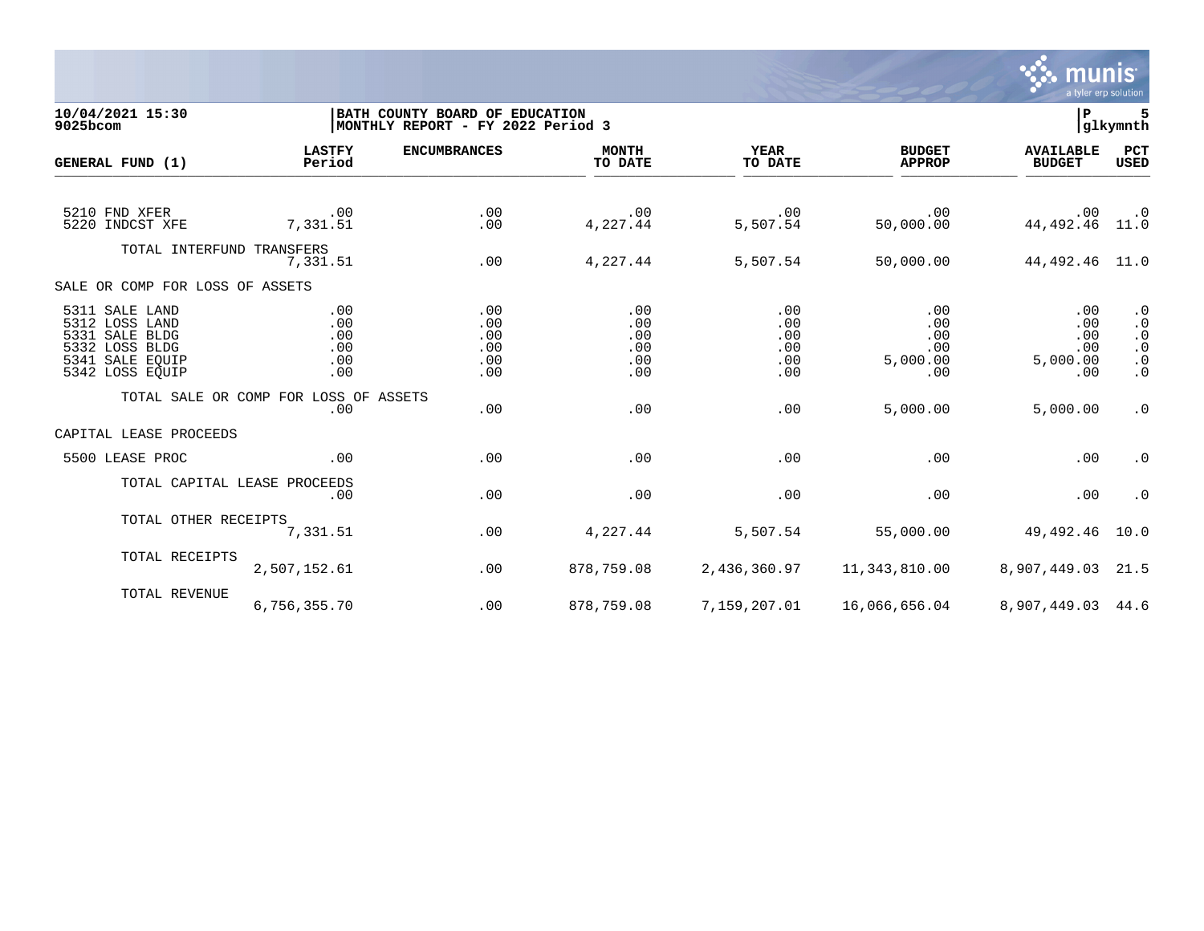**10/04/2021 15:30**
**9025bcom**

**BATH COUNTY BOARD OF EDUCATION**
**MONTHLY REPORT - FY 2022 Period 3**

| GENERAL FUND (1) | LASTFY Period | ENCUMBRANCES | MONTH TO DATE | YEAR TO DATE | BUDGET APPROP | AVAILABLE BUDGET | PCT USED |
|---|---|---|---|---|---|---|---|
| 5210 FND XFER | .00 | .00 | .00 | .00 | .00 | .00 | .0 |
| 5220 INDCST XFE | 7,331.51 | .00 | 4,227.44 | 5,507.54 | 50,000.00 | 44,492.46 | 11.0 |
| TOTAL INTERFUND TRANSFERS | 7,331.51 | .00 | 4,227.44 | 5,507.54 | 50,000.00 | 44,492.46 | 11.0 |
| SALE OR COMP FOR LOSS OF ASSETS | | | | | | | |
| 5311 SALE LAND | .00 | .00 | .00 | .00 | .00 | .00 | .0 |
| 5312 LOSS LAND | .00 | .00 | .00 | .00 | .00 | .00 | .0 |
| 5331 SALE BLDG | .00 | .00 | .00 | .00 | .00 | .00 | .0 |
| 5332 LOSS BLDG | .00 | .00 | .00 | .00 | .00 | .00 | .0 |
| 5341 SALE EQUIP | .00 | .00 | .00 | .00 | 5,000.00 | 5,000.00 | .0 |
| 5342 LOSS EQUIP | .00 | .00 | .00 | .00 | .00 | .00 | .0 |
| TOTAL SALE OR COMP FOR LOSS OF ASSETS | .00 | .00 | .00 | .00 | 5,000.00 | 5,000.00 | .0 |
| CAPITAL LEASE PROCEEDS | | | | | | | |
| 5500 LEASE PROC | .00 | .00 | .00 | .00 | .00 | .00 | .0 |
| TOTAL CAPITAL LEASE PROCEEDS | .00 | .00 | .00 | .00 | .00 | .00 | .0 |
| TOTAL OTHER RECEIPTS | 7,331.51 | .00 | 4,227.44 | 5,507.54 | 55,000.00 | 49,492.46 | 10.0 |
| TOTAL RECEIPTS | 2,507,152.61 | .00 | 878,759.08 | 2,436,360.97 | 11,343,810.00 | 8,907,449.03 | 21.5 |
| TOTAL REVENUE | 6,756,355.70 | .00 | 878,759.08 | 7,159,207.01 | 16,066,656.04 | 8,907,449.03 | 44.6 |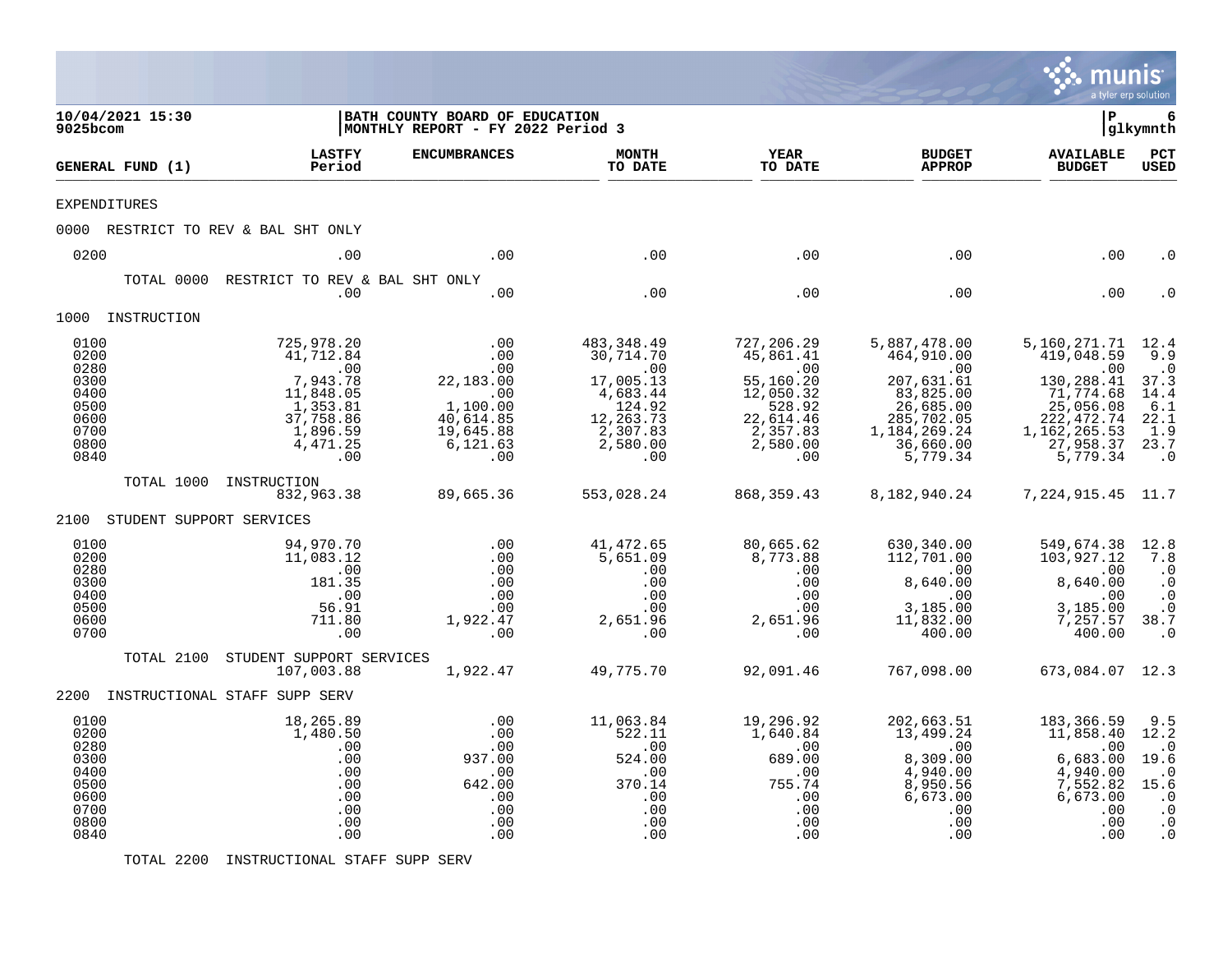10/04/2021 15:30 | BATH COUNTY BOARD OF EDUCATION | P 6
9025bcom | MONTHLY REPORT - FY 2022 Period 3 | glkymnth

| GENERAL FUND (1) | LASTFY Period | ENCUMBRANCES | MONTH TO DATE | YEAR TO DATE | BUDGET APPROP | AVAILABLE BUDGET | PCT USED |
|---|---|---|---|---|---|---|---|
| EXPENDITURES | | | | | | | |
| 0000 RESTRICT TO REV & BAL SHT ONLY | | | | | | | |
| 0200 | .00 | .00 | .00 | .00 | .00 | .00 | .0 |
| TOTAL 0000 RESTRICT TO REV & BAL SHT ONLY | .00 | .00 | .00 | .00 | .00 | .00 | .0 |
| 1000 INSTRUCTION | | | | | | | |
| 0100 | 725,978.20 | .00 | 483,348.49 | 727,206.29 | 5,887,478.00 | 5,160,271.71 | 12.4 |
| 0200 | 41,712.84 | .00 | 30,714.70 | 45,861.41 | 464,910.00 | 419,048.59 | 9.9 |
| 0280 | .00 | .00 | .00 | .00 | .00 | .00 | .0 |
| 0300 | 7,943.78 | 22,183.00 | 17,005.13 | 55,160.20 | 207,631.61 | 130,288.41 | 37.3 |
| 0400 | 11,848.05 | .00 | 4,683.44 | 12,050.32 | 83,825.00 | 71,774.68 | 14.4 |
| 0500 | 1,353.81 | 1,100.00 | 124.92 | 528.92 | 26,685.00 | 25,056.08 | 6.1 |
| 0600 | 37,758.86 | 40,614.85 | 12,263.73 | 22,614.46 | 285,702.05 | 222,472.74 | 22.1 |
| 0700 | 1,896.59 | 19,645.88 | 2,307.83 | 2,357.83 | 1,184,269.24 | 1,162,265.53 | 1.9 |
| 0800 | 4,471.25 | 6,121.63 | 2,580.00 | 2,580.00 | 36,660.00 | 27,958.37 | 23.7 |
| 0840 | .00 | .00 | .00 | .00 | 5,779.34 | 5,779.34 | .0 |
| TOTAL 1000 INSTRUCTION | 832,963.38 | 89,665.36 | 553,028.24 | 868,359.43 | 8,182,940.24 | 7,224,915.45 | 11.7 |
| 2100 STUDENT SUPPORT SERVICES | | | | | | | |
| 0100 | 94,970.70 | .00 | 41,472.65 | 80,665.62 | 630,340.00 | 549,674.38 | 12.8 |
| 0200 | 11,083.12 | .00 | 5,651.09 | 8,773.88 | 112,701.00 | 103,927.12 | 7.8 |
| 0280 | .00 | .00 | .00 | .00 | .00 | .00 | .0 |
| 0300 | 181.35 | .00 | .00 | .00 | 8,640.00 | 8,640.00 | .0 |
| 0400 | .00 | .00 | .00 | .00 | .00 | .00 | .0 |
| 0500 | 56.91 | .00 | .00 | .00 | 3,185.00 | 3,185.00 | .0 |
| 0600 | 711.80 | 1,922.47 | 2,651.96 | 2,651.96 | 11,832.00 | 7,257.57 | 38.7 |
| 0700 | .00 | .00 | .00 | .00 | 400.00 | 400.00 | .0 |
| TOTAL 2100 STUDENT SUPPORT SERVICES | 107,003.88 | 1,922.47 | 49,775.70 | 92,091.46 | 767,098.00 | 673,084.07 | 12.3 |
| 2200 INSTRUCTIONAL STAFF SUPP SERV | | | | | | | |
| 0100 | 18,265.89 | .00 | 11,063.84 | 19,296.92 | 202,663.51 | 183,366.59 | 9.5 |
| 0200 | 1,480.50 | .00 | 522.11 | 1,640.84 | 13,499.24 | 11,858.40 | 12.2 |
| 0280 | .00 | .00 | .00 | .00 | .00 | .00 | .0 |
| 0300 | .00 | 937.00 | 524.00 | 689.00 | 8,309.00 | 6,683.00 | 19.6 |
| 0400 | .00 | .00 | .00 | .00 | 4,940.00 | 4,940.00 | .0 |
| 0500 | .00 | 642.00 | 370.14 | 755.74 | 8,950.56 | 7,552.82 | 15.6 |
| 0600 | .00 | .00 | .00 | .00 | 6,673.00 | 6,673.00 | .0 |
| 0700 | .00 | .00 | .00 | .00 | .00 | .00 | .0 |
| 0800 | .00 | .00 | .00 | .00 | .00 | .00 | .0 |
| 0840 | .00 | .00 | .00 | .00 | .00 | .00 | .0 |
| TOTAL 2200 INSTRUCTIONAL STAFF SUPP SERV | | | | | | | |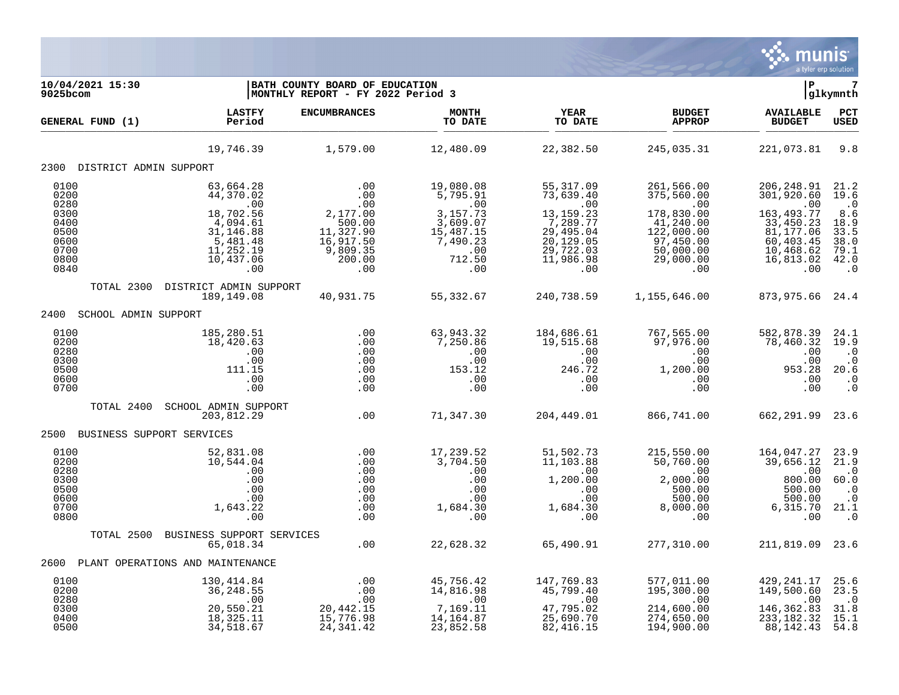**10/04/2021 15:30** | **BATH COUNTY BOARD OF EDUCATION** | **P 7**
**9025bcom** | **MONTHLY REPORT - FY 2022 Period 3** | **glkymnth**

| GENERAL FUND (1) | LASTFY Period | ENCUMBRANCES | MONTH TO DATE | YEAR TO DATE | BUDGET APPROP | AVAILABLE BUDGET | PCT USED |
|---|---|---|---|---|---|---|---|
| | 19,746.39 | 1,579.00 | 12,480.09 | 22,382.50 | 245,035.31 | 221,073.81 | 9.8 |
| **2300 DISTRICT ADMIN SUPPORT** | | | | | | | |
| 0100 | 63,664.28 | .00 | 19,080.08 | 55,317.09 | 261,566.00 | 206,248.91 | 21.2 |
| 0200 | 44,370.02 | .00 | 5,795.91 | 73,639.40 | 375,560.00 | 301,920.60 | 19.6 |
| 0280 | .00 | .00 | .00 | .00 | .00 | .00 | .0 |
| 0300 | 18,702.56 | 2,177.00 | 3,157.73 | 13,159.23 | 178,830.00 | 163,493.77 | 8.6 |
| 0400 | 4,094.61 | 500.00 | 3,609.07 | 7,289.77 | 41,240.00 | 33,450.23 | 18.9 |
| 0500 | 31,146.88 | 11,327.90 | 15,487.15 | 29,495.04 | 122,000.00 | 81,177.06 | 33.5 |
| 0600 | 5,481.48 | 16,917.50 | 7,490.23 | 20,129.05 | 97,450.00 | 60,403.45 | 38.0 |
| 0700 | 11,252.19 | 9,809.35 | .00 | 29,722.03 | 50,000.00 | 10,468.62 | 79.1 |
| 0800 | 10,437.06 | 200.00 | 712.50 | 11,986.98 | 29,000.00 | 16,813.02 | 42.0 |
| 0840 | .00 | .00 | .00 | .00 | .00 | .00 | .0 |
| TOTAL 2300 DISTRICT ADMIN SUPPORT | 189,149.08 | 40,931.75 | 55,332.67 | 240,738.59 | 1,155,646.00 | 873,975.66 | 24.4 |
| **2400 SCHOOL ADMIN SUPPORT** | | | | | | | |
| 0100 | 185,280.51 | .00 | 63,943.32 | 184,686.61 | 767,565.00 | 582,878.39 | 24.1 |
| 0200 | 18,420.63 | .00 | 7,250.86 | 19,515.68 | 97,976.00 | 78,460.32 | 19.9 |
| 0280 | .00 | .00 | .00 | .00 | .00 | .00 | .0 |
| 0300 | .00 | .00 | .00 | .00 | .00 | .00 | .0 |
| 0500 | 111.15 | .00 | 153.12 | 246.72 | 1,200.00 | 953.28 | 20.6 |
| 0600 | .00 | .00 | .00 | .00 | .00 | .00 | .0 |
| 0700 | .00 | .00 | .00 | .00 | .00 | .00 | .0 |
| TOTAL 2400 SCHOOL ADMIN SUPPORT | 203,812.29 | .00 | 71,347.30 | 204,449.01 | 866,741.00 | 662,291.99 | 23.6 |
| **2500 BUSINESS SUPPORT SERVICES** | | | | | | | |
| 0100 | 52,831.08 | .00 | 17,239.52 | 51,502.73 | 215,550.00 | 164,047.27 | 23.9 |
| 0200 | 10,544.04 | .00 | 3,704.50 | 11,103.88 | 50,760.00 | 39,656.12 | 21.9 |
| 0280 | .00 | .00 | .00 | .00 | .00 | .00 | .0 |
| 0300 | .00 | .00 | .00 | 1,200.00 | 2,000.00 | 800.00 | 60.0 |
| 0500 | .00 | .00 | .00 | .00 | 500.00 | 500.00 | .0 |
| 0600 | .00 | .00 | .00 | .00 | 500.00 | 500.00 | .0 |
| 0700 | 1,643.22 | .00 | 1,684.30 | 1,684.30 | 8,000.00 | 6,315.70 | 21.1 |
| 0800 | .00 | .00 | .00 | .00 | .00 | .00 | .0 |
| TOTAL 2500 BUSINESS SUPPORT SERVICES | 65,018.34 | .00 | 22,628.32 | 65,490.91 | 277,310.00 | 211,819.09 | 23.6 |
| **2600 PLANT OPERATIONS AND MAINTENANCE** | | | | | | | |
| 0100 | 130,414.84 | .00 | 45,756.42 | 147,769.83 | 577,011.00 | 429,241.17 | 25.6 |
| 0200 | 36,248.55 | .00 | 14,816.98 | 45,799.40 | 195,300.00 | 149,500.60 | 23.5 |
| 0280 | .00 | .00 | .00 | .00 | .00 | .00 | .0 |
| 0300 | 20,550.21 | 20,442.15 | 7,169.11 | 47,795.02 | 214,600.00 | 146,362.83 | 31.8 |
| 0400 | 18,325.11 | 15,776.98 | 14,164.87 | 25,690.70 | 274,650.00 | 233,182.32 | 15.1 |
| 0500 | 34,518.67 | 24,341.42 | 23,852.58 | 82,416.15 | 194,900.00 | 88,142.43 | 54.8 |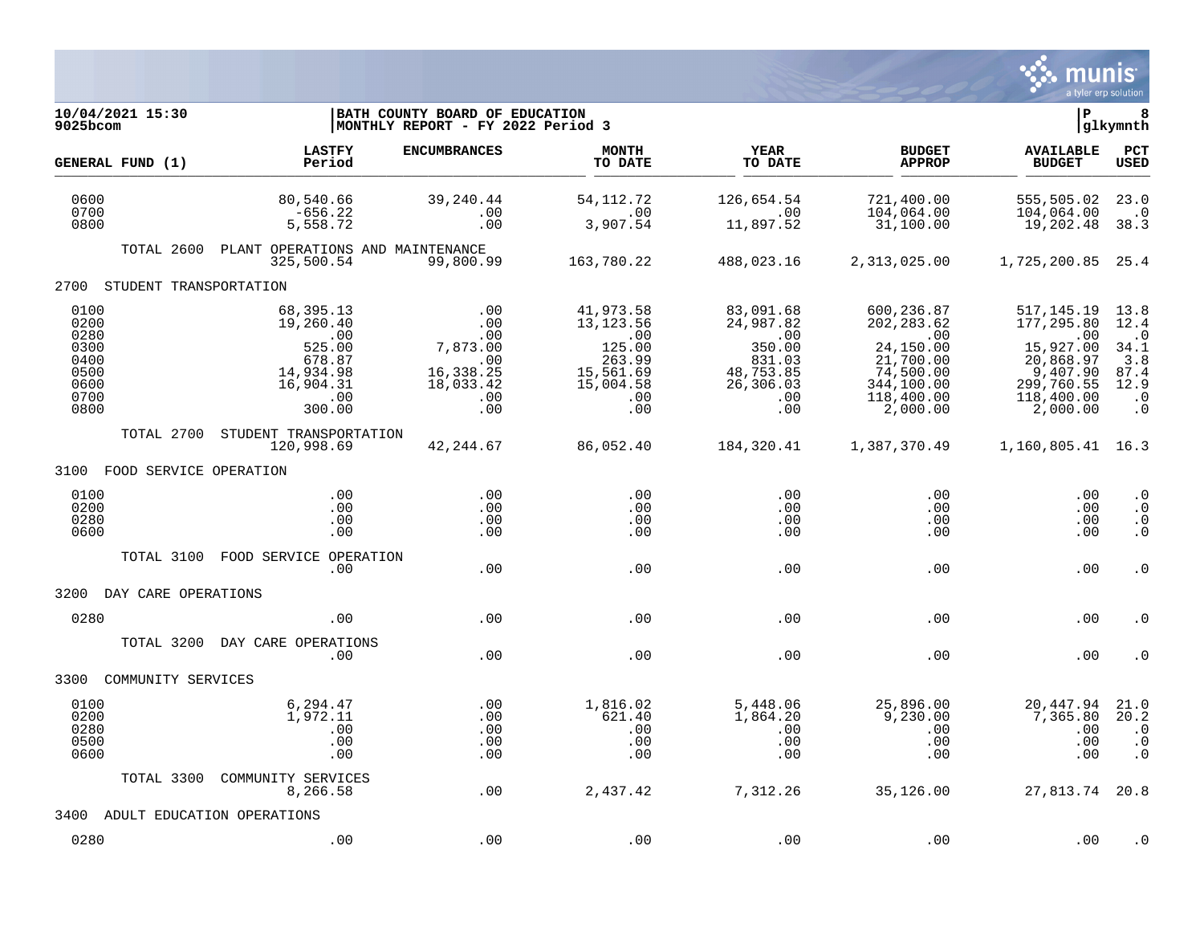10/04/2021 15:30 | BATH COUNTY BOARD OF EDUCATION | P 8
9025bcom | MONTHLY REPORT - FY 2022 Period 3 | glkymnth

| GENERAL FUND (1) | LASTFY Period | ENCUMBRANCES | MONTH TO DATE | YEAR TO DATE | BUDGET APPROP | AVAILABLE BUDGET | PCT USED |
|---|---|---|---|---|---|---|---|
| 0600 | 80,540.66 | 39,240.44 | 54,112.72 | 126,654.54 | 721,400.00 | 555,505.02 | 23.0 |
| 0700 | -656.22 | .00 | .00 | .00 | 104,064.00 | 104,064.00 | .0 |
| 0800 | 5,558.72 | .00 | 3,907.54 | 11,897.52 | 31,100.00 | 19,202.48 | 38.3 |
| TOTAL 2600 PLANT OPERATIONS AND MAINTENANCE | 325,500.54 | 99,800.99 | 163,780.22 | 488,023.16 | 2,313,025.00 | 1,725,200.85 | 25.4 |
| **2700 STUDENT TRANSPORTATION** | | | | | | | |
| 0100 | 68,395.13 | .00 | 41,973.58 | 83,091.68 | 600,236.87 | 517,145.19 | 13.8 |
| 0200 | 19,260.40 | .00 | 13,123.56 | 24,987.82 | 202,283.62 | 177,295.80 | 12.4 |
| 0280 | .00 | .00 | .00 | .00 | .00 | .00 | .0 |
| 0300 | 525.00 | 7,873.00 | 125.00 | 350.00 | 24,150.00 | 15,927.00 | 34.1 |
| 0400 | 678.87 | .00 | 263.99 | 831.03 | 21,700.00 | 20,868.97 | 3.8 |
| 0500 | 14,934.98 | 16,338.25 | 15,561.69 | 48,753.85 | 74,500.00 | 9,407.90 | 87.4 |
| 0600 | 16,904.31 | 18,033.42 | 15,004.58 | 26,306.03 | 344,100.00 | 299,760.55 | 12.9 |
| 0700 | .00 | .00 | .00 | .00 | 118,400.00 | 118,400.00 | .0 |
| 0800 | 300.00 | .00 | .00 | .00 | 2,000.00 | 2,000.00 | .0 |
| TOTAL 2700 STUDENT TRANSPORTATION | 120,998.69 | 42,244.67 | 86,052.40 | 184,320.41 | 1,387,370.49 | 1,160,805.41 | 16.3 |
| **3100 FOOD SERVICE OPERATION** | | | | | | | |
| 0100 | .00 | .00 | .00 | .00 | .00 | .00 | .0 |
| 0200 | .00 | .00 | .00 | .00 | .00 | .00 | .0 |
| 0280 | .00 | .00 | .00 | .00 | .00 | .00 | .0 |
| 0600 | .00 | .00 | .00 | .00 | .00 | .00 | .0 |
| TOTAL 3100 FOOD SERVICE OPERATION | .00 | .00 | .00 | .00 | .00 | .00 | .0 |
| **3200 DAY CARE OPERATIONS** | | | | | | | |
| 0280 | .00 | .00 | .00 | .00 | .00 | .00 | .0 |
| TOTAL 3200 DAY CARE OPERATIONS | .00 | .00 | .00 | .00 | .00 | .00 | .0 |
| **3300 COMMUNITY SERVICES** | | | | | | | |
| 0100 | 6,294.47 | .00 | 1,816.02 | 5,448.06 | 25,896.00 | 20,447.94 | 21.0 |
| 0200 | 1,972.11 | .00 | 621.40 | 1,864.20 | 9,230.00 | 7,365.80 | 20.2 |
| 0280 | .00 | .00 | .00 | .00 | .00 | .00 | .0 |
| 0500 | .00 | .00 | .00 | .00 | .00 | .00 | .0 |
| 0600 | .00 | .00 | .00 | .00 | .00 | .00 | .0 |
| TOTAL 3300 COMMUNITY SERVICES | 8,266.58 | .00 | 2,437.42 | 7,312.26 | 35,126.00 | 27,813.74 | 20.8 |
| **3400 ADULT EDUCATION OPERATIONS** | | | | | | | |
| 0280 | .00 | .00 | .00 | .00 | .00 | .00 | .0 |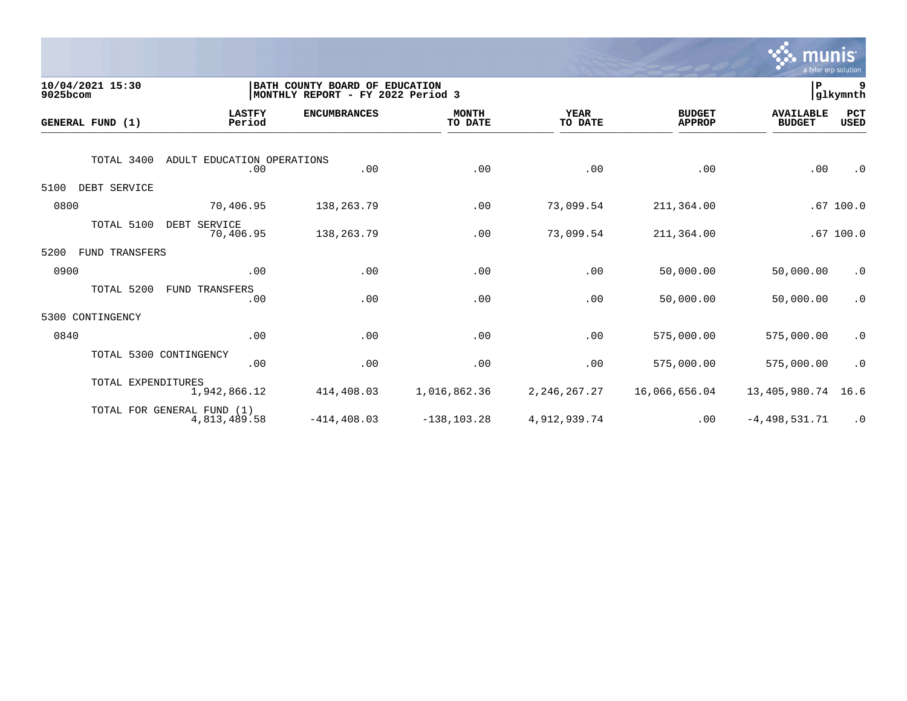**10/04/2021 15:30**
**9025bcom**

**BATH COUNTY BOARD OF EDUCATION**
**MONTHLY REPORT - FY 2022 Period 3**

**P 9**
**glkymnth**

| GENERAL FUND (1) | LASTFY Period | ENCUMBRANCES | MONTH TO DATE | YEAR TO DATE | BUDGET APPROP | AVAILABLE BUDGET | PCT USED |
|---|---|---|---|---|---|---|---|
| TOTAL 3400 ADULT EDUCATION OPERATIONS | .00 | .00 | .00 | .00 | .00 | .00 | .0 |
| 5100 DEBT SERVICE | | | | | | | |
| 0800 | 70,406.95 | 138,263.79 | .00 | 73,099.54 | 211,364.00 | .67 | 100.0 |
| TOTAL 5100 DEBT SERVICE | 70,406.95 | 138,263.79 | .00 | 73,099.54 | 211,364.00 | .67 | 100.0 |
| 5200 FUND TRANSFERS | | | | | | | |
| 0900 | .00 | .00 | .00 | .00 | 50,000.00 | 50,000.00 | .0 |
| TOTAL 5200 FUND TRANSFERS | .00 | .00 | .00 | .00 | 50,000.00 | 50,000.00 | .0 |
| 5300 CONTINGENCY | | | | | | | |
| 0840 | .00 | .00 | .00 | .00 | 575,000.00 | 575,000.00 | .0 |
| TOTAL 5300 CONTINGENCY | .00 | .00 | .00 | .00 | 575,000.00 | 575,000.00 | .0 |
| TOTAL EXPENDITURES | 1,942,866.12 | 414,408.03 | 1,016,862.36 | 2,246,267.27 | 16,066,656.04 | 13,405,980.74 | 16.6 |
| TOTAL FOR GENERAL FUND (1) | 4,813,489.58 | -414,408.03 | -138,103.28 | 4,912,939.74 | .00 | -4,498,531.71 | .0 |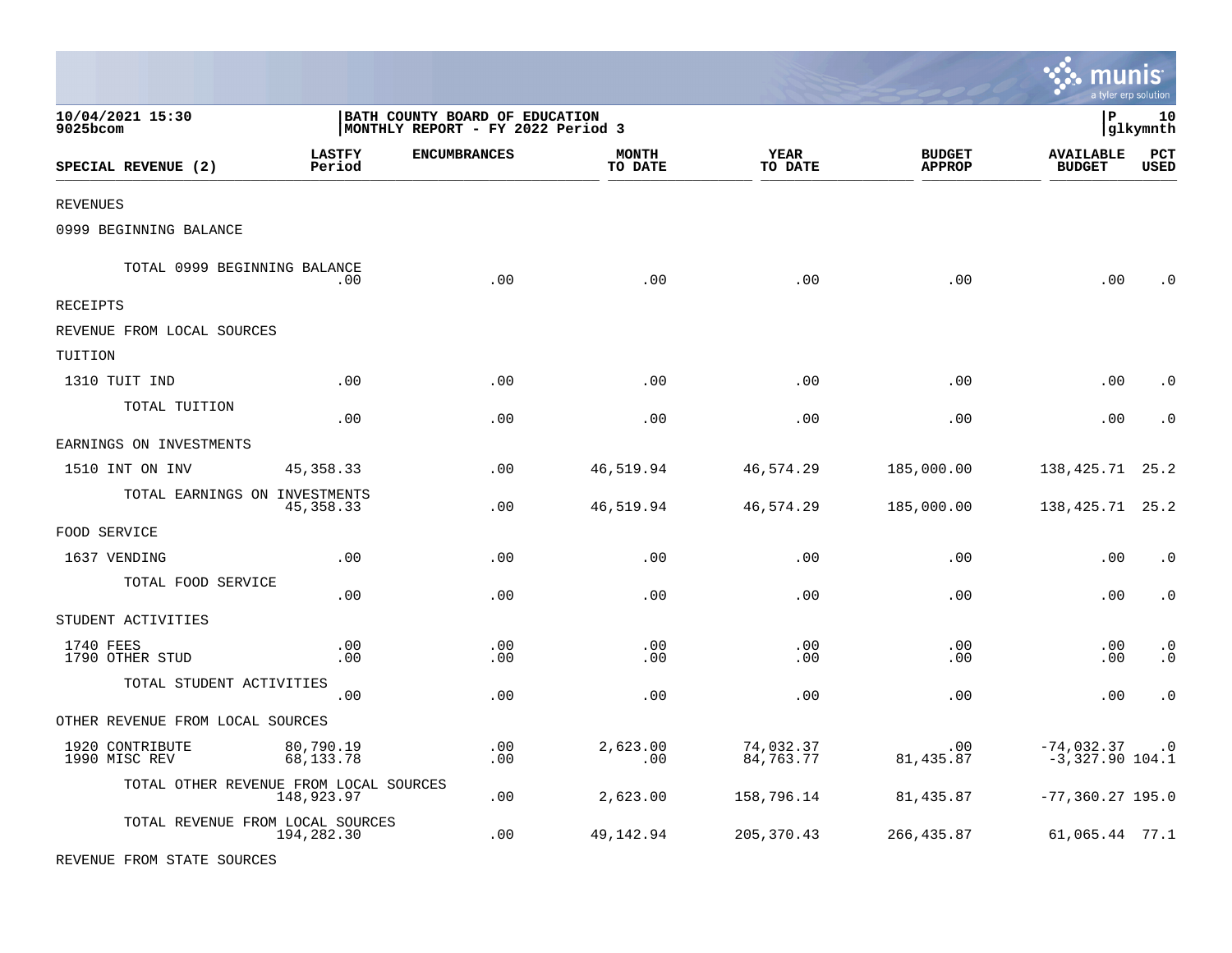10/04/2021 15:30
9025bcom

BATH COUNTY BOARD OF EDUCATION
MONTHLY REPORT - FY 2022 Period 3

P 10
glkymnth

| SPECIAL REVENUE (2) | LASTFY Period | ENCUMBRANCES | MONTH TO DATE | YEAR TO DATE | BUDGET APPROP | AVAILABLE BUDGET | PCT USED |
|---|---|---|---|---|---|---|---|
| REVENUES | | | | | | | |
| 0999 BEGINNING BALANCE | | | | | | | |
| TOTAL 0999 BEGINNING BALANCE | .00 | .00 | .00 | .00 | .00 | .00 | .0 |
| RECEIPTS | | | | | | | |
| REVENUE FROM LOCAL SOURCES | | | | | | | |
| TUITION | | | | | | | |
| 1310 TUIT IND | .00 | .00 | .00 | .00 | .00 | .00 | .0 |
| TOTAL TUITION | .00 | .00 | .00 | .00 | .00 | .00 | .0 |
| EARNINGS ON INVESTMENTS | | | | | | | |
| 1510 INT ON INV | 45,358.33 | .00 | 46,519.94 | 46,574.29 | 185,000.00 | 138,425.71 | 25.2 |
| TOTAL EARNINGS ON INVESTMENTS | 45,358.33 | .00 | 46,519.94 | 46,574.29 | 185,000.00 | 138,425.71 | 25.2 |
| FOOD SERVICE | | | | | | | |
| 1637 VENDING | .00 | .00 | .00 | .00 | .00 | .00 | .0 |
| TOTAL FOOD SERVICE | .00 | .00 | .00 | .00 | .00 | .00 | .0 |
| STUDENT ACTIVITIES | | | | | | | |
| 1740 FEES | .00 | .00 | .00 | .00 | .00 | .00 | .0 |
| 1790 OTHER STUD | .00 | .00 | .00 | .00 | .00 | .00 | .0 |
| TOTAL STUDENT ACTIVITIES | .00 | .00 | .00 | .00 | .00 | .00 | .0 |
| OTHER REVENUE FROM LOCAL SOURCES | | | | | | | |
| 1920 CONTRIBUTE | 80,790.19 | .00 | 2,623.00 | 74,032.37 | .00 | -74,032.37 | .0 |
| 1990 MISC REV | 68,133.78 | .00 | .00 | 84,763.77 | 81,435.87 | -3,327.90 | 104.1 |
| TOTAL OTHER REVENUE FROM LOCAL SOURCES | 148,923.97 | .00 | 2,623.00 | 158,796.14 | 81,435.87 | -77,360.27 | 195.0 |
| TOTAL REVENUE FROM LOCAL SOURCES | 194,282.30 | .00 | 49,142.94 | 205,370.43 | 266,435.87 | 61,065.44 | 77.1 |
| REVENUE FROM STATE SOURCES | | | | | | | |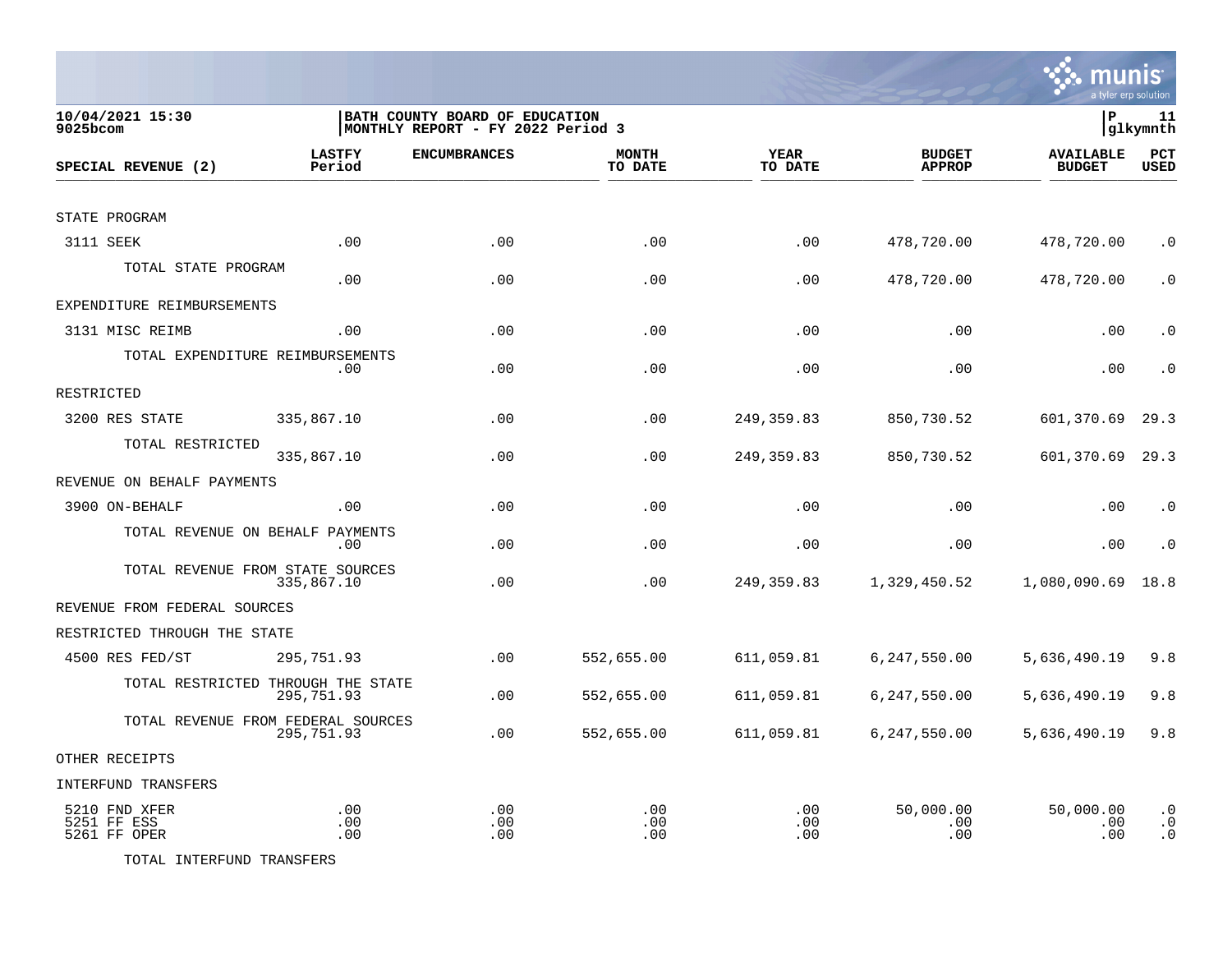10/04/2021 15:30
9025bcom

BATH COUNTY BOARD OF EDUCATION
MONTHLY REPORT - FY 2022 Period 3

P 11
glkymnth

| SPECIAL REVENUE (2) | LASTFY Period | ENCUMBRANCES | MONTH TO DATE | YEAR TO DATE | BUDGET APPROP | AVAILABLE BUDGET | PCT USED |
|---|---|---|---|---|---|---|---|
| STATE PROGRAM | | | | | | | |
| 3111 SEEK | .00 | .00 | .00 | .00 | 478,720.00 | 478,720.00 | .0 |
| TOTAL STATE PROGRAM | .00 | .00 | .00 | .00 | 478,720.00 | 478,720.00 | .0 |
| EXPENDITURE REIMBURSEMENTS | | | | | | | |
| 3131 MISC REIMB | .00 | .00 | .00 | .00 | .00 | .00 | .0 |
| TOTAL EXPENDITURE REIMBURSEMENTS | .00 | .00 | .00 | .00 | .00 | .00 | .0 |
| RESTRICTED | | | | | | | |
| 3200 RES STATE | 335,867.10 | .00 | .00 | 249,359.83 | 850,730.52 | 601,370.69 | 29.3 |
| TOTAL RESTRICTED | 335,867.10 | .00 | .00 | 249,359.83 | 850,730.52 | 601,370.69 | 29.3 |
| REVENUE ON BEHALF PAYMENTS | | | | | | | |
| 3900 ON-BEHALF | .00 | .00 | .00 | .00 | .00 | .00 | .0 |
| TOTAL REVENUE ON BEHALF PAYMENTS | .00 | .00 | .00 | .00 | .00 | .00 | .0 |
| TOTAL REVENUE FROM STATE SOURCES | 335,867.10 | .00 | .00 | 249,359.83 | 1,329,450.52 | 1,080,090.69 | 18.8 |
| REVENUE FROM FEDERAL SOURCES | | | | | | | |
| RESTRICTED THROUGH THE STATE | | | | | | | |
| 4500 RES FED/ST | 295,751.93 | .00 | 552,655.00 | 611,059.81 | 6,247,550.00 | 5,636,490.19 | 9.8 |
| TOTAL RESTRICTED THROUGH THE STATE | 295,751.93 | .00 | 552,655.00 | 611,059.81 | 6,247,550.00 | 5,636,490.19 | 9.8 |
| TOTAL REVENUE FROM FEDERAL SOURCES | 295,751.93 | .00 | 552,655.00 | 611,059.81 | 6,247,550.00 | 5,636,490.19 | 9.8 |
| OTHER RECEIPTS | | | | | | | |
| INTERFUND TRANSFERS | | | | | | | |
| 5210 FND XFER | .00 | .00 | .00 | .00 | 50,000.00 | 50,000.00 | .0 |
| 5251 FF ESS | .00 | .00 | .00 | .00 | .00 | .00 | .0 |
| 5261 FF OPER | .00 | .00 | .00 | .00 | .00 | .00 | .0 |
| TOTAL INTERFUND TRANSFERS | | | | | | | |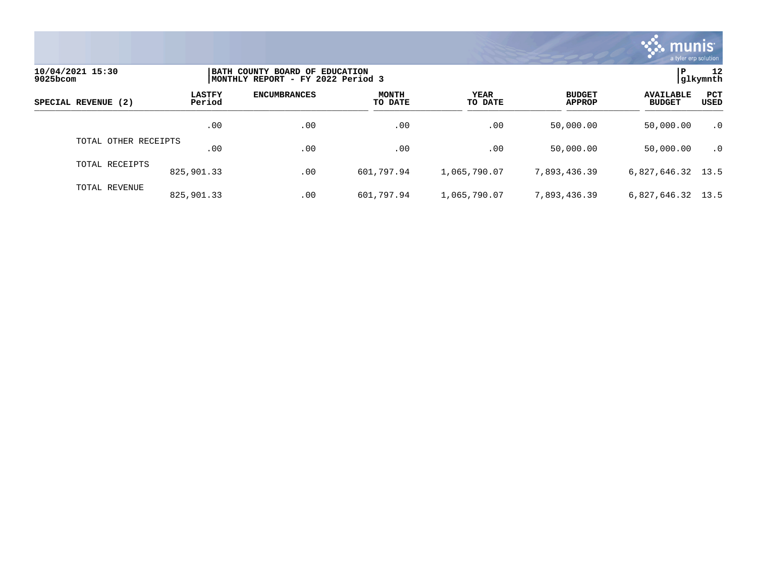10/04/2021 15:30
9025bcom

BATH COUNTY BOARD OF EDUCATION
MONTHLY REPORT - FY 2022 Period 3

P 12
glkymnth

| SPECIAL REVENUE (2) | LASTFY Period | ENCUMBRANCES | MONTH TO DATE | YEAR TO DATE | BUDGET APPROP | AVAILABLE BUDGET | PCT USED |
|---|---|---|---|---|---|---|---|
| | .00 | .00 | .00 | .00 | 50,000.00 | 50,000.00 | .0 |
| TOTAL OTHER RECEIPTS | .00 | .00 | .00 | .00 | 50,000.00 | 50,000.00 | .0 |
| TOTAL RECEIPTS | 825,901.33 | .00 | 601,797.94 | 1,065,790.07 | 7,893,436.39 | 6,827,646.32 | 13.5 |
| TOTAL REVENUE | 825,901.33 | .00 | 601,797.94 | 1,065,790.07 | 7,893,436.39 | 6,827,646.32 | 13.5 |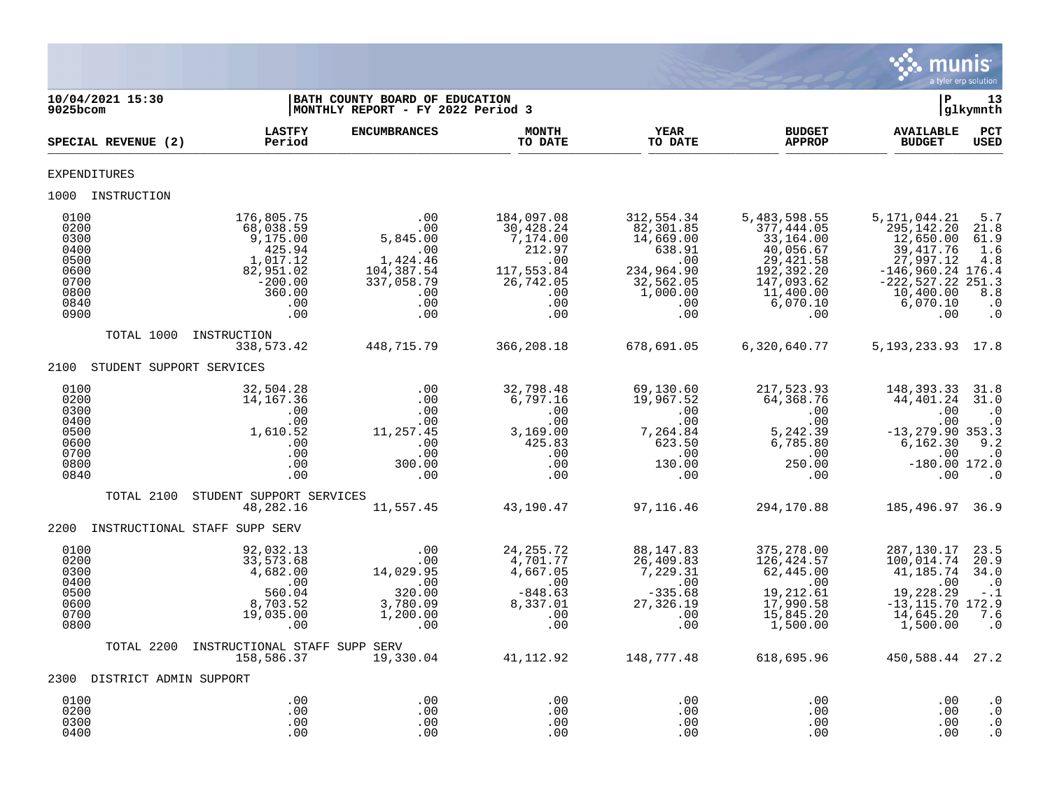**10/04/2021 15:30**
**9025bcom**

**BATH COUNTY BOARD OF EDUCATION**
**MONTHLY REPORT - FY 2022 Period 3**

**P 13**
**glkymnth**

| SPECIAL REVENUE (2) | LASTFY Period | ENCUMBRANCES | MONTH TO DATE | YEAR TO DATE | BUDGET APPROP | AVAILABLE BUDGET | PCT USED |
|---|---|---|---|---|---|---|---|
| EXPENDITURES | | | | | | | |
| 1000 INSTRUCTION | | | | | | | |
| 0100 | 176,805.75 | .00 | 184,097.08 | 312,554.34 | 5,483,598.55 | 5,171,044.21 | 5.7 |
| 0200 | 68,038.59 | .00 | 30,428.24 | 82,301.85 | 377,444.05 | 295,142.20 | 21.8 |
| 0300 | 9,175.00 | 5,845.00 | 7,174.00 | 14,669.00 | 33,164.00 | 12,650.00 | 61.9 |
| 0400 | 425.94 | .00 | 212.97 | 638.91 | 40,056.67 | 39,417.76 | 1.6 |
| 0500 | 1,017.12 | 1,424.46 | .00 | .00 | 29,421.58 | 27,997.12 | 4.8 |
| 0600 | 82,951.02 | 104,387.54 | 117,553.84 | 234,964.90 | 192,392.20 | -146,960.24 | 176.4 |
| 0700 | -200.00 | 337,058.79 | 26,742.05 | 32,562.05 | 147,093.62 | -222,527.22 | 251.3 |
| 0800 | 360.00 | .00 | .00 | 1,000.00 | 11,400.00 | 10,400.00 | 8.8 |
| 0840 | .00 | .00 | .00 | .00 | 6,070.10 | 6,070.10 | .0 |
| 0900 | .00 | .00 | .00 | .00 | .00 | .00 | .0 |
| TOTAL 1000 INSTRUCTION | 338,573.42 | 448,715.79 | 366,208.18 | 678,691.05 | 6,320,640.77 | 5,193,233.93 | 17.8 |
| 2100 STUDENT SUPPORT SERVICES | | | | | | | |
| 0100 | 32,504.28 | .00 | 32,798.48 | 69,130.60 | 217,523.93 | 148,393.33 | 31.8 |
| 0200 | 14,167.36 | .00 | 6,797.16 | 19,967.52 | 64,368.76 | 44,401.24 | 31.0 |
| 0300 | .00 | .00 | .00 | .00 | .00 | .00 | .0 |
| 0400 | .00 | .00 | .00 | .00 | .00 | .00 | .0 |
| 0500 | 1,610.52 | 11,257.45 | 3,169.00 | 7,264.84 | 5,242.39 | -13,279.90 | 353.3 |
| 0600 | .00 | .00 | 425.83 | 623.50 | 6,785.80 | 6,162.30 | 9.2 |
| 0700 | .00 | .00 | .00 | .00 | .00 | .00 | .0 |
| 0800 | .00 | 300.00 | .00 | 130.00 | 250.00 | -180.00 | 172.0 |
| 0840 | .00 | .00 | .00 | .00 | .00 | .00 | .0 |
| TOTAL 2100 STUDENT SUPPORT SERVICES | 48,282.16 | 11,557.45 | 43,190.47 | 97,116.46 | 294,170.88 | 185,496.97 | 36.9 |
| 2200 INSTRUCTIONAL STAFF SUPP SERV | | | | | | | |
| 0100 | 92,032.13 | .00 | 24,255.72 | 88,147.83 | 375,278.00 | 287,130.17 | 23.5 |
| 0200 | 33,573.68 | .00 | 4,701.77 | 26,409.83 | 126,424.57 | 100,014.74 | 20.9 |
| 0300 | 4,682.00 | 14,029.95 | 4,667.05 | 7,229.31 | 62,445.00 | 41,185.74 | 34.0 |
| 0400 | .00 | .00 | .00 | .00 | .00 | .00 | .0 |
| 0500 | 560.04 | 320.00 | -848.63 | -335.68 | 19,212.61 | 19,228.29 | -.1 |
| 0600 | 8,703.52 | 3,780.09 | 8,337.01 | 27,326.19 | 17,990.58 | -13,115.70 | 172.9 |
| 0700 | 19,035.00 | 1,200.00 | .00 | .00 | 15,845.20 | 14,645.20 | 7.6 |
| 0800 | .00 | .00 | .00 | .00 | 1,500.00 | 1,500.00 | .0 |
| TOTAL 2200 INSTRUCTIONAL STAFF SUPP SERV | 158,586.37 | 19,330.04 | 41,112.92 | 148,777.48 | 618,695.96 | 450,588.44 | 27.2 |
| 2300 DISTRICT ADMIN SUPPORT | | | | | | | |
| 0100 | .00 | .00 | .00 | .00 | .00 | .00 | .0 |
| 0200 | .00 | .00 | .00 | .00 | .00 | .00 | .0 |
| 0300 | .00 | .00 | .00 | .00 | .00 | .00 | .0 |
| 0400 | .00 | .00 | .00 | .00 | .00 | .00 | .0 |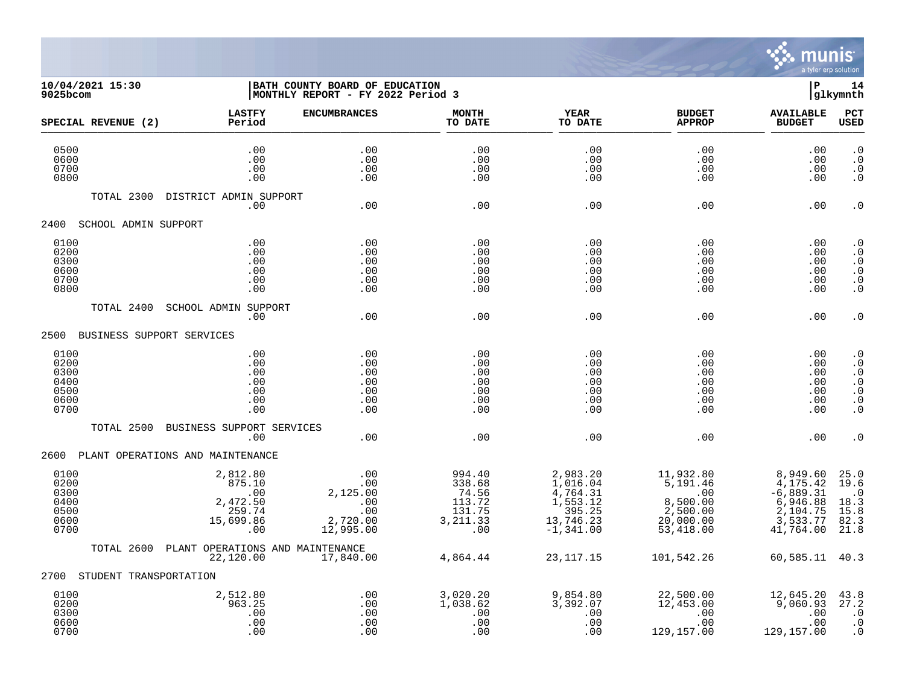**10/04/2021 15:30**
**9025bcom**

**BATH COUNTY BOARD OF EDUCATION**
**MONTHLY REPORT - FY 2022 Period 3**

| SPECIAL REVENUE (2) | LASTFY Period | ENCUMBRANCES | MONTH TO DATE | YEAR TO DATE | BUDGET APPROP | AVAILABLE BUDGET | PCT USED |
|---|---|---|---|---|---|---|---|
| 0500 | .00 | .00 | .00 | .00 | .00 | .00 | .0 |
| 0600 | .00 | .00 | .00 | .00 | .00 | .00 | .0 |
| 0700 | .00 | .00 | .00 | .00 | .00 | .00 | .0 |
| 0800 | .00 | .00 | .00 | .00 | .00 | .00 | .0 |
| TOTAL 2300 DISTRICT ADMIN SUPPORT | .00 | .00 | .00 | .00 | .00 | .00 | .0 |
| **2400 SCHOOL ADMIN SUPPORT** | | | | | | | |
| 0100 | .00 | .00 | .00 | .00 | .00 | .00 | .0 |
| 0200 | .00 | .00 | .00 | .00 | .00 | .00 | .0 |
| 0300 | .00 | .00 | .00 | .00 | .00 | .00 | .0 |
| 0600 | .00 | .00 | .00 | .00 | .00 | .00 | .0 |
| 0700 | .00 | .00 | .00 | .00 | .00 | .00 | .0 |
| 0800 | .00 | .00 | .00 | .00 | .00 | .00 | .0 |
| TOTAL 2400 SCHOOL ADMIN SUPPORT | .00 | .00 | .00 | .00 | .00 | .00 | .0 |
| **2500 BUSINESS SUPPORT SERVICES** | | | | | | | |
| 0100 | .00 | .00 | .00 | .00 | .00 | .00 | .0 |
| 0200 | .00 | .00 | .00 | .00 | .00 | .00 | .0 |
| 0300 | .00 | .00 | .00 | .00 | .00 | .00 | .0 |
| 0400 | .00 | .00 | .00 | .00 | .00 | .00 | .0 |
| 0500 | .00 | .00 | .00 | .00 | .00 | .00 | .0 |
| 0600 | .00 | .00 | .00 | .00 | .00 | .00 | .0 |
| 0700 | .00 | .00 | .00 | .00 | .00 | .00 | .0 |
| TOTAL 2500 BUSINESS SUPPORT SERVICES | .00 | .00 | .00 | .00 | .00 | .00 | .0 |
| **2600 PLANT OPERATIONS AND MAINTENANCE** | | | | | | | |
| 0100 | 2,812.80 | .00 | 994.40 | 2,983.20 | 11,932.80 | 8,949.60 | 25.0 |
| 0200 | 875.10 | .00 | 338.68 | 1,016.04 | 5,191.46 | 4,175.42 | 19.6 |
| 0300 | .00 | 2,125.00 | 74.56 | 4,764.31 | .00 | -6,889.31 | .0 |
| 0400 | 2,472.50 | .00 | 113.72 | 1,553.12 | 8,500.00 | 6,946.88 | 18.3 |
| 0500 | 259.74 | .00 | 131.75 | 395.25 | 2,500.00 | 2,104.75 | 15.8 |
| 0600 | 15,699.86 | 2,720.00 | 3,211.33 | 13,746.23 | 20,000.00 | 3,533.77 | 82.3 |
| 0700 | .00 | 12,995.00 | .00 | -1,341.00 | 53,418.00 | 41,764.00 | 21.8 |
| TOTAL 2600 PLANT OPERATIONS AND MAINTENANCE | 22,120.00 | 17,840.00 | 4,864.44 | 23,117.15 | 101,542.26 | 60,585.11 | 40.3 |
| **2700 STUDENT TRANSPORTATION** | | | | | | | |
| 0100 | 2,512.80 | .00 | 3,020.20 | 9,854.80 | 22,500.00 | 12,645.20 | 43.8 |
| 0200 | 963.25 | .00 | 1,038.62 | 3,392.07 | 12,453.00 | 9,060.93 | 27.2 |
| 0300 | .00 | .00 | .00 | .00 | .00 | .00 | .0 |
| 0600 | .00 | .00 | .00 | .00 | .00 | .00 | .0 |
| 0700 | .00 | .00 | .00 | .00 | 129,157.00 | 129,157.00 | .0 |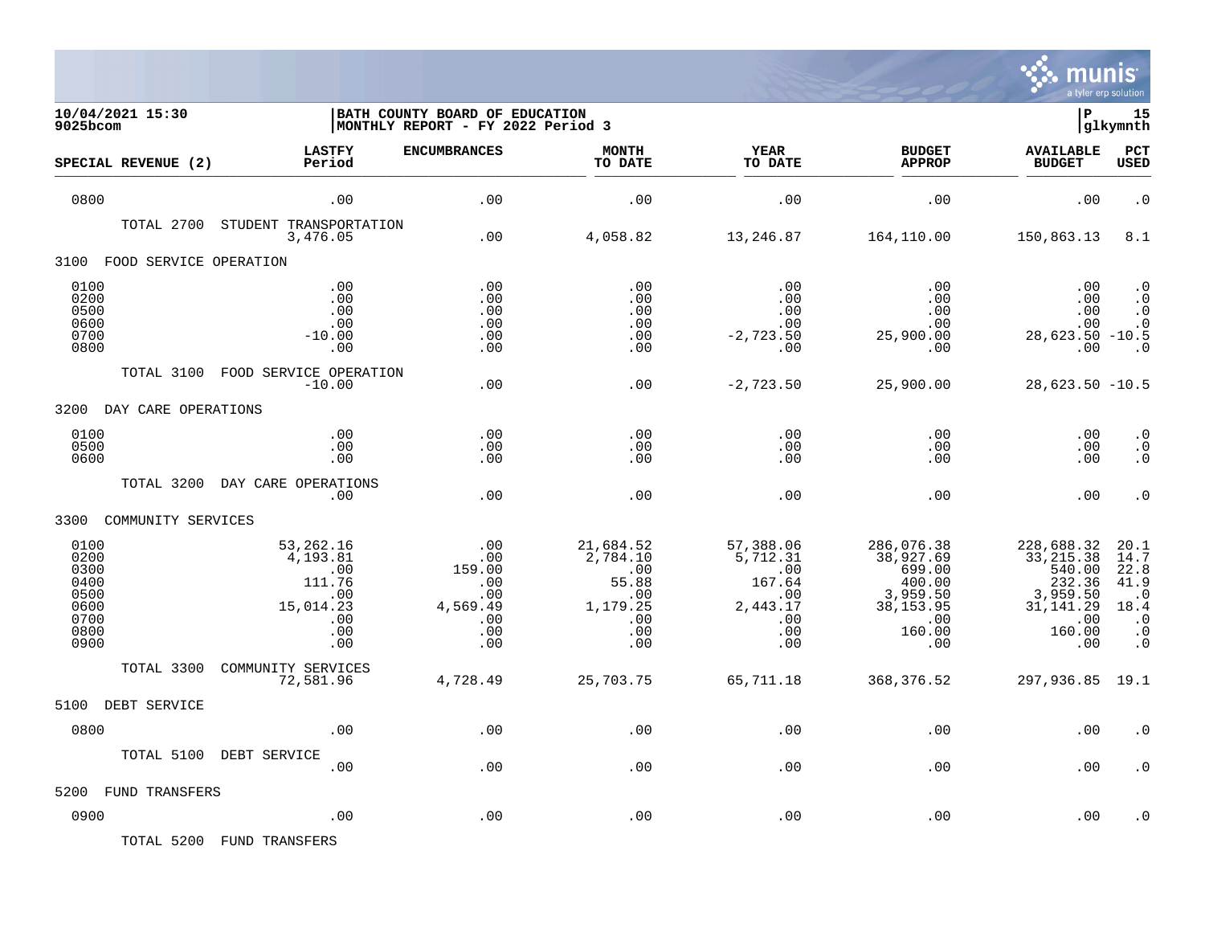**10/04/2021 15:30** | **BATH COUNTY BOARD OF EDUCATION**
**9025bcom** | **MONTHLY REPORT - FY 2022 Period 3**

| SPECIAL REVENUE (2) | LASTFY Period | ENCUMBRANCES | MONTH TO DATE | YEAR TO DATE | BUDGET APPROP | AVAILABLE BUDGET | PCT USED |
|---|---|---|---|---|---|---|---|
| 0800 | .00 | .00 | .00 | .00 | .00 | .00 | .0 |
| TOTAL 2700 STUDENT TRANSPORTATION | 3,476.05 | .00 | 4,058.82 | 13,246.87 | 164,110.00 | 150,863.13 | 8.1 |
| **3100 FOOD SERVICE OPERATION** | | | | | | | |
| 0100 | .00 | .00 | .00 | .00 | .00 | .00 | .0 |
| 0200 | .00 | .00 | .00 | .00 | .00 | .00 | .0 |
| 0500 | .00 | .00 | .00 | .00 | .00 | .00 | .0 |
| 0600 | .00 | .00 | .00 | .00 | .00 | .00 | .0 |
| 0700 | -10.00 | .00 | .00 | -2,723.50 | 25,900.00 | 28,623.50 | -10.5 |
| 0800 | .00 | .00 | .00 | .00 | .00 | .00 | .0 |
| TOTAL 3100 FOOD SERVICE OPERATION | -10.00 | .00 | .00 | -2,723.50 | 25,900.00 | 28,623.50 | -10.5 |
| **3200 DAY CARE OPERATIONS** | | | | | | | |
| 0100 | .00 | .00 | .00 | .00 | .00 | .00 | .0 |
| 0500 | .00 | .00 | .00 | .00 | .00 | .00 | .0 |
| 0600 | .00 | .00 | .00 | .00 | .00 | .00 | .0 |
| TOTAL 3200 DAY CARE OPERATIONS | .00 | .00 | .00 | .00 | .00 | .00 | .0 |
| **3300 COMMUNITY SERVICES** | | | | | | | |
| 0100 | 53,262.16 | .00 | 21,684.52 | 57,388.06 | 286,076.38 | 228,688.32 | 20.1 |
| 0200 | 4,193.81 | .00 | 2,784.10 | 5,712.31 | 38,927.69 | 33,215.38 | 14.7 |
| 0300 | .00 | 159.00 | .00 | .00 | 699.00 | 540.00 | 22.8 |
| 0400 | 111.76 | .00 | 55.88 | 167.64 | 400.00 | 232.36 | 41.9 |
| 0500 | .00 | .00 | .00 | .00 | 3,959.50 | 3,959.50 | .0 |
| 0600 | 15,014.23 | 4,569.49 | 1,179.25 | 2,443.17 | 38,153.95 | 31,141.29 | 18.4 |
| 0700 | .00 | .00 | .00 | .00 | .00 | .00 | .0 |
| 0800 | .00 | .00 | .00 | .00 | 160.00 | 160.00 | .0 |
| 0900 | .00 | .00 | .00 | .00 | .00 | .00 | .0 |
| TOTAL 3300 COMMUNITY SERVICES | 72,581.96 | 4,728.49 | 25,703.75 | 65,711.18 | 368,376.52 | 297,936.85 | 19.1 |
| **5100 DEBT SERVICE** | | | | | | | |
| 0800 | .00 | .00 | .00 | .00 | .00 | .00 | .0 |
| TOTAL 5100 DEBT SERVICE | .00 | .00 | .00 | .00 | .00 | .00 | .0 |
| **5200 FUND TRANSFERS** | | | | | | | |
| 0900 | .00 | .00 | .00 | .00 | .00 | .00 | .0 |
| TOTAL 5200 FUND TRANSFERS | | | | | | | |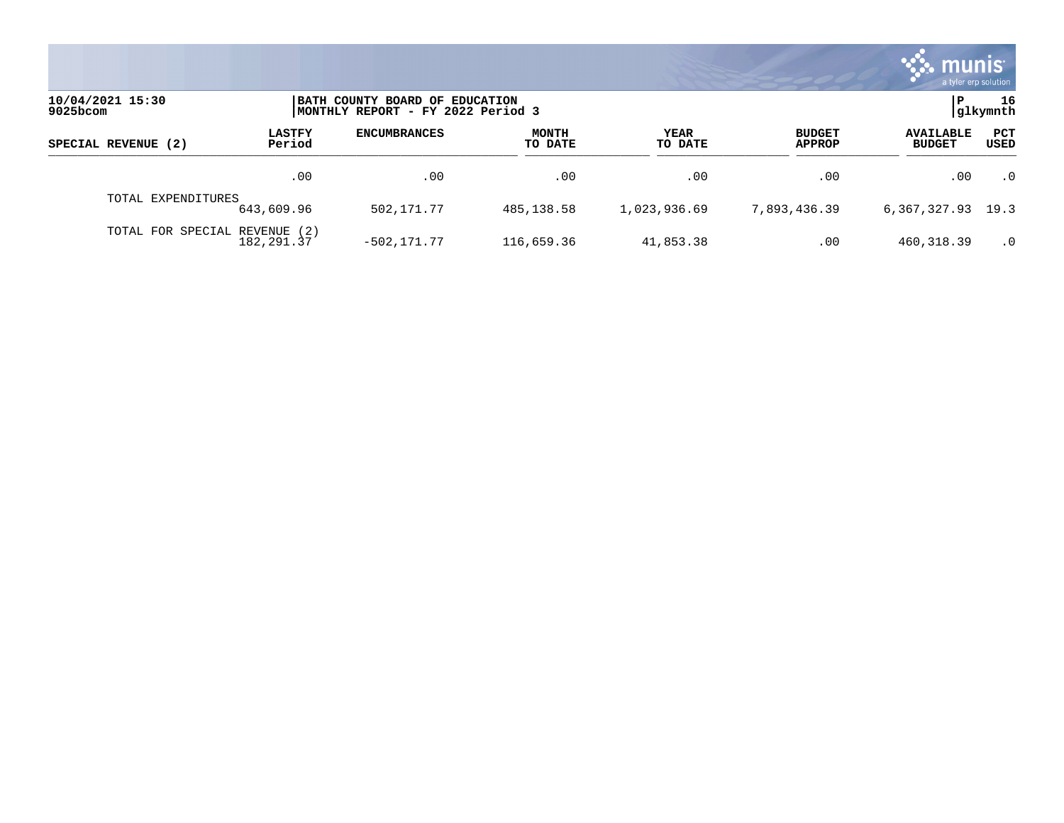10/04/2021 15:30
9025bcom

BATH COUNTY BOARD OF EDUCATION
MONTHLY REPORT - FY 2022 Period 3

P 16
glkymnth

| SPECIAL REVENUE (2) | LASTFY Period | ENCUMBRANCES | MONTH TO DATE | YEAR TO DATE | BUDGET APPROP | AVAILABLE BUDGET | PCT USED |
|---|---|---|---|---|---|---|---|
| | .00 | .00 | .00 | .00 | .00 | .00 | .0 |
| TOTAL EXPENDITURES | 643,609.96 | 502,171.77 | 485,138.58 | 1,023,936.69 | 7,893,436.39 | 6,367,327.93 | 19.3 |
| TOTAL FOR SPECIAL REVENUE (2) | 182,291.37 | -502,171.77 | 116,659.36 | 41,853.38 | .00 | 460,318.39 | .0 |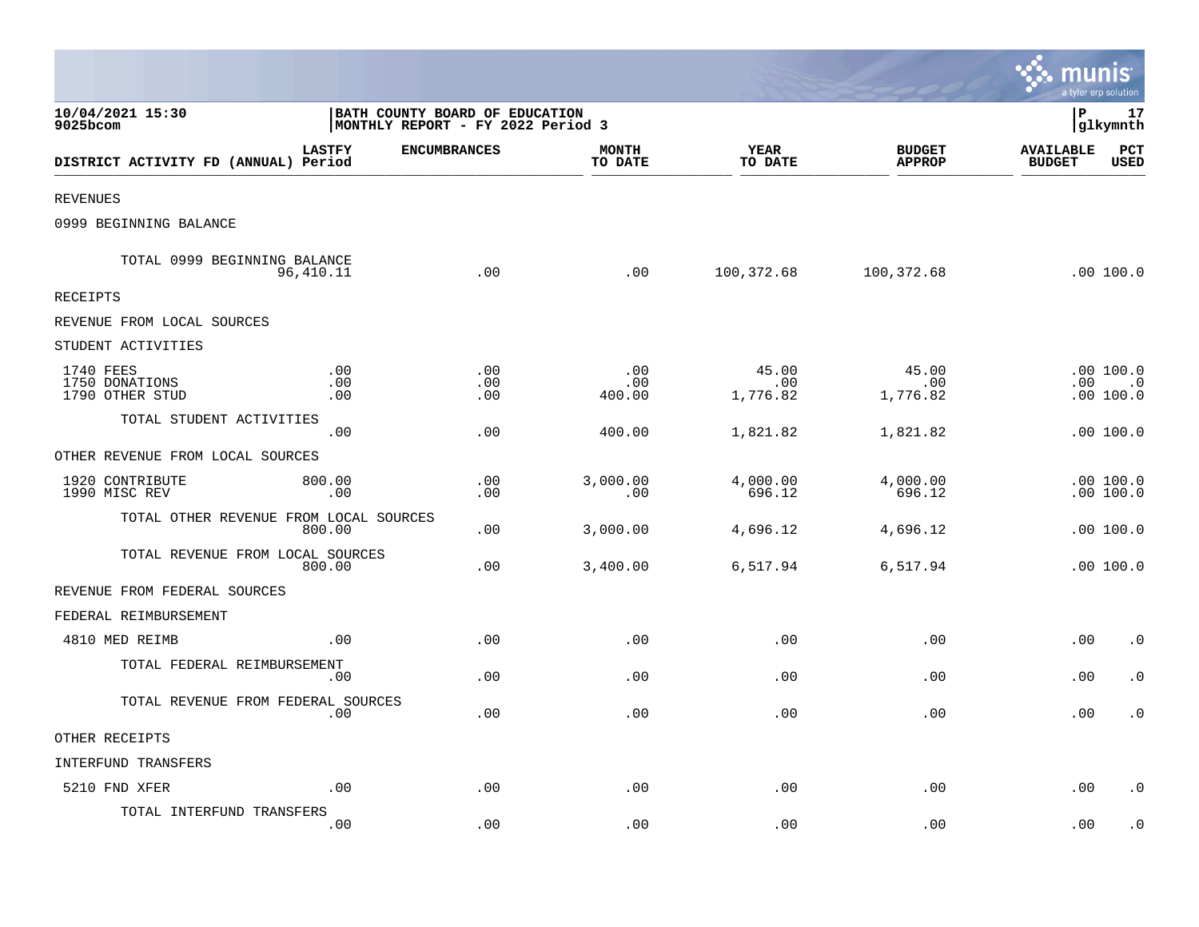10/04/2021 15:30
9025bcom

**BATH COUNTY BOARD OF EDUCATION**
**MONTHLY REPORT - FY 2022 Period 3**

P 17
glkymnth

| DISTRICT ACTIVITY FD (ANNUAL) | LASTFY Period | ENCUMBRANCES | MONTH TO DATE | YEAR TO DATE | BUDGET APPROP | AVAILABLE BUDGET | PCT USED |
|---|---|---|---|---|---|---|---|
| REVENUES | | | | | | | |
| 0999 BEGINNING BALANCE | | | | | | | |
| TOTAL 0999 BEGINNING BALANCE | 96,410.11 | .00 | .00 | 100,372.68 | 100,372.68 | .00 | 100.0 |
| RECEIPTS | | | | | | | |
| REVENUE FROM LOCAL SOURCES | | | | | | | |
| STUDENT ACTIVITIES | | | | | | | |
| 1740 FEES | .00 | .00 | .00 | 45.00 | 45.00 | .00 | 100.0 |
| 1750 DONATIONS | .00 | .00 | .00 | .00 | .00 | .00 | .0 |
| 1790 OTHER STUD | .00 | .00 | 400.00 | 1,776.82 | 1,776.82 | .00 | 100.0 |
| TOTAL STUDENT ACTIVITIES | .00 | .00 | 400.00 | 1,821.82 | 1,821.82 | .00 | 100.0 |
| OTHER REVENUE FROM LOCAL SOURCES | | | | | | | |
| 1920 CONTRIBUTE | 800.00 | .00 | 3,000.00 | 4,000.00 | 4,000.00 | .00 | 100.0 |
| 1990 MISC REV | .00 | .00 | .00 | 696.12 | 696.12 | .00 | 100.0 |
| TOTAL OTHER REVENUE FROM LOCAL SOURCES | 800.00 | .00 | 3,000.00 | 4,696.12 | 4,696.12 | .00 | 100.0 |
| TOTAL REVENUE FROM LOCAL SOURCES | 800.00 | .00 | 3,400.00 | 6,517.94 | 6,517.94 | .00 | 100.0 |
| REVENUE FROM FEDERAL SOURCES | | | | | | | |
| FEDERAL REIMBURSEMENT | | | | | | | |
| 4810 MED REIMB | .00 | .00 | .00 | .00 | .00 | .00 | .0 |
| TOTAL FEDERAL REIMBURSEMENT | .00 | .00 | .00 | .00 | .00 | .00 | .0 |
| TOTAL REVENUE FROM FEDERAL SOURCES | .00 | .00 | .00 | .00 | .00 | .00 | .0 |
| OTHER RECEIPTS | | | | | | | |
| INTERFUND TRANSFERS | | | | | | | |
| 5210 FND XFER | .00 | .00 | .00 | .00 | .00 | .00 | .0 |
| TOTAL INTERFUND TRANSFERS | .00 | .00 | .00 | .00 | .00 | .00 | .0 |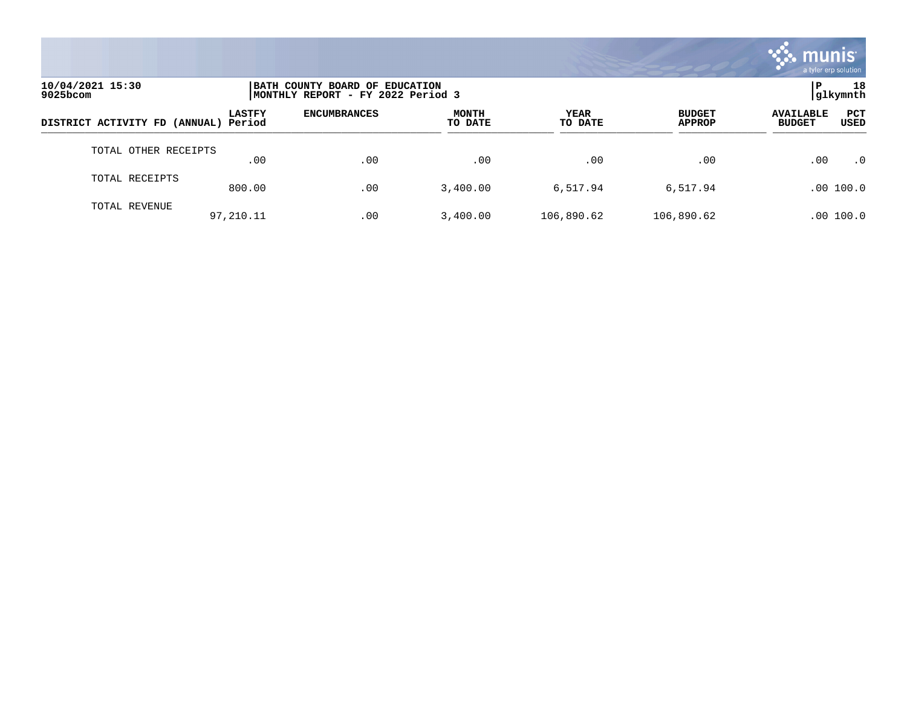10/04/2021 15:30
9025bcom

BATH COUNTY BOARD OF EDUCATION
MONTHLY REPORT - FY 2022 Period 3

P 18
glkymnth

| DISTRICT ACTIVITY FD (ANNUAL) | LASTFY Period | ENCUMBRANCES | MONTH TO DATE | YEAR TO DATE | BUDGET APPROP | AVAILABLE BUDGET | PCT USED |
|---|---|---|---|---|---|---|---|
| TOTAL OTHER RECEIPTS | .00 | .00 | .00 | .00 | .00 | .00 | .0 |
| TOTAL RECEIPTS | 800.00 | .00 | 3,400.00 | 6,517.94 | 6,517.94 | .00 | 100.0 |
| TOTAL REVENUE | 97,210.11 | .00 | 3,400.00 | 106,890.62 | 106,890.62 | .00 | 100.0 |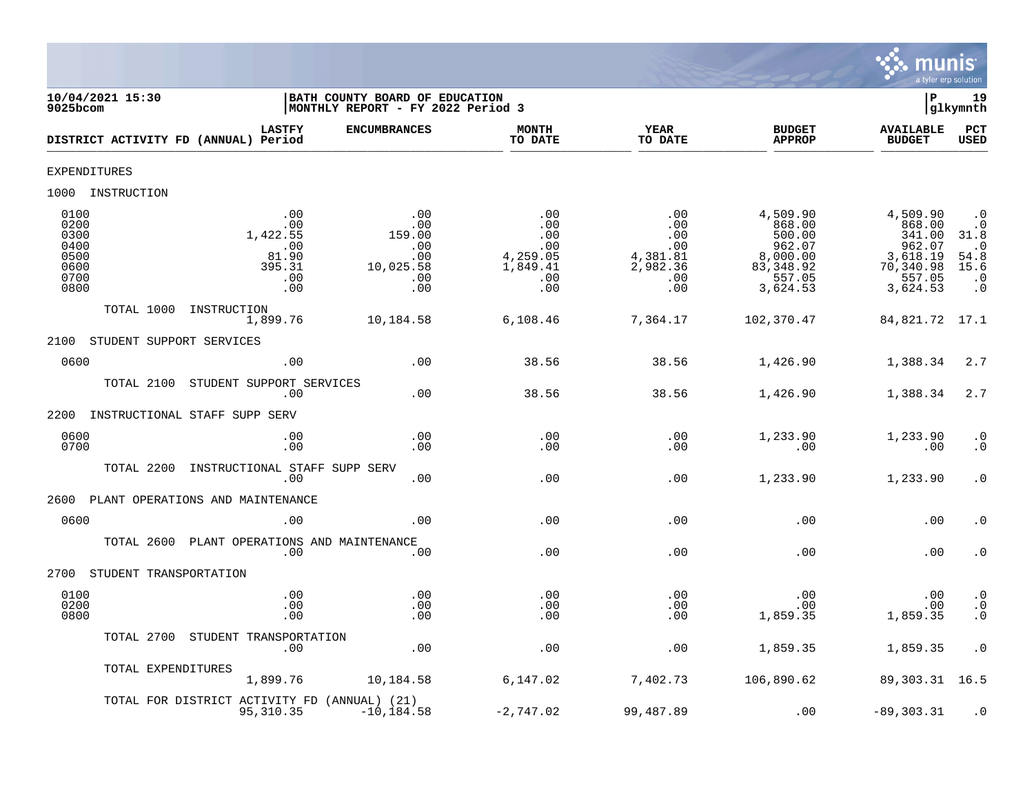**10/04/2021 15:30** | **BATH COUNTY BOARD OF EDUCATION**
**9025bcom** | **MONTHLY REPORT - FY 2022 Period 3**

**P 19 glkymnth**

| DISTRICT ACTIVITY FD (ANNUAL) | LASTFY Period | ENCUMBRANCES | MONTH TO DATE | YEAR TO DATE | BUDGET APPROP | AVAILABLE BUDGET | PCT USED |
|---|---|---|---|---|---|---|---|
| **EXPENDITURES** | | | | | | | |
| **1000 INSTRUCTION** | | | | | | | |
| 0100 | .00 | .00 | .00 | .00 | 4,509.90 | 4,509.90 | .0 |
| 0200 | .00 | .00 | .00 | .00 | 868.00 | 868.00 | .0 |
| 0300 | 1,422.55 | 159.00 | .00 | .00 | 500.00 | 341.00 | 31.8 |
| 0400 | .00 | .00 | .00 | .00 | 962.07 | 962.07 | .0 |
| 0500 | 81.90 | .00 | 4,259.05 | 4,381.81 | 8,000.00 | 3,618.19 | 54.8 |
| 0600 | 395.31 | 10,025.58 | 1,849.41 | 2,982.36 | 83,348.92 | 70,340.98 | 15.6 |
| 0700 | .00 | .00 | .00 | .00 | 557.05 | 557.05 | .0 |
| 0800 | .00 | .00 | .00 | .00 | 3,624.53 | 3,624.53 | .0 |
| TOTAL 1000 INSTRUCTION | 1,899.76 | 10,184.58 | 6,108.46 | 7,364.17 | 102,370.47 | 84,821.72 | 17.1 |
| **2100 STUDENT SUPPORT SERVICES** | | | | | | | |
| 0600 | .00 | .00 | 38.56 | 38.56 | 1,426.90 | 1,388.34 | 2.7 |
| TOTAL 2100 STUDENT SUPPORT SERVICES | .00 | .00 | 38.56 | 38.56 | 1,426.90 | 1,388.34 | 2.7 |
| **2200 INSTRUCTIONAL STAFF SUPP SERV** | | | | | | | |
| 0600 | .00 | .00 | .00 | .00 | 1,233.90 | 1,233.90 | .0 |
| 0700 | .00 | .00 | .00 | .00 | .00 | .00 | .0 |
| TOTAL 2200 INSTRUCTIONAL STAFF SUPP SERV | .00 | .00 | .00 | .00 | 1,233.90 | 1,233.90 | .0 |
| **2600 PLANT OPERATIONS AND MAINTENANCE** | | | | | | | |
| 0600 | .00 | .00 | .00 | .00 | .00 | .00 | .0 |
| TOTAL 2600 PLANT OPERATIONS AND MAINTENANCE | .00 | .00 | .00 | .00 | .00 | .00 | .0 |
| **2700 STUDENT TRANSPORTATION** | | | | | | | |
| 0100 | .00 | .00 | .00 | .00 | .00 | .00 | .0 |
| 0200 | .00 | .00 | .00 | .00 | .00 | .00 | .0 |
| 0800 | .00 | .00 | .00 | .00 | 1,859.35 | 1,859.35 | .0 |
| TOTAL 2700 STUDENT TRANSPORTATION | .00 | .00 | .00 | .00 | 1,859.35 | 1,859.35 | .0 |
| TOTAL EXPENDITURES | 1,899.76 | 10,184.58 | 6,147.02 | 7,402.73 | 106,890.62 | 89,303.31 | 16.5 |
| TOTAL FOR DISTRICT ACTIVITY FD (ANNUAL) (21) | 95,310.35 | -10,184.58 | -2,747.02 | 99,487.89 | .00 | -89,303.31 | .0 |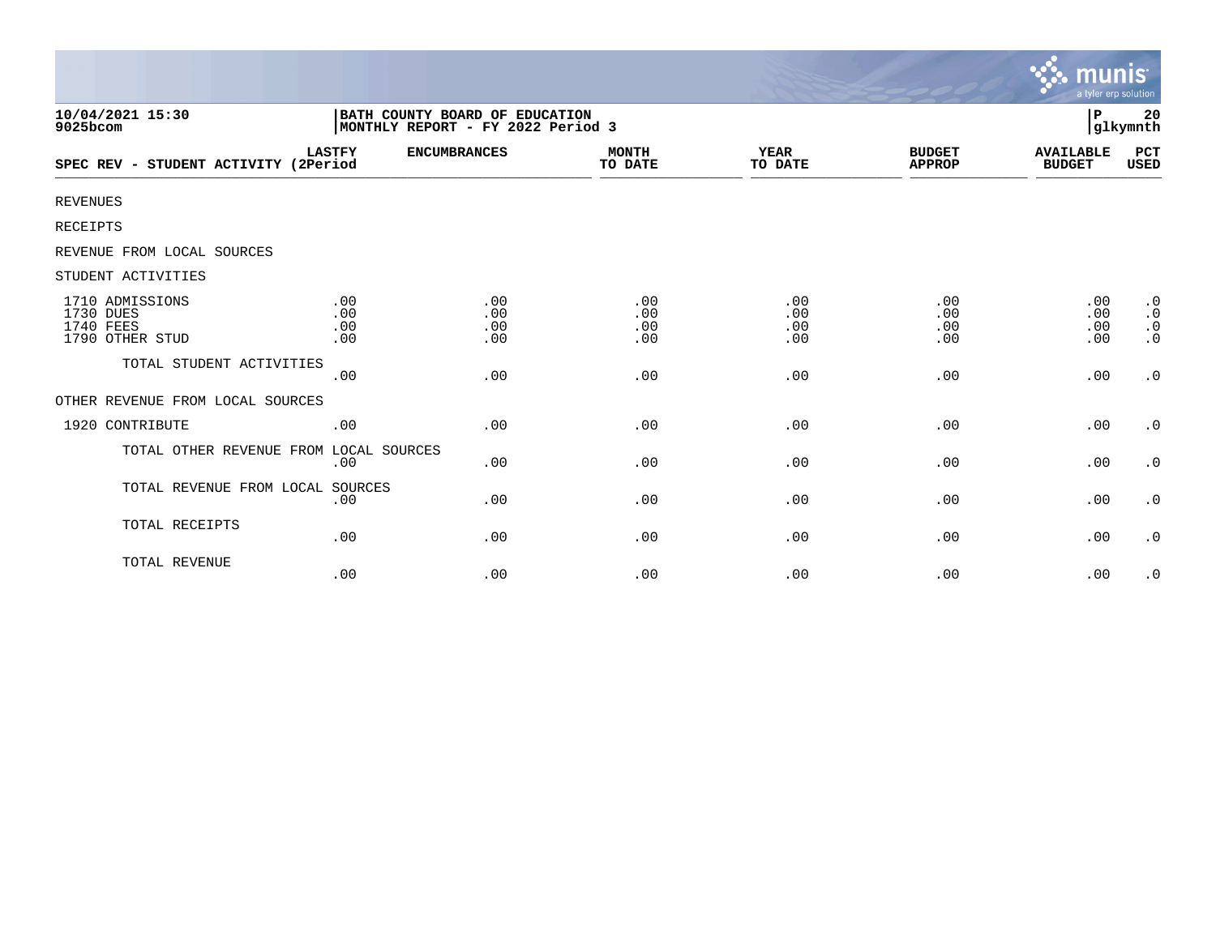10/04/2021 15:30 | BATH COUNTY BOARD OF EDUCATION | P 20
9025bcom | MONTHLY REPORT - FY 2022 Period 3 | glkymnth

| SPEC REV - STUDENT ACTIVITY | LASTFY (2Period | ENCUMBRANCES | MONTH TO DATE | YEAR TO DATE | BUDGET APPROP | AVAILABLE BUDGET | PCT USED |
|---|---|---|---|---|---|---|---|
| REVENUES | | | | | | | |
| RECEIPTS | | | | | | | |
| REVENUE FROM LOCAL SOURCES | | | | | | | |
| STUDENT ACTIVITIES | | | | | | | |
| 1710 ADMISSIONS | .00 | .00 | .00 | .00 | .00 | .00 | .0 |
| 1730 DUES | .00 | .00 | .00 | .00 | .00 | .00 | .0 |
| 1740 FEES | .00 | .00 | .00 | .00 | .00 | .00 | .0 |
| 1790 OTHER STUD | .00 | .00 | .00 | .00 | .00 | .00 | .0 |
| TOTAL STUDENT ACTIVITIES | .00 | .00 | .00 | .00 | .00 | .00 | .0 |
| OTHER REVENUE FROM LOCAL SOURCES | | | | | | | |
| 1920 CONTRIBUTE | .00 | .00 | .00 | .00 | .00 | .00 | .0 |
| TOTAL OTHER REVENUE FROM LOCAL SOURCES | .00 | .00 | .00 | .00 | .00 | .00 | .0 |
| TOTAL REVENUE FROM LOCAL SOURCES | .00 | .00 | .00 | .00 | .00 | .00 | .0 |
| TOTAL RECEIPTS | .00 | .00 | .00 | .00 | .00 | .00 | .0 |
| TOTAL REVENUE | .00 | .00 | .00 | .00 | .00 | .00 | .0 |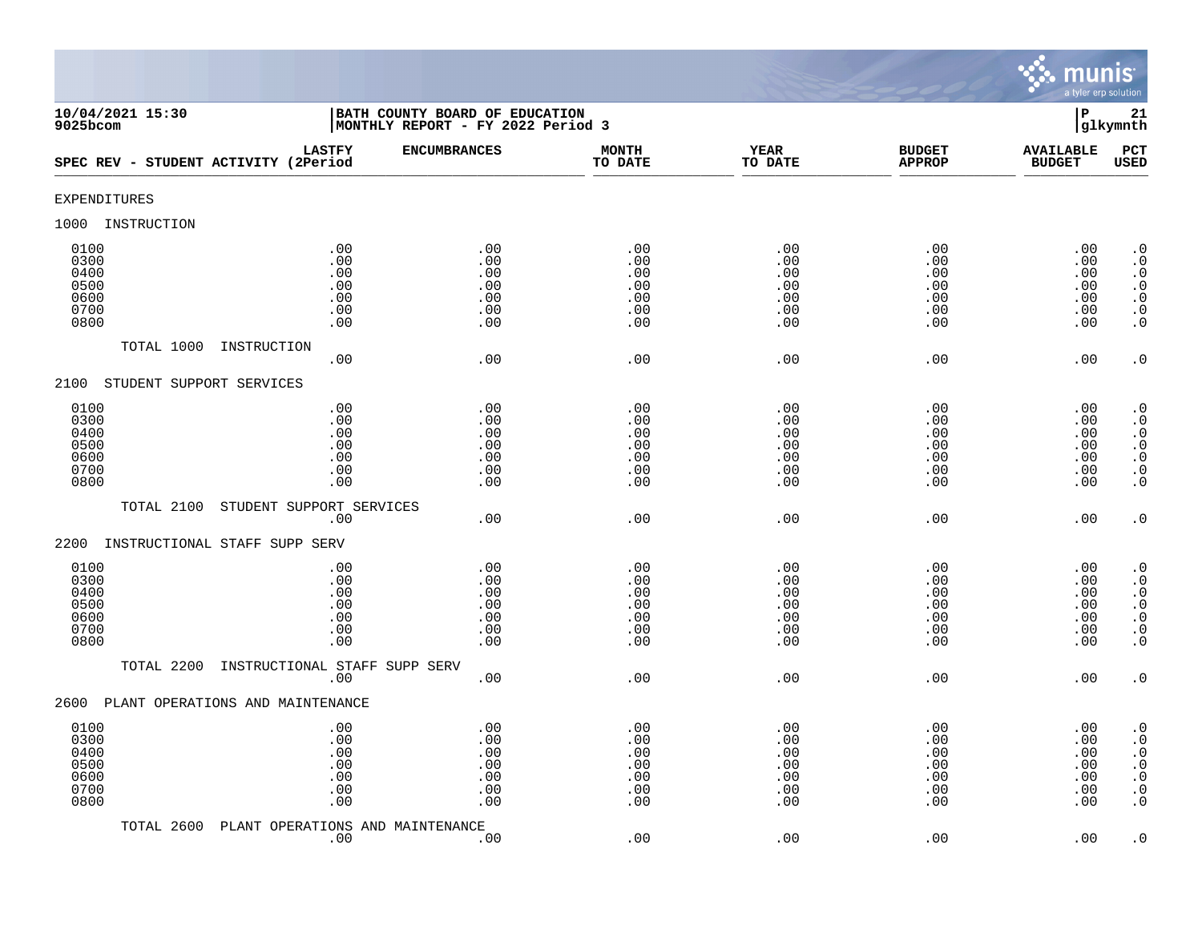10/04/2021 15:30
9025bcom

BATH COUNTY BOARD OF EDUCATION
MONTHLY REPORT - FY 2022 Period 3

P 21
glkymnth

| SPEC REV - STUDENT ACTIVITY | LASTFY (2Period | ENCUMBRANCES | MONTH TO DATE | YEAR TO DATE | BUDGET APPROP | AVAILABLE BUDGET | PCT USED |
|---|---|---|---|---|---|---|---|
| EXPENDITURES | | | | | | | |
| 1000 INSTRUCTION | | | | | | | |
| 0100 | .00 | .00 | .00 | .00 | .00 | .00 | .0 |
| 0300 | .00 | .00 | .00 | .00 | .00 | .00 | .0 |
| 0400 | .00 | .00 | .00 | .00 | .00 | .00 | .0 |
| 0500 | .00 | .00 | .00 | .00 | .00 | .00 | .0 |
| 0600 | .00 | .00 | .00 | .00 | .00 | .00 | .0 |
| 0700 | .00 | .00 | .00 | .00 | .00 | .00 | .0 |
| 0800 | .00 | .00 | .00 | .00 | .00 | .00 | .0 |
| TOTAL 1000 INSTRUCTION | .00 | .00 | .00 | .00 | .00 | .00 | .0 |
| 2100 STUDENT SUPPORT SERVICES | | | | | | | |
| 0100 | .00 | .00 | .00 | .00 | .00 | .00 | .0 |
| 0300 | .00 | .00 | .00 | .00 | .00 | .00 | .0 |
| 0400 | .00 | .00 | .00 | .00 | .00 | .00 | .0 |
| 0500 | .00 | .00 | .00 | .00 | .00 | .00 | .0 |
| 0600 | .00 | .00 | .00 | .00 | .00 | .00 | .0 |
| 0700 | .00 | .00 | .00 | .00 | .00 | .00 | .0 |
| 0800 | .00 | .00 | .00 | .00 | .00 | .00 | .0 |
| TOTAL 2100 STUDENT SUPPORT SERVICES | .00 | .00 | .00 | .00 | .00 | .00 | .0 |
| 2200 INSTRUCTIONAL STAFF SUPP SERV | | | | | | | |
| 0100 | .00 | .00 | .00 | .00 | .00 | .00 | .0 |
| 0300 | .00 | .00 | .00 | .00 | .00 | .00 | .0 |
| 0400 | .00 | .00 | .00 | .00 | .00 | .00 | .0 |
| 0500 | .00 | .00 | .00 | .00 | .00 | .00 | .0 |
| 0600 | .00 | .00 | .00 | .00 | .00 | .00 | .0 |
| 0700 | .00 | .00 | .00 | .00 | .00 | .00 | .0 |
| 0800 | .00 | .00 | .00 | .00 | .00 | .00 | .0 |
| TOTAL 2200 INSTRUCTIONAL STAFF SUPP SERV | .00 | .00 | .00 | .00 | .00 | .00 | .0 |
| 2600 PLANT OPERATIONS AND MAINTENANCE | | | | | | | |
| 0100 | .00 | .00 | .00 | .00 | .00 | .00 | .0 |
| 0300 | .00 | .00 | .00 | .00 | .00 | .00 | .0 |
| 0400 | .00 | .00 | .00 | .00 | .00 | .00 | .0 |
| 0500 | .00 | .00 | .00 | .00 | .00 | .00 | .0 |
| 0600 | .00 | .00 | .00 | .00 | .00 | .00 | .0 |
| 0700 | .00 | .00 | .00 | .00 | .00 | .00 | .0 |
| 0800 | .00 | .00 | .00 | .00 | .00 | .00 | .0 |
| TOTAL 2600 PLANT OPERATIONS AND MAINTENANCE | .00 | .00 | .00 | .00 | .00 | .00 | .0 |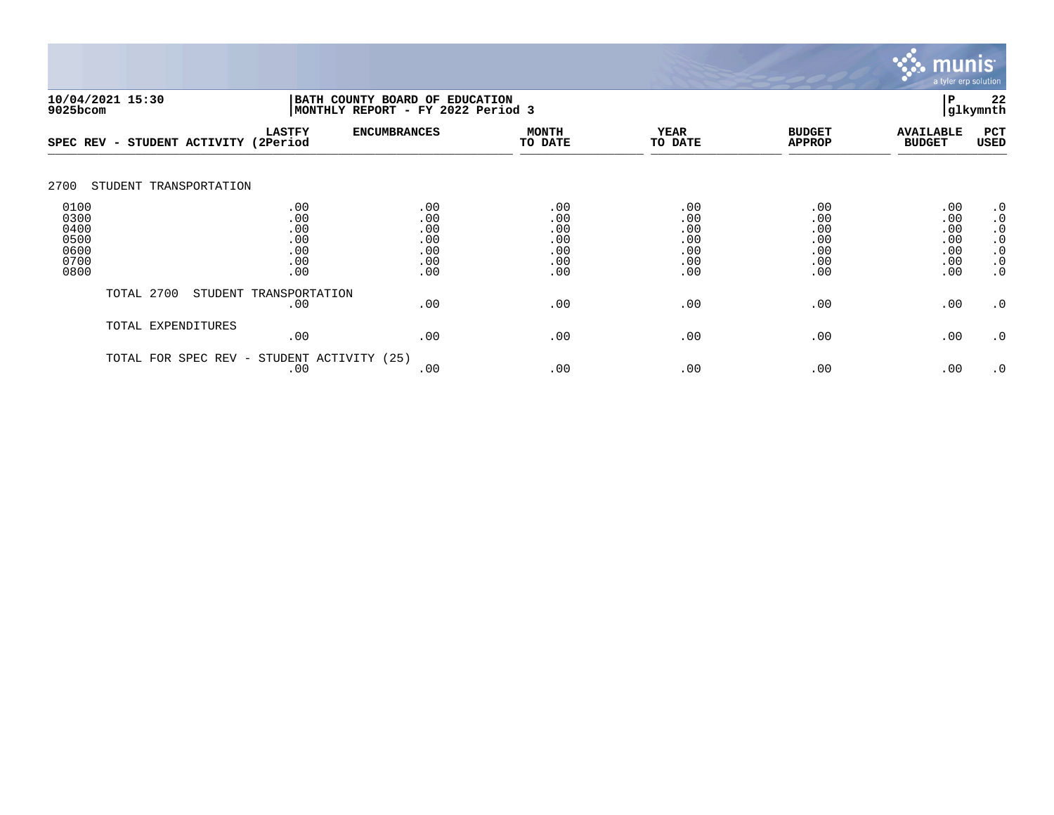**10/04/2021 15:30** | **BATH COUNTY BOARD OF EDUCATION** | **P 22**
**9025bcom** | **MONTHLY REPORT - FY 2022 Period 3** | **glkymnth**

| SPEC REV - STUDENT ACTIVITY | LASTFY (2Period | ENCUMBRANCES | MONTH TO DATE | YEAR TO DATE | BUDGET APPROP | AVAILABLE BUDGET | PCT USED |
|---|---|---|---|---|---|---|---|
| 2700 STUDENT TRANSPORTATION | | | | | | | |
| 0100 | .00 | .00 | .00 | .00 | .00 | .00 | .0 |
| 0300 | .00 | .00 | .00 | .00 | .00 | .00 | .0 |
| 0400 | .00 | .00 | .00 | .00 | .00 | .00 | .0 |
| 0500 | .00 | .00 | .00 | .00 | .00 | .00 | .0 |
| 0600 | .00 | .00 | .00 | .00 | .00 | .00 | .0 |
| 0700 | .00 | .00 | .00 | .00 | .00 | .00 | .0 |
| 0800 | .00 | .00 | .00 | .00 | .00 | .00 | .0 |
| TOTAL 2700 STUDENT TRANSPORTATION | .00 | .00 | .00 | .00 | .00 | .00 | .0 |
| TOTAL EXPENDITURES | .00 | .00 | .00 | .00 | .00 | .00 | .0 |
| TOTAL FOR SPEC REV - STUDENT ACTIVITY (25) | .00 | .00 | .00 | .00 | .00 | .00 | .0 |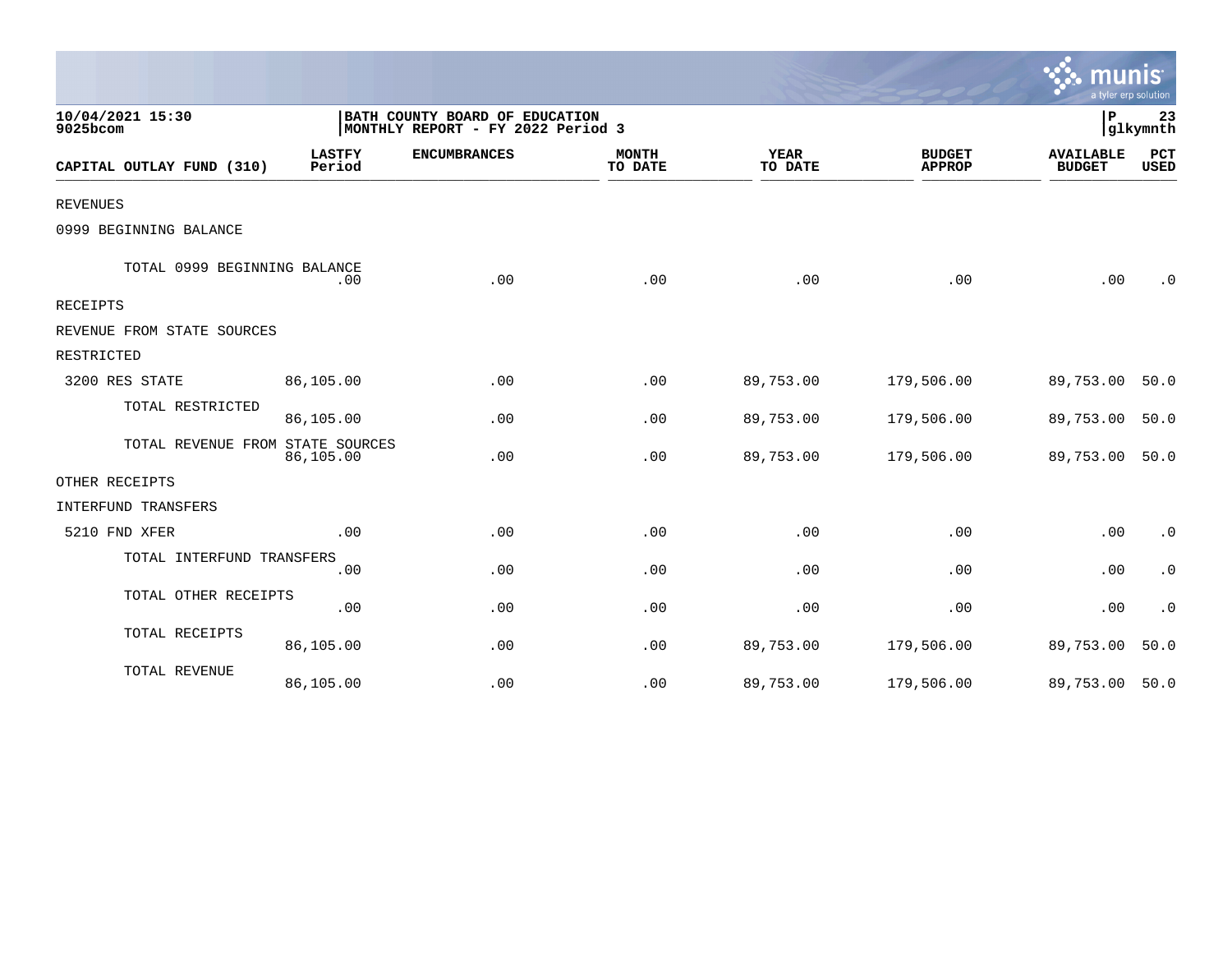10/04/2021 15:30
9025bcom

BATH COUNTY BOARD OF EDUCATION
MONTHLY REPORT - FY 2022 Period 3

P 23
glkymnth

| CAPITAL OUTLAY FUND (310) | LASTFY Period | ENCUMBRANCES | MONTH TO DATE | YEAR TO DATE | BUDGET APPROP | AVAILABLE BUDGET | PCT USED |
|---|---|---|---|---|---|---|---|
| REVENUES | | | | | | | |
| 0999 BEGINNING BALANCE | | | | | | | |
| TOTAL 0999 BEGINNING BALANCE | .00 | .00 | .00 | .00 | .00 | .00 | .0 |
| RECEIPTS | | | | | | | |
| REVENUE FROM STATE SOURCES | | | | | | | |
| RESTRICTED | | | | | | | |
| 3200 RES STATE | 86,105.00 | .00 | .00 | 89,753.00 | 179,506.00 | 89,753.00 | 50.0 |
| TOTAL RESTRICTED | 86,105.00 | .00 | .00 | 89,753.00 | 179,506.00 | 89,753.00 | 50.0 |
| TOTAL REVENUE FROM STATE SOURCES | 86,105.00 | .00 | .00 | 89,753.00 | 179,506.00 | 89,753.00 | 50.0 |
| OTHER RECEIPTS | | | | | | | |
| INTERFUND TRANSFERS | | | | | | | |
| 5210 FND XFER | .00 | .00 | .00 | .00 | .00 | .00 | .0 |
| TOTAL INTERFUND TRANSFERS | .00 | .00 | .00 | .00 | .00 | .00 | .0 |
| TOTAL OTHER RECEIPTS | .00 | .00 | .00 | .00 | .00 | .00 | .0 |
| TOTAL RECEIPTS | 86,105.00 | .00 | .00 | 89,753.00 | 179,506.00 | 89,753.00 | 50.0 |
| TOTAL REVENUE | 86,105.00 | .00 | .00 | 89,753.00 | 179,506.00 | 89,753.00 | 50.0 |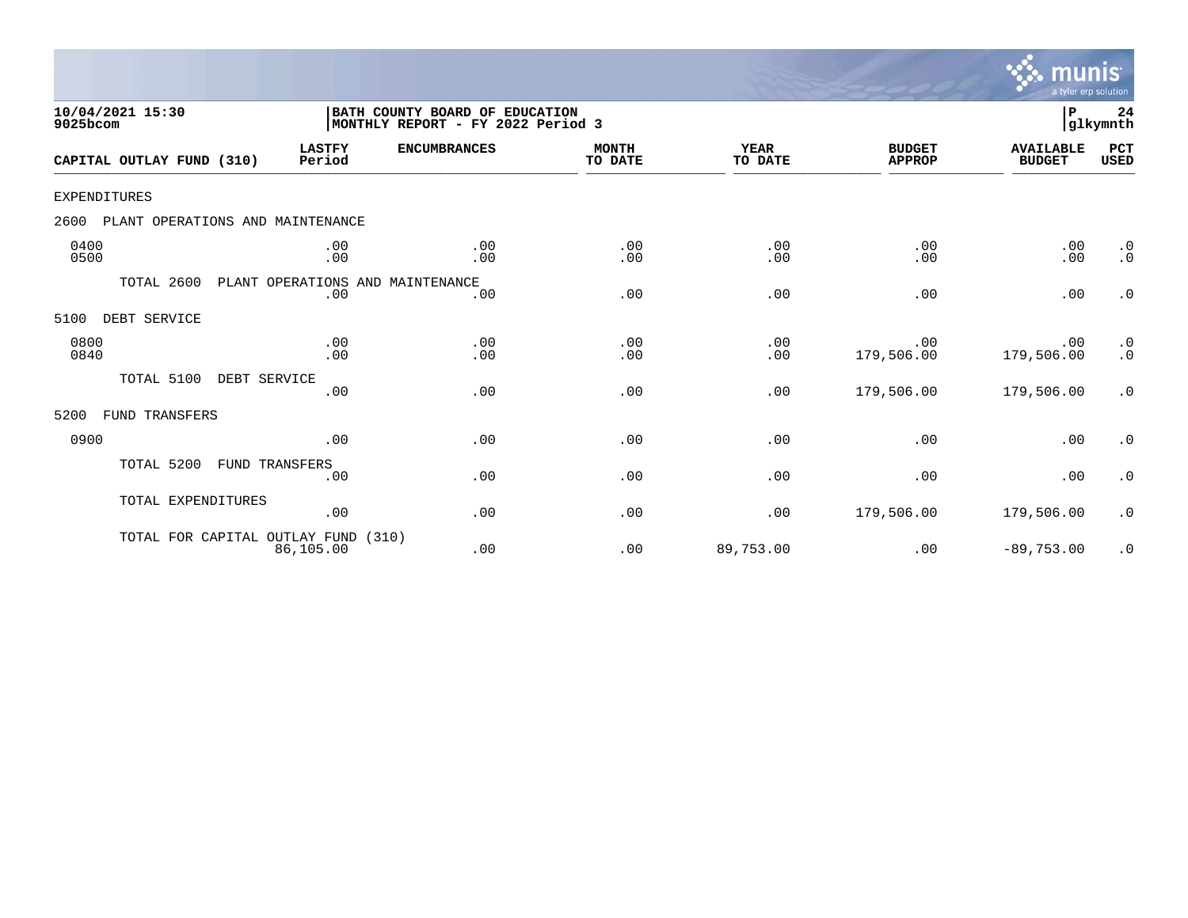10/04/2021 15:30
9025bcom

BATH COUNTY BOARD OF EDUCATION
MONTHLY REPORT - FY 2022 Period 3

P 24
glkymnth

| CAPITAL OUTLAY FUND (310) | LASTFY Period | ENCUMBRANCES | MONTH TO DATE | YEAR TO DATE | BUDGET APPROP | AVAILABLE BUDGET | PCT USED |
|---|---|---|---|---|---|---|---|
| EXPENDITURES | | | | | | | |
| 2600 PLANT OPERATIONS AND MAINTENANCE | | | | | | | |
| 0400 | .00 | .00 | .00 | .00 | .00 | .00 | .0 |
| 0500 | .00 | .00 | .00 | .00 | .00 | .00 | .0 |
| TOTAL 2600 PLANT OPERATIONS AND MAINTENANCE | .00 | .00 | .00 | .00 | .00 | .00 | .0 |
| 5100 DEBT SERVICE | | | | | | | |
| 0800 | .00 | .00 | .00 | .00 | .00 | .00 | .0 |
| 0840 | .00 | .00 | .00 | .00 | 179,506.00 | 179,506.00 | .0 |
| TOTAL 5100 DEBT SERVICE | .00 | .00 | .00 | .00 | 179,506.00 | 179,506.00 | .0 |
| 5200 FUND TRANSFERS | | | | | | | |
| 0900 | .00 | .00 | .00 | .00 | .00 | .00 | .0 |
| TOTAL 5200 FUND TRANSFERS | .00 | .00 | .00 | .00 | .00 | .00 | .0 |
| TOTAL EXPENDITURES | .00 | .00 | .00 | .00 | 179,506.00 | 179,506.00 | .0 |
| TOTAL FOR CAPITAL OUTLAY FUND (310) | 86,105.00 | .00 | .00 | 89,753.00 | .00 | -89,753.00 | .0 |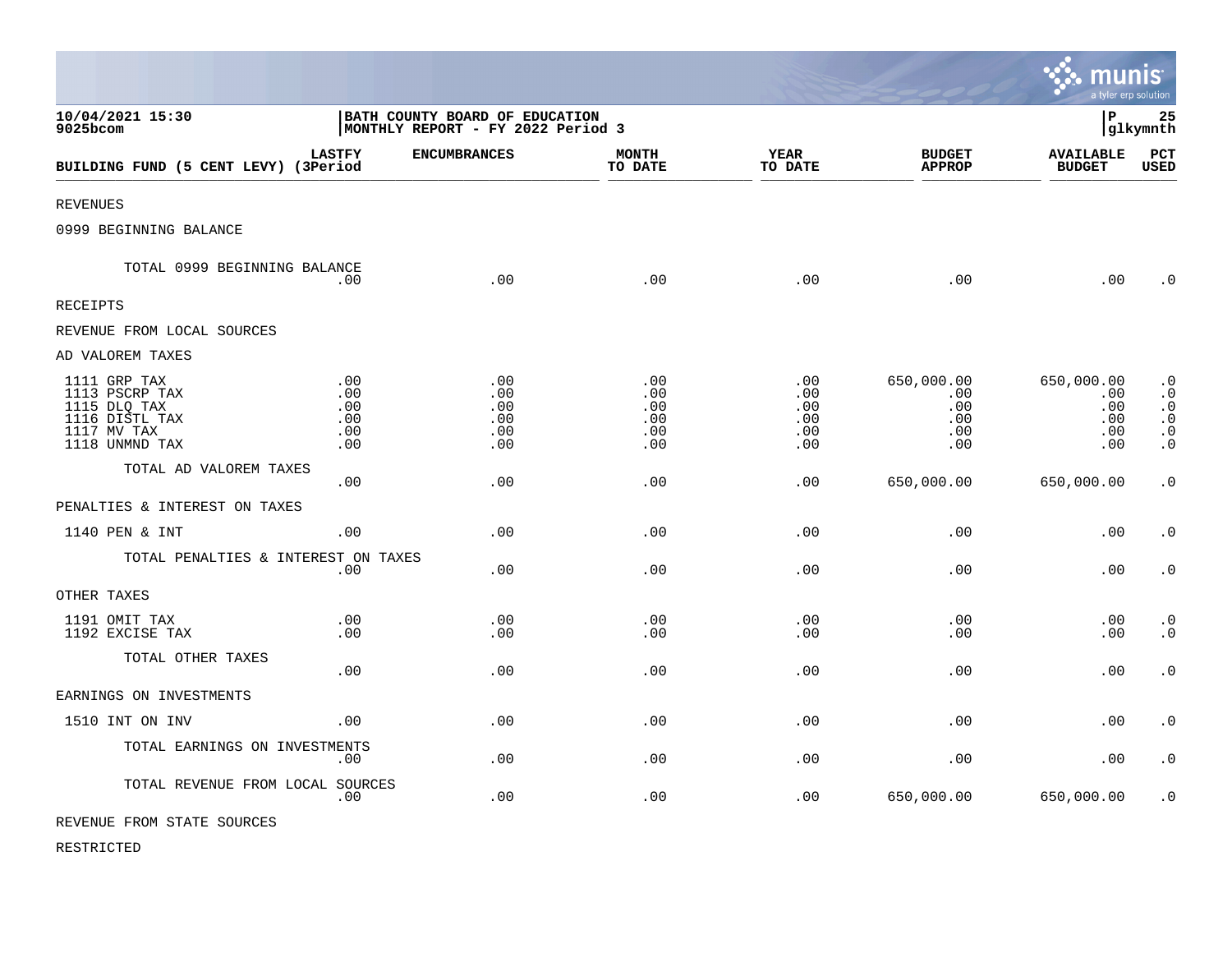10/04/2021 15:30
9025bcom

BATH COUNTY BOARD OF EDUCATION
MONTHLY REPORT - FY 2022 Period 3

P 25
glkymnth

| BUILDING FUND (5 CENT LEVY) | LASTFY (3Period | ENCUMBRANCES | MONTH TO DATE | YEAR TO DATE | BUDGET APPROP | AVAILABLE BUDGET | PCT USED |
|---|---|---|---|---|---|---|---|
| REVENUES | | | | | | | |
| 0999 BEGINNING BALANCE | | | | | | | |
| TOTAL 0999 BEGINNING BALANCE | .00 | .00 | .00 | .00 | .00 | .00 | .0 |
| RECEIPTS | | | | | | | |
| REVENUE FROM LOCAL SOURCES | | | | | | | |
| AD VALOREM TAXES | | | | | | | |
| 1111 GRP TAX | .00 | .00 | .00 | .00 | 650,000.00 | 650,000.00 | .0 |
| 1113 PSCRP TAX | .00 | .00 | .00 | .00 | .00 | .00 | .0 |
| 1115 DLQ TAX | .00 | .00 | .00 | .00 | .00 | .00 | .0 |
| 1116 DISTL TAX | .00 | .00 | .00 | .00 | .00 | .00 | .0 |
| 1117 MV TAX | .00 | .00 | .00 | .00 | .00 | .00 | .0 |
| 1118 UNMND TAX | .00 | .00 | .00 | .00 | .00 | .00 | .0 |
| TOTAL AD VALOREM TAXES | .00 | .00 | .00 | .00 | 650,000.00 | 650,000.00 | .0 |
| PENALTIES & INTEREST ON TAXES | | | | | | | |
| 1140 PEN & INT | .00 | .00 | .00 | .00 | .00 | .00 | .0 |
| TOTAL PENALTIES & INTEREST ON TAXES | .00 | .00 | .00 | .00 | .00 | .00 | .0 |
| OTHER TAXES | | | | | | | |
| 1191 OMIT TAX | .00 | .00 | .00 | .00 | .00 | .00 | .0 |
| 1192 EXCISE TAX | .00 | .00 | .00 | .00 | .00 | .00 | .0 |
| TOTAL OTHER TAXES | .00 | .00 | .00 | .00 | .00 | .00 | .0 |
| EARNINGS ON INVESTMENTS | | | | | | | |
| 1510 INT ON INV | .00 | .00 | .00 | .00 | .00 | .00 | .0 |
| TOTAL EARNINGS ON INVESTMENTS | .00 | .00 | .00 | .00 | .00 | .00 | .0 |
| TOTAL REVENUE FROM LOCAL SOURCES | .00 | .00 | .00 | .00 | 650,000.00 | 650,000.00 | .0 |
| REVENUE FROM STATE SOURCES | | | | | | | |
| RESTRICTED | | | | | | | |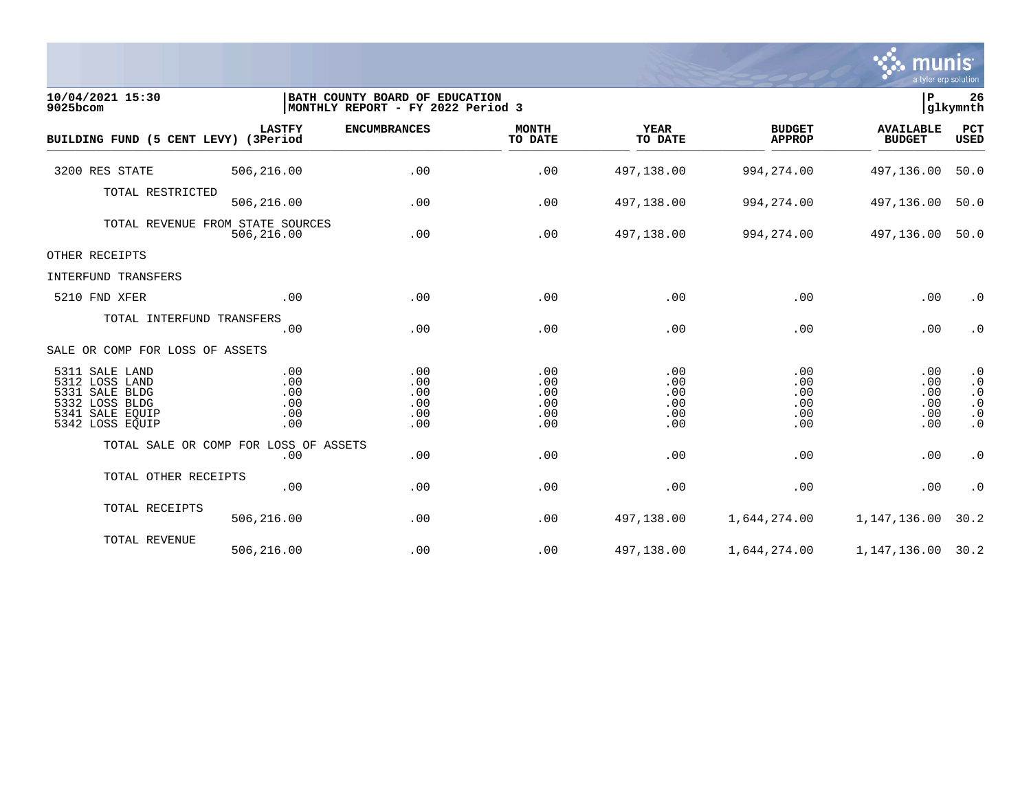**10/04/2021 15:30**
**9025bcom**

**BATH COUNTY BOARD OF EDUCATION**
**MONTHLY REPORT - FY 2022 Period 3**

**P 26**
**glkymnth**

| BUILDING FUND (5 CENT LEVY) | LASTFY (3Period | ENCUMBRANCES | MONTH TO DATE | YEAR TO DATE | BUDGET APPROP | AVAILABLE BUDGET | PCT USED |
|---|---|---|---|---|---|---|---|
| 3200 RES STATE | 506,216.00 | .00 | .00 | 497,138.00 | 994,274.00 | 497,136.00 | 50.0 |
| TOTAL RESTRICTED | 506,216.00 | .00 | .00 | 497,138.00 | 994,274.00 | 497,136.00 | 50.0 |
| TOTAL REVENUE FROM STATE SOURCES | 506,216.00 | .00 | .00 | 497,138.00 | 994,274.00 | 497,136.00 | 50.0 |
| OTHER RECEIPTS | | | | | | | |
| INTERFUND TRANSFERS | | | | | | | |
| 5210 FND XFER | .00 | .00 | .00 | .00 | .00 | .00 | .0 |
| TOTAL INTERFUND TRANSFERS | .00 | .00 | .00 | .00 | .00 | .00 | .0 |
| SALE OR COMP FOR LOSS OF ASSETS | | | | | | | |
| 5311 SALE LAND | .00 | .00 | .00 | .00 | .00 | .00 | .0 |
| 5312 LOSS LAND | .00 | .00 | .00 | .00 | .00 | .00 | .0 |
| 5331 SALE BLDG | .00 | .00 | .00 | .00 | .00 | .00 | .0 |
| 5332 LOSS BLDG | .00 | .00 | .00 | .00 | .00 | .00 | .0 |
| 5341 SALE EQUIP | .00 | .00 | .00 | .00 | .00 | .00 | .0 |
| 5342 LOSS EQUIP | .00 | .00 | .00 | .00 | .00 | .00 | .0 |
| TOTAL SALE OR COMP FOR LOSS OF ASSETS | .00 | .00 | .00 | .00 | .00 | .00 | .0 |
| TOTAL OTHER RECEIPTS | .00 | .00 | .00 | .00 | .00 | .00 | .0 |
| TOTAL RECEIPTS | 506,216.00 | .00 | .00 | 497,138.00 | 1,644,274.00 | 1,147,136.00 | 30.2 |
| TOTAL REVENUE | 506,216.00 | .00 | .00 | 497,138.00 | 1,644,274.00 | 1,147,136.00 | 30.2 |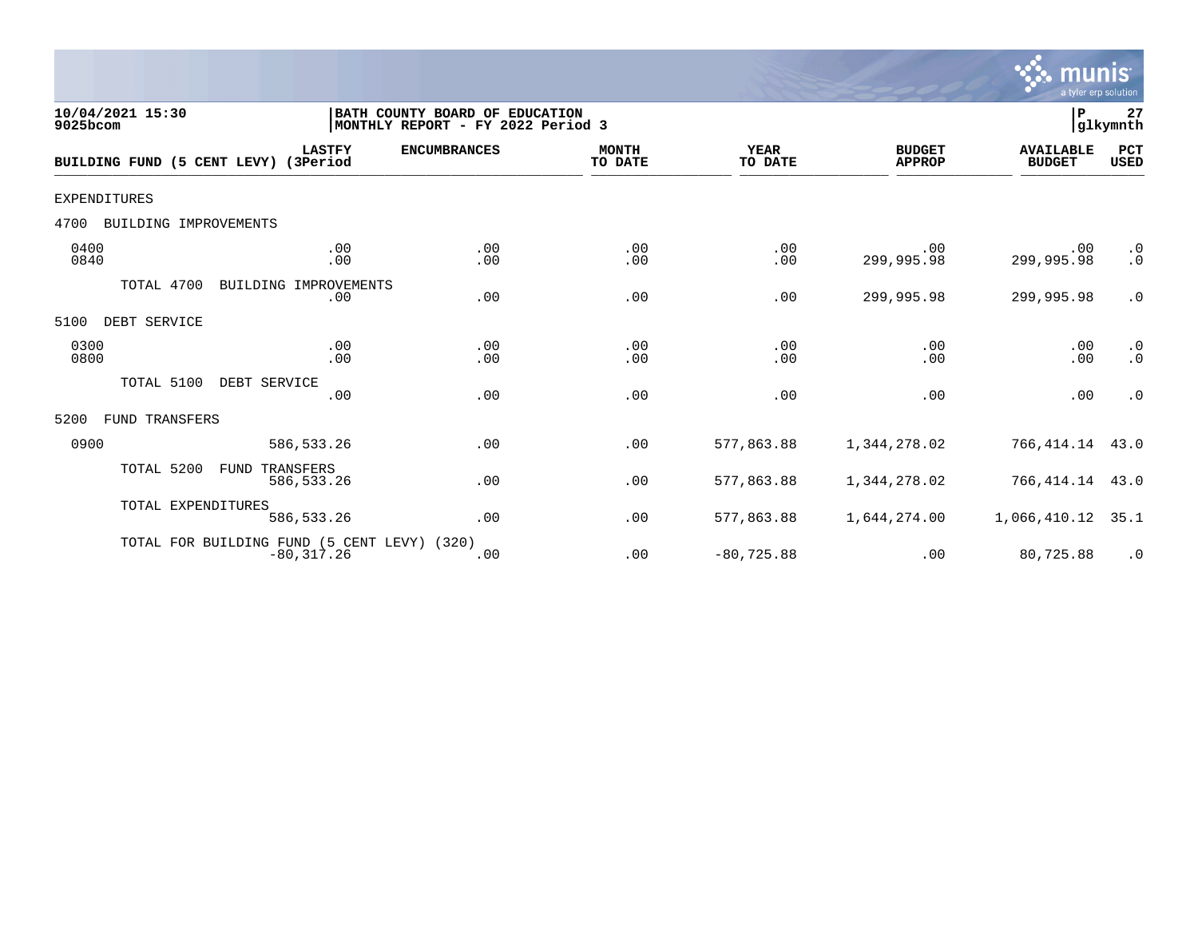**10/04/2021 15:30** | **BATH COUNTY BOARD OF EDUCATION** | **P 27**
**9025bcom** | **MONTHLY REPORT - FY 2022 Period 3** | **glkymnth**

| BUILDING FUND (5 CENT LEVY) | LASTFY (3Period | ENCUMBRANCES | MONTH TO DATE | YEAR TO DATE | BUDGET APPROP | AVAILABLE BUDGET | PCT USED |
|---|---|---|---|---|---|---|---|
| EXPENDITURES | | | | | | | |
| 4700 BUILDING IMPROVEMENTS | | | | | | | |
| 0400 | .00 | .00 | .00 | .00 | .00 | .00 | .0 |
| 0840 | .00 | .00 | .00 | .00 | 299,995.98 | 299,995.98 | .0 |
| TOTAL 4700 BUILDING IMPROVEMENTS | .00 | .00 | .00 | .00 | 299,995.98 | 299,995.98 | .0 |
| 5100 DEBT SERVICE | | | | | | | |
| 0300 | .00 | .00 | .00 | .00 | .00 | .00 | .0 |
| 0800 | .00 | .00 | .00 | .00 | .00 | .00 | .0 |
| TOTAL 5100 DEBT SERVICE | .00 | .00 | .00 | .00 | .00 | .00 | .0 |
| 5200 FUND TRANSFERS | | | | | | | |
| 0900 | 586,533.26 | .00 | .00 | 577,863.88 | 1,344,278.02 | 766,414.14 | 43.0 |
| TOTAL 5200 FUND TRANSFERS | 586,533.26 | .00 | .00 | 577,863.88 | 1,344,278.02 | 766,414.14 | 43.0 |
| TOTAL EXPENDITURES | 586,533.26 | .00 | .00 | 577,863.88 | 1,644,274.00 | 1,066,410.12 | 35.1 |
| TOTAL FOR BUILDING FUND (5 CENT LEVY) (320) | -80,317.26 | .00 | .00 | -80,725.88 | .00 | 80,725.88 | .0 |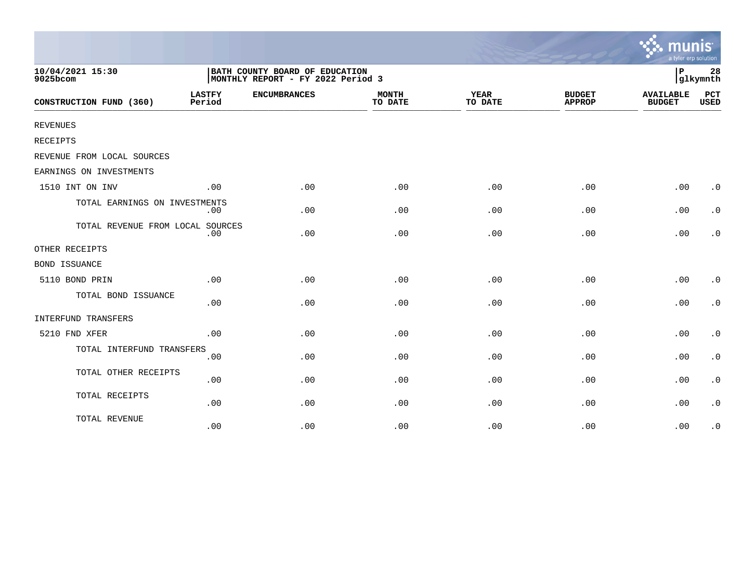10/04/2021 15:30
9025bcom

**BATH COUNTY BOARD OF EDUCATION**
**MONTHLY REPORT - FY 2022 Period 3**

P 28
glkymnth

| CONSTRUCTION FUND (360) | LASTFY Period | ENCUMBRANCES | MONTH TO DATE | YEAR TO DATE | BUDGET APPROP | AVAILABLE BUDGET | PCT USED |
|---|---|---|---|---|---|---|---|
| REVENUES | | | | | | | |
| RECEIPTS | | | | | | | |
| REVENUE FROM LOCAL SOURCES | | | | | | | |
| EARNINGS ON INVESTMENTS | | | | | | | |
| 1510 INT ON INV | .00 | .00 | .00 | .00 | .00 | .00 | .0 |
| TOTAL EARNINGS ON INVESTMENTS | .00 | .00 | .00 | .00 | .00 | .00 | .0 |
| TOTAL REVENUE FROM LOCAL SOURCES | .00 | .00 | .00 | .00 | .00 | .00 | .0 |
| OTHER RECEIPTS | | | | | | | |
| BOND ISSUANCE | | | | | | | |
| 5110 BOND PRIN | .00 | .00 | .00 | .00 | .00 | .00 | .0 |
| TOTAL BOND ISSUANCE | .00 | .00 | .00 | .00 | .00 | .00 | .0 |
| INTERFUND TRANSFERS | | | | | | | |
| 5210 FND XFER | .00 | .00 | .00 | .00 | .00 | .00 | .0 |
| TOTAL INTERFUND TRANSFERS | .00 | .00 | .00 | .00 | .00 | .00 | .0 |
| TOTAL OTHER RECEIPTS | .00 | .00 | .00 | .00 | .00 | .00 | .0 |
| TOTAL RECEIPTS | .00 | .00 | .00 | .00 | .00 | .00 | .0 |
| TOTAL REVENUE | .00 | .00 | .00 | .00 | .00 | .00 | .0 |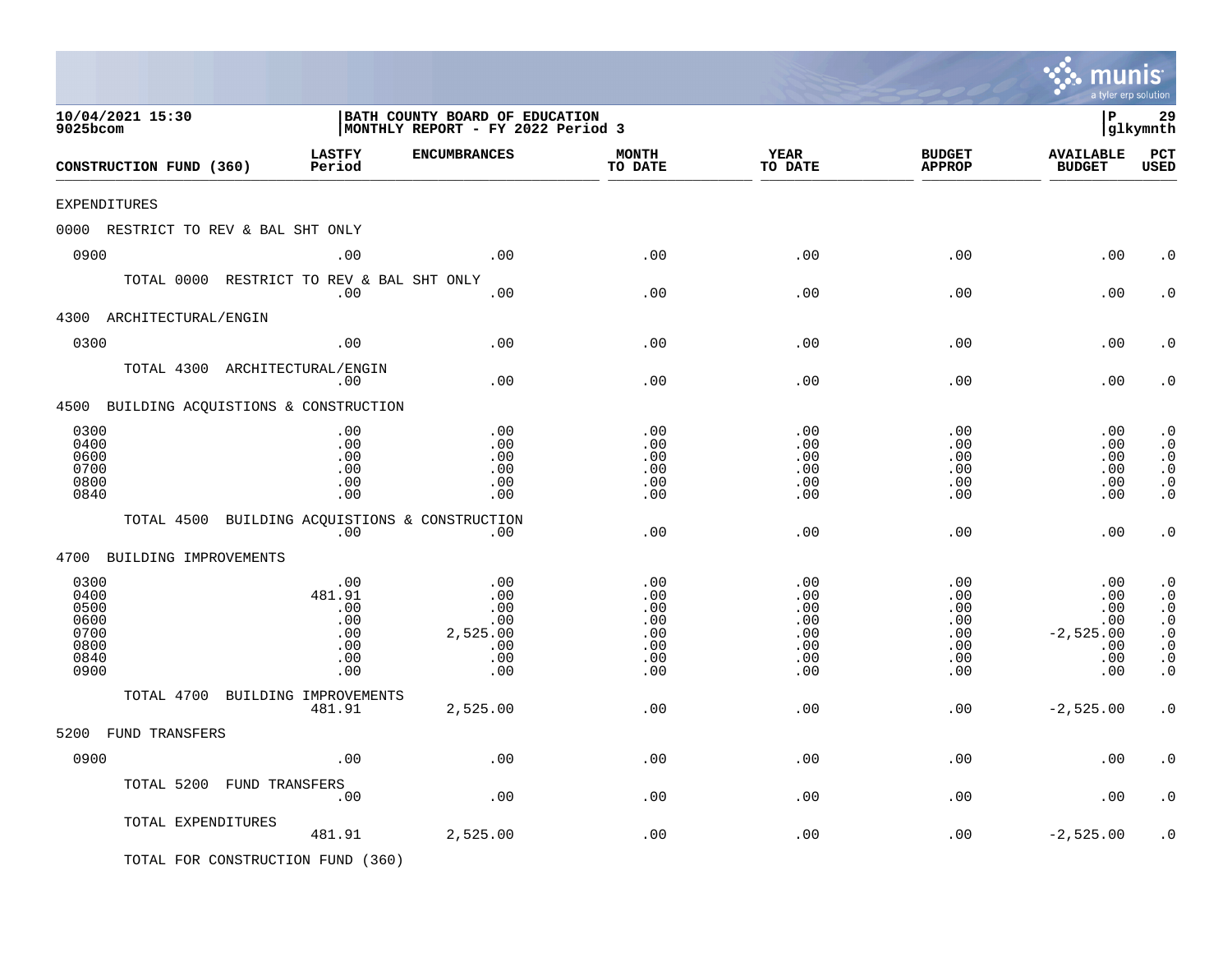10/04/2021 15:30
9025bcom

BATH COUNTY BOARD OF EDUCATION
MONTHLY REPORT - FY 2022 Period 3

P 29
glkymnth

| CONSTRUCTION FUND (360) | LASTFY Period | ENCUMBRANCES | MONTH TO DATE | YEAR TO DATE | BUDGET APPROP | AVAILABLE BUDGET | PCT USED |
|---|---|---|---|---|---|---|---|
| EXPENDITURES | | | | | | | |
| 0000 RESTRICT TO REV & BAL SHT ONLY | | | | | | | |
| 0900 | .00 | .00 | .00 | .00 | .00 | .00 | .0 |
| TOTAL 0000 RESTRICT TO REV & BAL SHT ONLY | .00 | .00 | .00 | .00 | .00 | .00 | .0 |
| 4300 ARCHITECTURAL/ENGIN | | | | | | | |
| 0300 | .00 | .00 | .00 | .00 | .00 | .00 | .0 |
| TOTAL 4300 ARCHITECTURAL/ENGIN | .00 | .00 | .00 | .00 | .00 | .00 | .0 |
| 4500 BUILDING ACQUISTIONS & CONSTRUCTION | | | | | | | |
| 0300 | .00 | .00 | .00 | .00 | .00 | .00 | .0 |
| 0400 | .00 | .00 | .00 | .00 | .00 | .00 | .0 |
| 0600 | .00 | .00 | .00 | .00 | .00 | .00 | .0 |
| 0700 | .00 | .00 | .00 | .00 | .00 | .00 | .0 |
| 0800 | .00 | .00 | .00 | .00 | .00 | .00 | .0 |
| 0840 | .00 | .00 | .00 | .00 | .00 | .00 | .0 |
| TOTAL 4500 BUILDING ACQUISTIONS & CONSTRUCTION | .00 | .00 | .00 | .00 | .00 | .00 | .0 |
| 4700 BUILDING IMPROVEMENTS | | | | | | | |
| 0300 | .00 | .00 | .00 | .00 | .00 | .00 | .0 |
| 0400 | 481.91 | .00 | .00 | .00 | .00 | .00 | .0 |
| 0500 | .00 | .00 | .00 | .00 | .00 | .00 | .0 |
| 0600 | .00 | .00 | .00 | .00 | .00 | .00 | .0 |
| 0700 | .00 | 2,525.00 | .00 | .00 | .00 | -2,525.00 | .0 |
| 0800 | .00 | .00 | .00 | .00 | .00 | .00 | .0 |
| 0840 | .00 | .00 | .00 | .00 | .00 | .00 | .0 |
| 0900 | .00 | .00 | .00 | .00 | .00 | .00 | .0 |
| TOTAL 4700 BUILDING IMPROVEMENTS | 481.91 | 2,525.00 | .00 | .00 | .00 | -2,525.00 | .0 |
| 5200 FUND TRANSFERS | | | | | | | |
| 0900 | .00 | .00 | .00 | .00 | .00 | .00 | .0 |
| TOTAL 5200 FUND TRANSFERS | .00 | .00 | .00 | .00 | .00 | .00 | .0 |
| TOTAL EXPENDITURES | 481.91 | 2,525.00 | .00 | .00 | .00 | -2,525.00 | .0 |
| TOTAL FOR CONSTRUCTION FUND (360) | | | | | | | |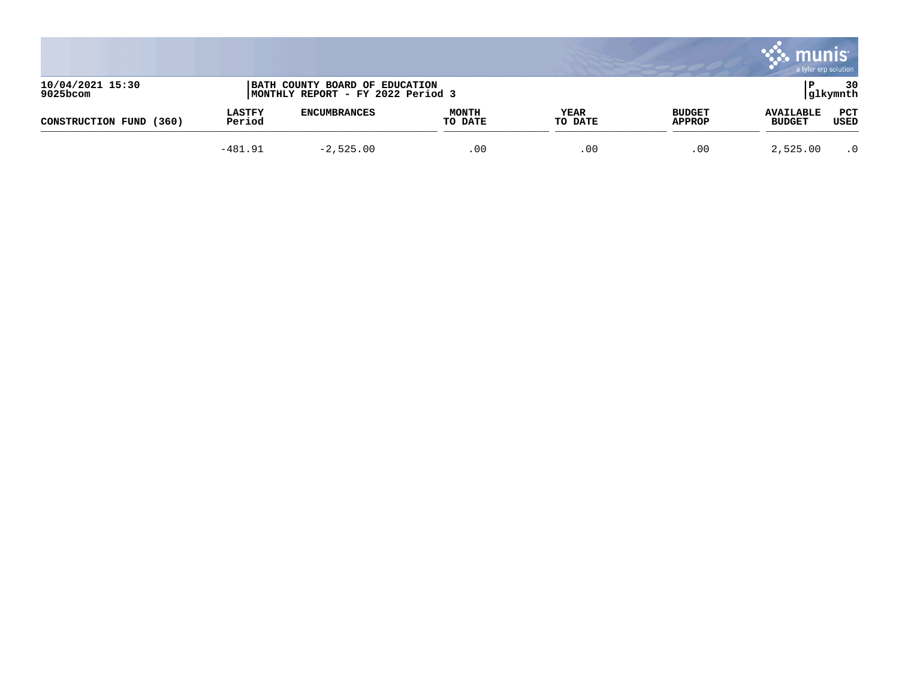10/04/2021 15:30
9025bcom

BATH COUNTY BOARD OF EDUCATION
MONTHLY REPORT - FY 2022 Period 3

P 30
glkymnth

| CONSTRUCTION FUND (360) | LASTFY Period | ENCUMBRANCES | MONTH TO DATE | YEAR TO DATE | BUDGET APPROP | AVAILABLE BUDGET | PCT USED |
|---|---|---|---|---|---|---|---|
| | -481.91 | -2,525.00 | .00 | .00 | .00 | 2,525.00 | .0 |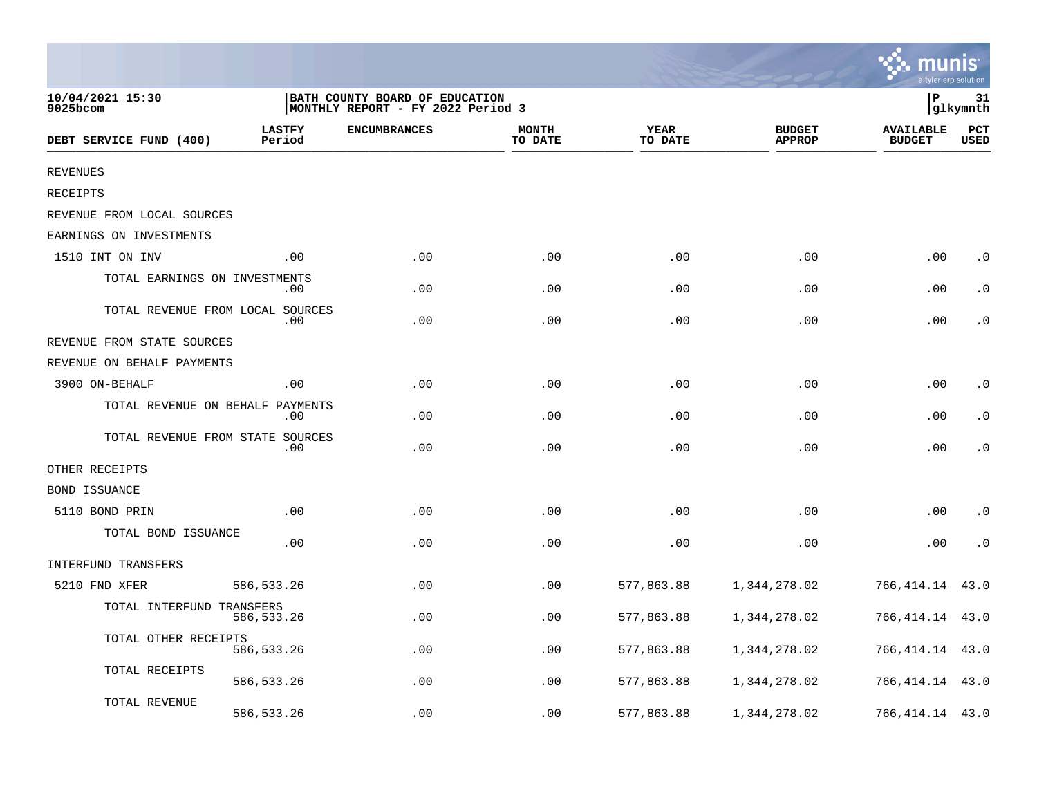10/04/2021 15:30
9025bcom

BATH COUNTY BOARD OF EDUCATION
MONTHLY REPORT - FY 2022 Period 3

P 31
glkymnth

| DEBT SERVICE FUND (400) | LASTFY Period | ENCUMBRANCES | MONTH TO DATE | YEAR TO DATE | BUDGET APPROP | AVAILABLE BUDGET | PCT USED |
|---|---|---|---|---|---|---|---|
| REVENUES | | | | | | | |
| RECEIPTS | | | | | | | |
| REVENUE FROM LOCAL SOURCES | | | | | | | |
| EARNINGS ON INVESTMENTS | | | | | | | |
| 1510 INT ON INV | .00 | .00 | .00 | .00 | .00 | .00 | .0 |
| TOTAL EARNINGS ON INVESTMENTS | .00 | .00 | .00 | .00 | .00 | .00 | .0 |
| TOTAL REVENUE FROM LOCAL SOURCES | .00 | .00 | .00 | .00 | .00 | .00 | .0 |
| REVENUE FROM STATE SOURCES | | | | | | | |
| REVENUE ON BEHALF PAYMENTS | | | | | | | |
| 3900 ON-BEHALF | .00 | .00 | .00 | .00 | .00 | .00 | .0 |
| TOTAL REVENUE ON BEHALF PAYMENTS | .00 | .00 | .00 | .00 | .00 | .00 | .0 |
| TOTAL REVENUE FROM STATE SOURCES | .00 | .00 | .00 | .00 | .00 | .00 | .0 |
| OTHER RECEIPTS | | | | | | | |
| BOND ISSUANCE | | | | | | | |
| 5110 BOND PRIN | .00 | .00 | .00 | .00 | .00 | .00 | .0 |
| TOTAL BOND ISSUANCE | .00 | .00 | .00 | .00 | .00 | .00 | .0 |
| INTERFUND TRANSFERS | | | | | | | |
| 5210 FND XFER | 586,533.26 | .00 | .00 | 577,863.88 | 1,344,278.02 | 766,414.14 | 43.0 |
| TOTAL INTERFUND TRANSFERS | 586,533.26 | .00 | .00 | 577,863.88 | 1,344,278.02 | 766,414.14 | 43.0 |
| TOTAL OTHER RECEIPTS | 586,533.26 | .00 | .00 | 577,863.88 | 1,344,278.02 | 766,414.14 | 43.0 |
| TOTAL RECEIPTS | 586,533.26 | .00 | .00 | 577,863.88 | 1,344,278.02 | 766,414.14 | 43.0 |
| TOTAL REVENUE | 586,533.26 | .00 | .00 | 577,863.88 | 1,344,278.02 | 766,414.14 | 43.0 |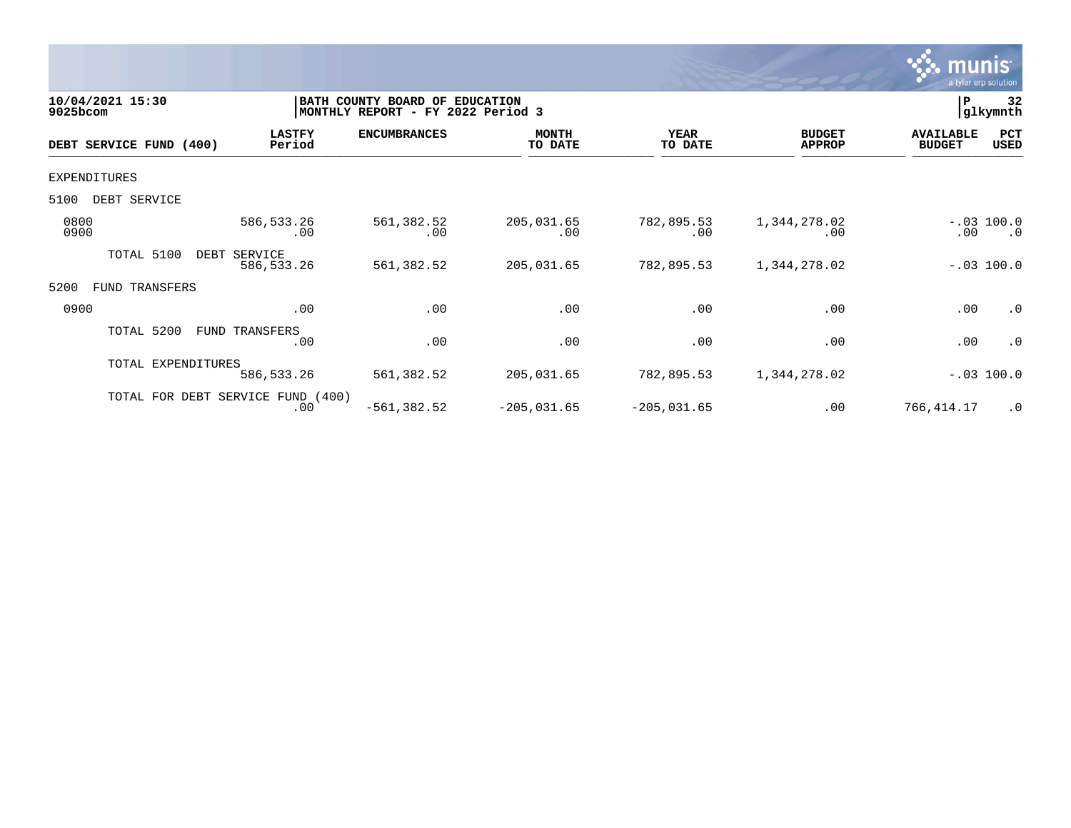10/04/2021 15:30 | BATH COUNTY BOARD OF EDUCATION | P 32
9025bcom | MONTHLY REPORT - FY 2022 Period 3 | glkymnth

| DEBT SERVICE FUND (400) | LASTFY Period | ENCUMBRANCES | MONTH TO DATE | YEAR TO DATE | BUDGET APPROP | AVAILABLE BUDGET | PCT USED |
|---|---|---|---|---|---|---|---|
| EXPENDITURES | | | | | | | |
| 5100 DEBT SERVICE | | | | | | | |
| 0800 | 586,533.26 | 561,382.52 | 205,031.65 | 782,895.53 | 1,344,278.02 | -.03 | 100.0 |
| 0900 | .00 | .00 | .00 | .00 | .00 | .00 | .0 |
| TOTAL 5100 DEBT SERVICE | 586,533.26 | 561,382.52 | 205,031.65 | 782,895.53 | 1,344,278.02 | -.03 | 100.0 |
| 5200 FUND TRANSFERS | | | | | | | |
| 0900 | .00 | .00 | .00 | .00 | .00 | .00 | .0 |
| TOTAL 5200 FUND TRANSFERS | .00 | .00 | .00 | .00 | .00 | .00 | .0 |
| TOTAL EXPENDITURES | 586,533.26 | 561,382.52 | 205,031.65 | 782,895.53 | 1,344,278.02 | -.03 | 100.0 |
| TOTAL FOR DEBT SERVICE FUND (400) | .00 | -561,382.52 | -205,031.65 | -205,031.65 | .00 | 766,414.17 | .0 |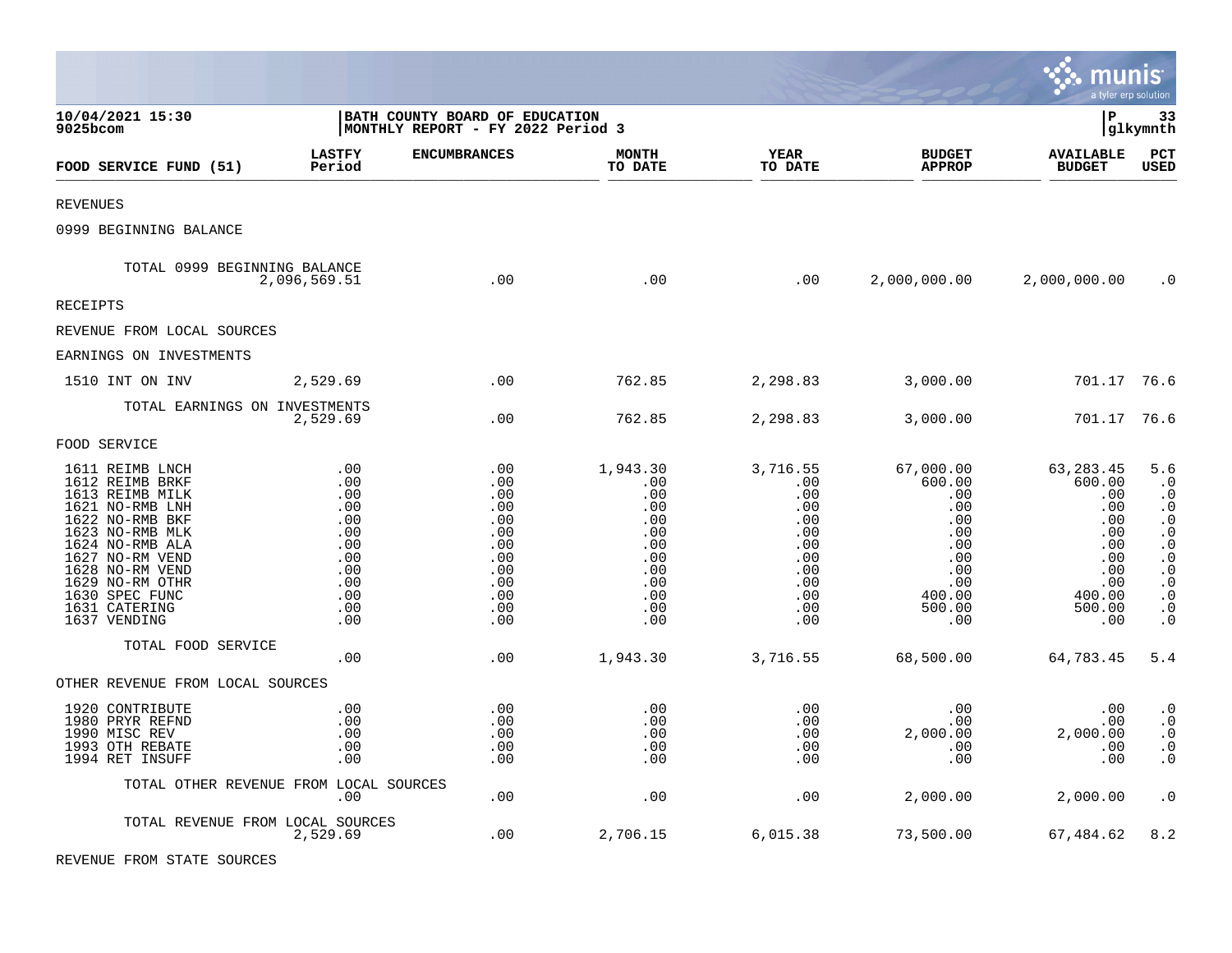10/04/2021 15:30 | BATH COUNTY BOARD OF EDUCATION | P 33
9025bcom | MONTHLY REPORT - FY 2022 Period 3 | glkymnth

| FOOD SERVICE FUND (51) | LASTFY Period | ENCUMBRANCES | MONTH TO DATE | YEAR TO DATE | BUDGET APPROP | AVAILABLE BUDGET | PCT USED |
|---|---|---|---|---|---|---|---|
| REVENUES | | | | | | | |
| 0999 BEGINNING BALANCE | | | | | | | |
| TOTAL 0999 BEGINNING BALANCE | 2,096,569.51 | .00 | .00 | .00 | 2,000,000.00 | 2,000,000.00 | .0 |
| RECEIPTS | | | | | | | |
| REVENUE FROM LOCAL SOURCES | | | | | | | |
| EARNINGS ON INVESTMENTS | | | | | | | |
| 1510 INT ON INV | 2,529.69 | .00 | 762.85 | 2,298.83 | 3,000.00 | 701.17 | 76.6 |
| TOTAL EARNINGS ON INVESTMENTS | 2,529.69 | .00 | 762.85 | 2,298.83 | 3,000.00 | 701.17 | 76.6 |
| FOOD SERVICE | | | | | | | |
| 1611 REIMB LNCH | .00 | .00 | 1,943.30 | 3,716.55 | 67,000.00 | 63,283.45 | 5.6 |
| 1612 REIMB BRKF | .00 | .00 | .00 | .00 | 600.00 | 600.00 | .0 |
| 1613 REIMB MILK | .00 | .00 | .00 | .00 | .00 | .00 | .0 |
| 1621 NO-RMB LNH | .00 | .00 | .00 | .00 | .00 | .00 | .0 |
| 1622 NO-RMB BKF | .00 | .00 | .00 | .00 | .00 | .00 | .0 |
| 1623 NO-RMB MLK | .00 | .00 | .00 | .00 | .00 | .00 | .0 |
| 1624 NO-RMB ALA | .00 | .00 | .00 | .00 | .00 | .00 | .0 |
| 1627 NO-RM VEND | .00 | .00 | .00 | .00 | .00 | .00 | .0 |
| 1628 NO-RM VEND | .00 | .00 | .00 | .00 | .00 | .00 | .0 |
| 1629 NO-RM OTHR | .00 | .00 | .00 | .00 | .00 | .00 | .0 |
| 1630 SPEC FUNC | .00 | .00 | .00 | .00 | 400.00 | 400.00 | .0 |
| 1631 CATERING | .00 | .00 | .00 | .00 | 500.00 | 500.00 | .0 |
| 1637 VENDING | .00 | .00 | .00 | .00 | .00 | .00 | .0 |
| TOTAL FOOD SERVICE | .00 | .00 | 1,943.30 | 3,716.55 | 68,500.00 | 64,783.45 | 5.4 |
| OTHER REVENUE FROM LOCAL SOURCES | | | | | | | |
| 1920 CONTRIBUTE | .00 | .00 | .00 | .00 | .00 | .00 | .0 |
| 1980 PRYR REFND | .00 | .00 | .00 | .00 | .00 | .00 | .0 |
| 1990 MISC REV | .00 | .00 | .00 | .00 | 2,000.00 | 2,000.00 | .0 |
| 1993 OTH REBATE | .00 | .00 | .00 | .00 | .00 | .00 | .0 |
| 1994 RET INSUFF | .00 | .00 | .00 | .00 | .00 | .00 | .0 |
| TOTAL OTHER REVENUE FROM LOCAL SOURCES | .00 | .00 | .00 | .00 | 2,000.00 | 2,000.00 | .0 |
| TOTAL REVENUE FROM LOCAL SOURCES | 2,529.69 | .00 | 2,706.15 | 6,015.38 | 73,500.00 | 67,484.62 | 8.2 |
| REVENUE FROM STATE SOURCES | | | | | | | |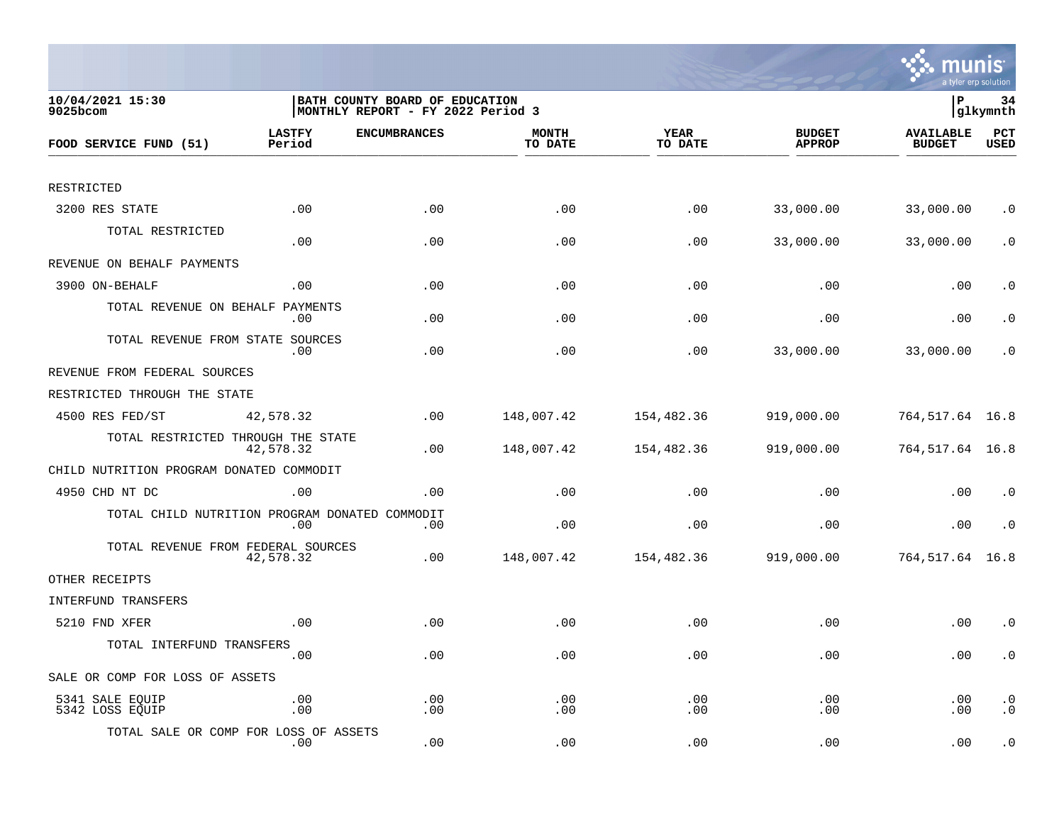10/04/2021 15:30
9025bcom

BATH COUNTY BOARD OF EDUCATION
MONTHLY REPORT - FY 2022 Period 3

P 34
glkymnth

| FOOD SERVICE FUND (51) | LASTFY Period | ENCUMBRANCES | MONTH TO DATE | YEAR TO DATE | BUDGET APPROP | AVAILABLE BUDGET | PCT USED |
|---|---|---|---|---|---|---|---|
| RESTRICTED | | | | | | | |
| 3200 RES STATE | .00 | .00 | .00 | .00 | 33,000.00 | 33,000.00 | .0 |
| TOTAL RESTRICTED | .00 | .00 | .00 | .00 | 33,000.00 | 33,000.00 | .0 |
| REVENUE ON BEHALF PAYMENTS | | | | | | | |
| 3900 ON-BEHALF | .00 | .00 | .00 | .00 | .00 | .00 | .0 |
| TOTAL REVENUE ON BEHALF PAYMENTS | .00 | .00 | .00 | .00 | .00 | .00 | .0 |
| TOTAL REVENUE FROM STATE SOURCES | .00 | .00 | .00 | .00 | 33,000.00 | 33,000.00 | .0 |
| REVENUE FROM FEDERAL SOURCES | | | | | | | |
| RESTRICTED THROUGH THE STATE | | | | | | | |
| 4500 RES FED/ST | 42,578.32 | .00 | 148,007.42 | 154,482.36 | 919,000.00 | 764,517.64 | 16.8 |
| TOTAL RESTRICTED THROUGH THE STATE | 42,578.32 | .00 | 148,007.42 | 154,482.36 | 919,000.00 | 764,517.64 | 16.8 |
| CHILD NUTRITION PROGRAM DONATED COMMODIT | | | | | | | |
| 4950 CHD NT DC | .00 | .00 | .00 | .00 | .00 | .00 | .0 |
| TOTAL CHILD NUTRITION PROGRAM DONATED COMMODIT | .00 | .00 | .00 | .00 | .00 | .00 | .0 |
| TOTAL REVENUE FROM FEDERAL SOURCES | 42,578.32 | .00 | 148,007.42 | 154,482.36 | 919,000.00 | 764,517.64 | 16.8 |
| OTHER RECEIPTS | | | | | | | |
| INTERFUND TRANSFERS | | | | | | | |
| 5210 FND XFER | .00 | .00 | .00 | .00 | .00 | .00 | .0 |
| TOTAL INTERFUND TRANSFERS | .00 | .00 | .00 | .00 | .00 | .00 | .0 |
| SALE OR COMP FOR LOSS OF ASSETS | | | | | | | |
| 5341 SALE EQUIP | .00 | .00 | .00 | .00 | .00 | .00 | .0 |
| 5342 LOSS EQUIP | .00 | .00 | .00 | .00 | .00 | .00 | .0 |
| TOTAL SALE OR COMP FOR LOSS OF ASSETS | .00 | .00 | .00 | .00 | .00 | .00 | .0 |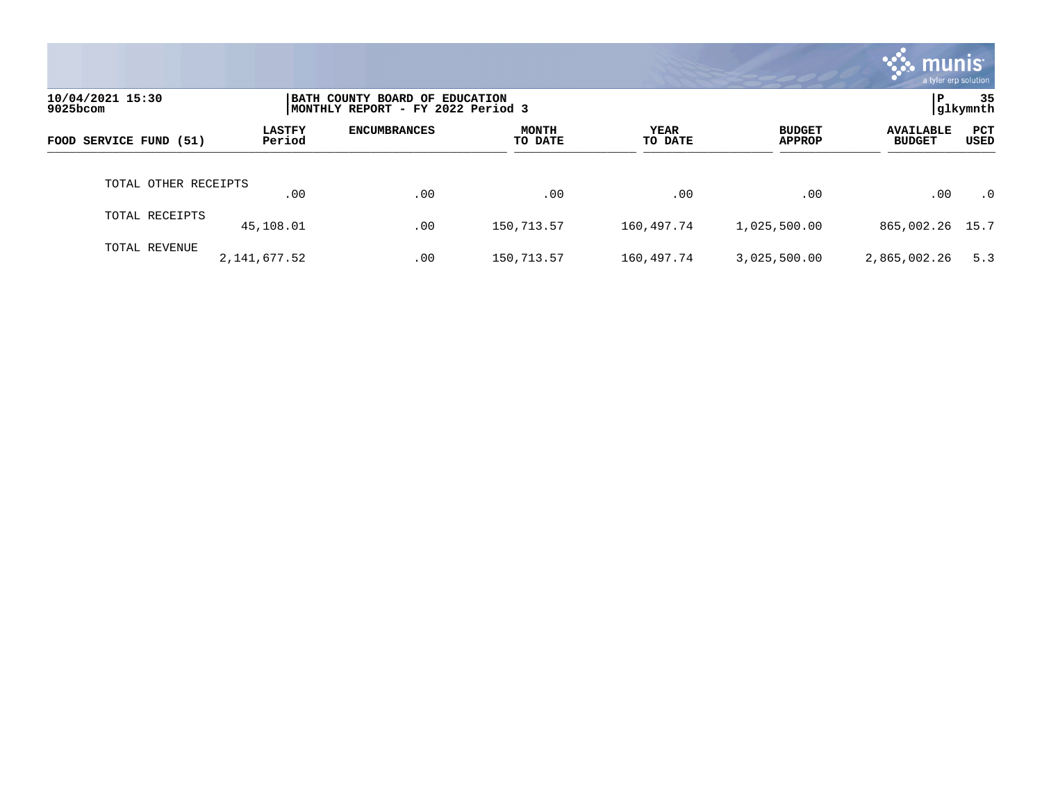BATH COUNTY BOARD OF EDUCATION
MONTHLY REPORT - FY 2022 Period 3

| FOOD SERVICE FUND (51) | LASTFY Period | ENCUMBRANCES | MONTH TO DATE | YEAR TO DATE | BUDGET APPROP | AVAILABLE BUDGET | PCT USED |
|---|---|---|---|---|---|---|---|
| TOTAL OTHER RECEIPTS | .00 | .00 | .00 | .00 | .00 | .00 | .0 |
| TOTAL RECEIPTS | 45,108.01 | .00 | 150,713.57 | 160,497.74 | 1,025,500.00 | 865,002.26 | 15.7 |
| TOTAL REVENUE | 2,141,677.52 | .00 | 150,713.57 | 160,497.74 | 3,025,500.00 | 2,865,002.26 | 5.3 |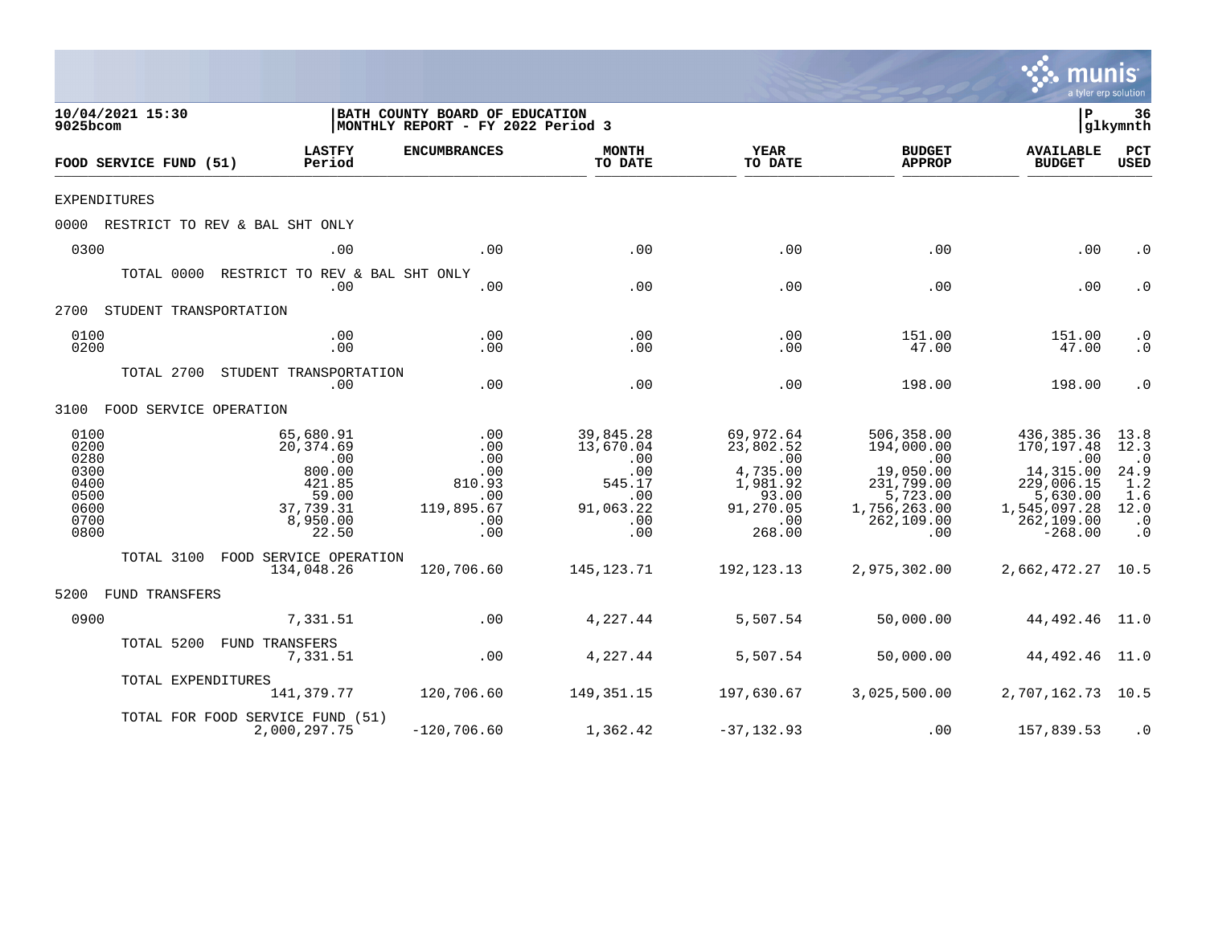10/04/2021 15:30
9025bcom

**BATH COUNTY BOARD OF EDUCATION**
**MONTHLY REPORT - FY 2022 Period 3**

P 36
glkymnth

| FOOD SERVICE FUND (51) | LASTFY Period | ENCUMBRANCES | MONTH TO DATE | YEAR TO DATE | BUDGET APPROP | AVAILABLE BUDGET | PCT USED |
|---|---|---|---|---|---|---|---|
| EXPENDITURES | | | | | | | |
| 0000 RESTRICT TO REV & BAL SHT ONLY | | | | | | | |
| 0300 | .00 | .00 | .00 | .00 | .00 | .00 | .0 |
| TOTAL 0000 RESTRICT TO REV & BAL SHT ONLY | .00 | .00 | .00 | .00 | .00 | .00 | .0 |
| 2700 STUDENT TRANSPORTATION | | | | | | | |
| 0100 | .00 | .00 | .00 | .00 | 151.00 | 151.00 | .0 |
| 0200 | .00 | .00 | .00 | .00 | 47.00 | 47.00 | .0 |
| TOTAL 2700 STUDENT TRANSPORTATION | .00 | .00 | .00 | .00 | 198.00 | 198.00 | .0 |
| 3100 FOOD SERVICE OPERATION | | | | | | | |
| 0100 | 65,680.91 | .00 | 39,845.28 | 69,972.64 | 506,358.00 | 436,385.36 | 13.8 |
| 0200 | 20,374.69 | .00 | 13,670.04 | 23,802.52 | 194,000.00 | 170,197.48 | 12.3 |
| 0280 | .00 | .00 | .00 | .00 | .00 | .00 | .0 |
| 0300 | 800.00 | .00 | .00 | 4,735.00 | 19,050.00 | 14,315.00 | 24.9 |
| 0400 | 421.85 | 810.93 | 545.17 | 1,981.92 | 231,799.00 | 229,006.15 | 1.2 |
| 0500 | 59.00 | .00 | .00 | 93.00 | 5,723.00 | 5,630.00 | 1.6 |
| 0600 | 37,739.31 | 119,895.67 | 91,063.22 | 91,270.05 | 1,756,263.00 | 1,545,097.28 | 12.0 |
| 0700 | 8,950.00 | .00 | .00 | .00 | 262,109.00 | 262,109.00 | .0 |
| 0800 | 22.50 | .00 | .00 | 268.00 | .00 | -268.00 | .0 |
| TOTAL 3100 FOOD SERVICE OPERATION | 134,048.26 | 120,706.60 | 145,123.71 | 192,123.13 | 2,975,302.00 | 2,662,472.27 | 10.5 |
| 5200 FUND TRANSFERS | | | | | | | |
| 0900 | 7,331.51 | .00 | 4,227.44 | 5,507.54 | 50,000.00 | 44,492.46 | 11.0 |
| TOTAL 5200 FUND TRANSFERS | 7,331.51 | .00 | 4,227.44 | 5,507.54 | 50,000.00 | 44,492.46 | 11.0 |
| TOTAL EXPENDITURES | 141,379.77 | 120,706.60 | 149,351.15 | 197,630.67 | 3,025,500.00 | 2,707,162.73 | 10.5 |
| TOTAL FOR FOOD SERVICE FUND (51) | 2,000,297.75 | -120,706.60 | 1,362.42 | -37,132.93 | .00 | 157,839.53 | .0 |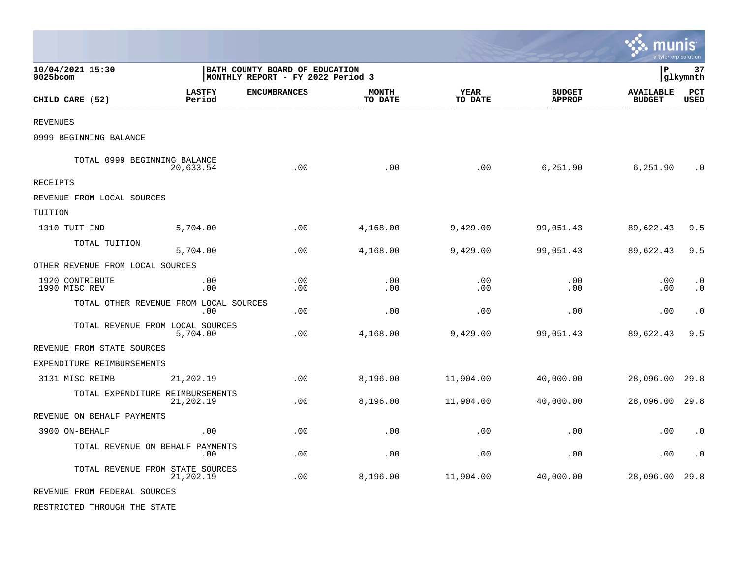10/04/2021 15:30 9025bcom | BATH COUNTY BOARD OF EDUCATION MONTHLY REPORT - FY 2022 Period 3 | P 37 glkymnth

| CHILD CARE (52) | LASTFY Period | ENCUMBRANCES | MONTH TO DATE | YEAR TO DATE | BUDGET APPROP | AVAILABLE BUDGET | PCT USED |
|---|---|---|---|---|---|---|---|
| REVENUES | | | | | | | |
| 0999 BEGINNING BALANCE | | | | | | | |
| TOTAL 0999 BEGINNING BALANCE | 20,633.54 | .00 | .00 | .00 | 6,251.90 | 6,251.90 | .0 |
| RECEIPTS | | | | | | | |
| REVENUE FROM LOCAL SOURCES | | | | | | | |
| TUITION | | | | | | | |
| 1310 TUIT IND | 5,704.00 | .00 | 4,168.00 | 9,429.00 | 99,051.43 | 89,622.43 | 9.5 |
| TOTAL TUITION | 5,704.00 | .00 | 4,168.00 | 9,429.00 | 99,051.43 | 89,622.43 | 9.5 |
| OTHER REVENUE FROM LOCAL SOURCES | | | | | | | |
| 1920 CONTRIBUTE | .00 | .00 | .00 | .00 | .00 | .00 | .0 |
| 1990 MISC REV | .00 | .00 | .00 | .00 | .00 | .00 | .0 |
| TOTAL OTHER REVENUE FROM LOCAL SOURCES | .00 | .00 | .00 | .00 | .00 | .00 | .0 |
| TOTAL REVENUE FROM LOCAL SOURCES | 5,704.00 | .00 | 4,168.00 | 9,429.00 | 99,051.43 | 89,622.43 | 9.5 |
| REVENUE FROM STATE SOURCES | | | | | | | |
| EXPENDITURE REIMBURSEMENTS | | | | | | | |
| 3131 MISC REIMB | 21,202.19 | .00 | 8,196.00 | 11,904.00 | 40,000.00 | 28,096.00 | 29.8 |
| TOTAL EXPENDITURE REIMBURSEMENTS | 21,202.19 | .00 | 8,196.00 | 11,904.00 | 40,000.00 | 28,096.00 | 29.8 |
| REVENUE ON BEHALF PAYMENTS | | | | | | | |
| 3900 ON-BEHALF | .00 | .00 | .00 | .00 | .00 | .00 | .0 |
| TOTAL REVENUE ON BEHALF PAYMENTS | .00 | .00 | .00 | .00 | .00 | .00 | .0 |
| TOTAL REVENUE FROM STATE SOURCES | 21,202.19 | .00 | 8,196.00 | 11,904.00 | 40,000.00 | 28,096.00 | 29.8 |
| REVENUE FROM FEDERAL SOURCES | | | | | | | |
| RESTRICTED THROUGH THE STATE | | | | | | | |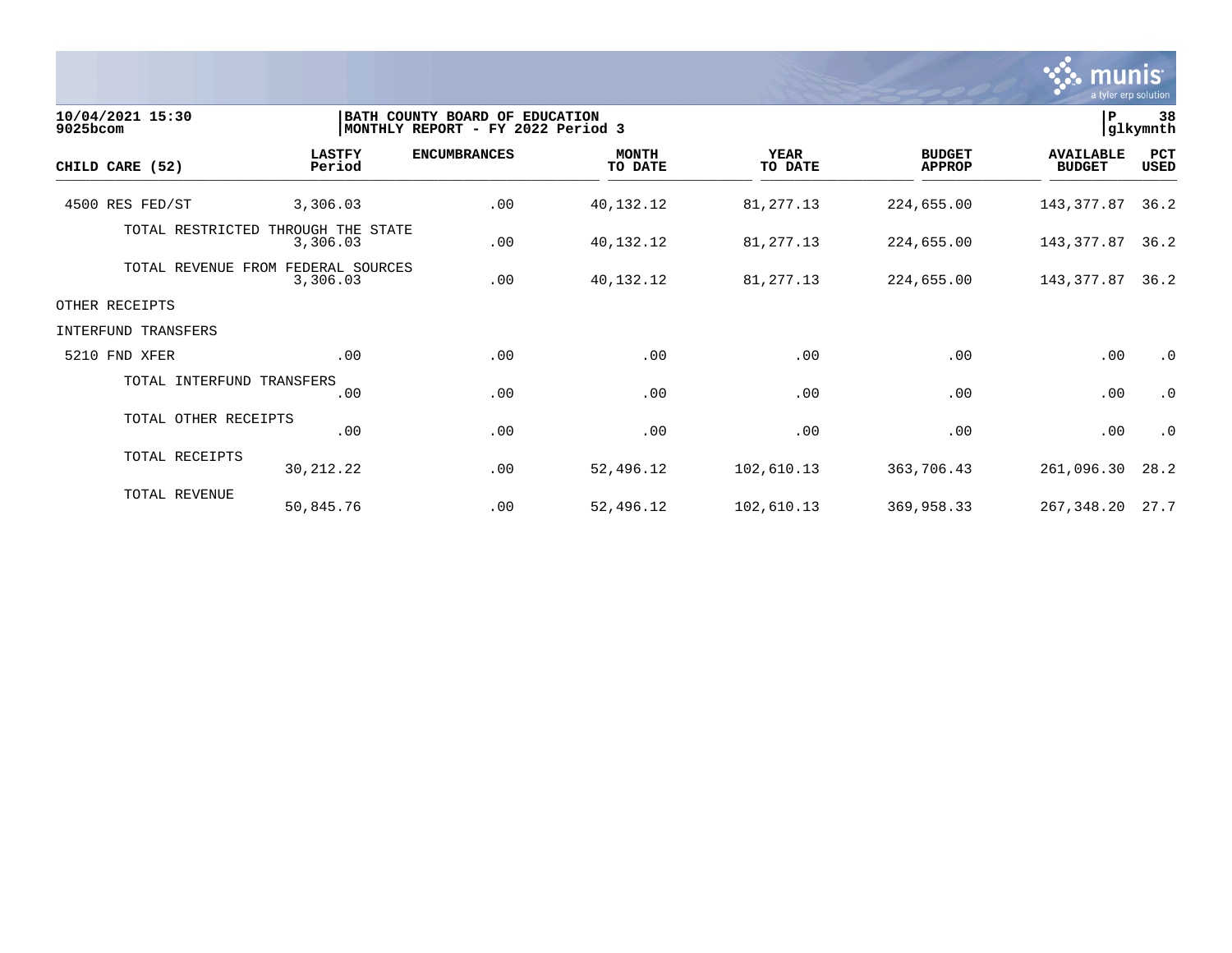**10/04/2021 15:30**
**9025bcom**

**BATH COUNTY BOARD OF EDUCATION**
**MONTHLY REPORT - FY 2022 Period 3**

**P 38**
**glkymnth**

| CHILD CARE (52) | LASTFY Period | ENCUMBRANCES | MONTH TO DATE | YEAR TO DATE | BUDGET APPROP | AVAILABLE BUDGET | PCT USED |
|---|---|---|---|---|---|---|---|
| 4500 RES FED/ST | 3,306.03 | .00 | 40,132.12 | 81,277.13 | 224,655.00 | 143,377.87 | 36.2 |
| TOTAL RESTRICTED THROUGH THE STATE | 3,306.03 | .00 | 40,132.12 | 81,277.13 | 224,655.00 | 143,377.87 | 36.2 |
| TOTAL REVENUE FROM FEDERAL SOURCES | 3,306.03 | .00 | 40,132.12 | 81,277.13 | 224,655.00 | 143,377.87 | 36.2 |
| OTHER RECEIPTS | | | | | | | |
| INTERFUND TRANSFERS | | | | | | | |
| 5210 FND XFER | .00 | .00 | .00 | .00 | .00 | .00 | .0 |
| TOTAL INTERFUND TRANSFERS | .00 | .00 | .00 | .00 | .00 | .00 | .0 |
| TOTAL OTHER RECEIPTS | .00 | .00 | .00 | .00 | .00 | .00 | .0 |
| TOTAL RECEIPTS | 30,212.22 | .00 | 52,496.12 | 102,610.13 | 363,706.43 | 261,096.30 | 28.2 |
| TOTAL REVENUE | 50,845.76 | .00 | 52,496.12 | 102,610.13 | 369,958.33 | 267,348.20 | 27.7 |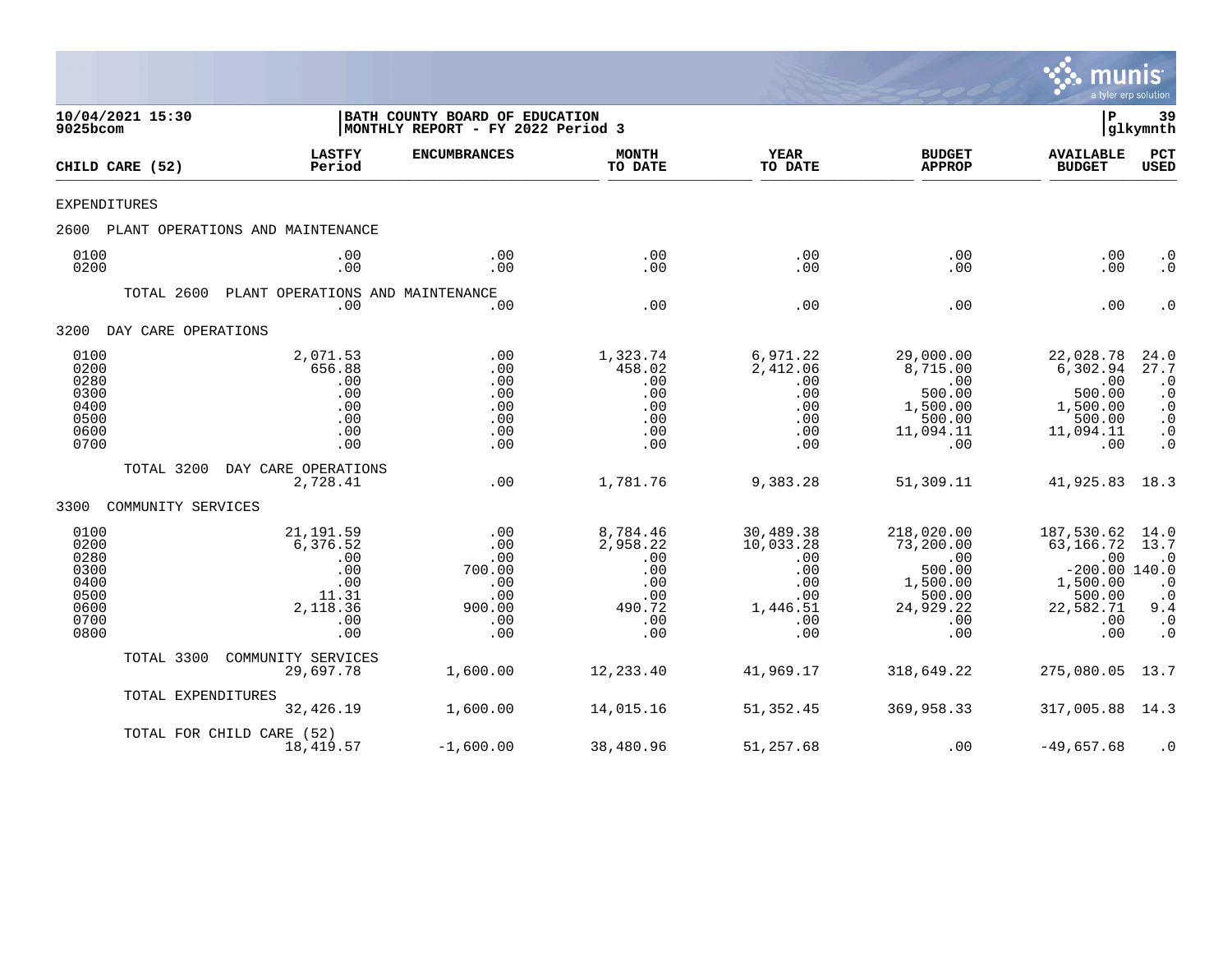10/04/2021 15:30 | BATH COUNTY BOARD OF EDUCATION | P 39
9025bcom | MONTHLY REPORT - FY 2022 Period 3 | glkymnth

| CHILD CARE (52) | LASTFY Period | ENCUMBRANCES | MONTH TO DATE | YEAR TO DATE | BUDGET APPROP | AVAILABLE BUDGET | PCT USED |
|---|---|---|---|---|---|---|---|
| EXPENDITURES | | | | | | | |
| 2600 PLANT OPERATIONS AND MAINTENANCE | | | | | | | |
| 0100 | .00 | .00 | .00 | .00 | .00 | .00 | .0 |
| 0200 | .00 | .00 | .00 | .00 | .00 | .00 | .0 |
| TOTAL 2600 PLANT OPERATIONS AND MAINTENANCE | .00 | .00 | .00 | .00 | .00 | .00 | .0 |
| 3200 DAY CARE OPERATIONS | | | | | | | |
| 0100 | 2,071.53 | .00 | 1,323.74 | 6,971.22 | 29,000.00 | 22,028.78 | 24.0 |
| 0200 | 656.88 | .00 | 458.02 | 2,412.06 | 8,715.00 | 6,302.94 | 27.7 |
| 0280 | .00 | .00 | .00 | .00 | .00 | .00 | .0 |
| 0300 | .00 | .00 | .00 | .00 | 500.00 | 500.00 | .0 |
| 0400 | .00 | .00 | .00 | .00 | 1,500.00 | 1,500.00 | .0 |
| 0500 | .00 | .00 | .00 | .00 | 500.00 | 500.00 | .0 |
| 0600 | .00 | .00 | .00 | .00 | 11,094.11 | 11,094.11 | .0 |
| 0700 | .00 | .00 | .00 | .00 | .00 | .00 | .0 |
| TOTAL 3200 DAY CARE OPERATIONS | 2,728.41 | .00 | 1,781.76 | 9,383.28 | 51,309.11 | 41,925.83 | 18.3 |
| 3300 COMMUNITY SERVICES | | | | | | | |
| 0100 | 21,191.59 | .00 | 8,784.46 | 30,489.38 | 218,020.00 | 187,530.62 | 14.0 |
| 0200 | 6,376.52 | .00 | 2,958.22 | 10,033.28 | 73,200.00 | 63,166.72 | 13.7 |
| 0280 | .00 | .00 | .00 | .00 | .00 | .00 | .0 |
| 0300 | .00 | 700.00 | .00 | .00 | 500.00 | -200.00 | 140.0 |
| 0400 | .00 | .00 | .00 | .00 | 1,500.00 | 1,500.00 | .0 |
| 0500 | 11.31 | .00 | .00 | .00 | 500.00 | 500.00 | .0 |
| 0600 | 2,118.36 | 900.00 | 490.72 | 1,446.51 | 24,929.22 | 22,582.71 | 9.4 |
| 0700 | .00 | .00 | .00 | .00 | .00 | .00 | .0 |
| 0800 | .00 | .00 | .00 | .00 | .00 | .00 | .0 |
| TOTAL 3300 COMMUNITY SERVICES | 29,697.78 | 1,600.00 | 12,233.40 | 41,969.17 | 318,649.22 | 275,080.05 | 13.7 |
| TOTAL EXPENDITURES | 32,426.19 | 1,600.00 | 14,015.16 | 51,352.45 | 369,958.33 | 317,005.88 | 14.3 |
| TOTAL FOR CHILD CARE (52) | 18,419.57 | -1,600.00 | 38,480.96 | 51,257.68 | .00 | -49,657.68 | .0 |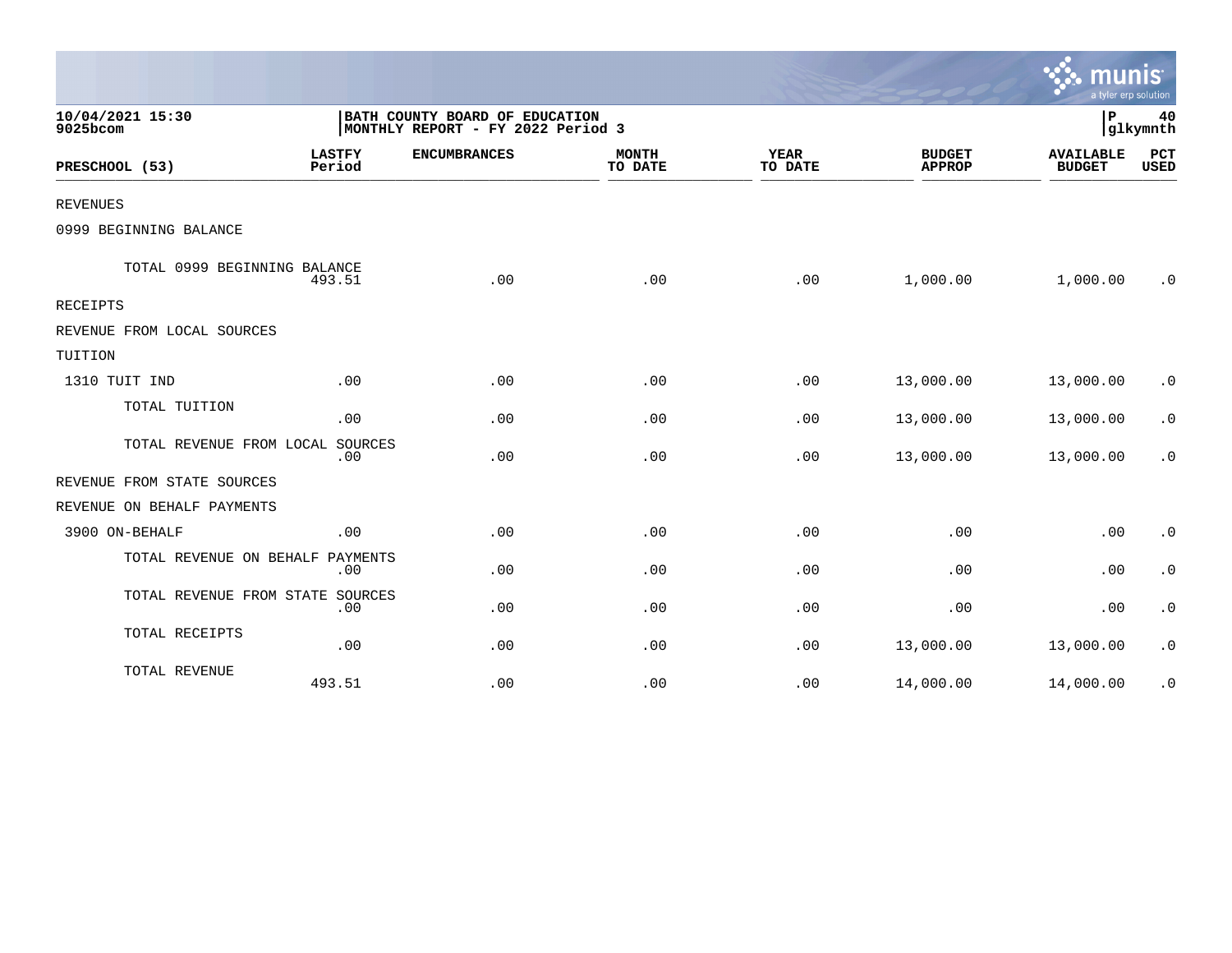10/04/2021 15:30
9025bcom

BATH COUNTY BOARD OF EDUCATION
MONTHLY REPORT - FY 2022 Period 3

P 40
glkymnth

| PRESCHOOL (53) | LASTFY Period | ENCUMBRANCES | MONTH TO DATE | YEAR TO DATE | BUDGET APPROP | AVAILABLE BUDGET | PCT USED |
|---|---|---|---|---|---|---|---|
| REVENUES | | | | | | | |
| 0999 BEGINNING BALANCE | | | | | | | |
| TOTAL 0999 BEGINNING BALANCE | 493.51 | .00 | .00 | .00 | 1,000.00 | 1,000.00 | .0 |
| RECEIPTS | | | | | | | |
| REVENUE FROM LOCAL SOURCES | | | | | | | |
| TUITION | | | | | | | |
| 1310 TUIT IND | .00 | .00 | .00 | .00 | 13,000.00 | 13,000.00 | .0 |
| TOTAL TUITION | .00 | .00 | .00 | .00 | 13,000.00 | 13,000.00 | .0 |
| TOTAL REVENUE FROM LOCAL SOURCES | .00 | .00 | .00 | .00 | 13,000.00 | 13,000.00 | .0 |
| REVENUE FROM STATE SOURCES | | | | | | | |
| REVENUE ON BEHALF PAYMENTS | | | | | | | |
| 3900 ON-BEHALF | .00 | .00 | .00 | .00 | .00 | .00 | .0 |
| TOTAL REVENUE ON BEHALF PAYMENTS | .00 | .00 | .00 | .00 | .00 | .00 | .0 |
| TOTAL REVENUE FROM STATE SOURCES | .00 | .00 | .00 | .00 | .00 | .00 | .0 |
| TOTAL RECEIPTS | .00 | .00 | .00 | .00 | 13,000.00 | 13,000.00 | .0 |
| TOTAL REVENUE | 493.51 | .00 | .00 | .00 | 14,000.00 | 14,000.00 | .0 |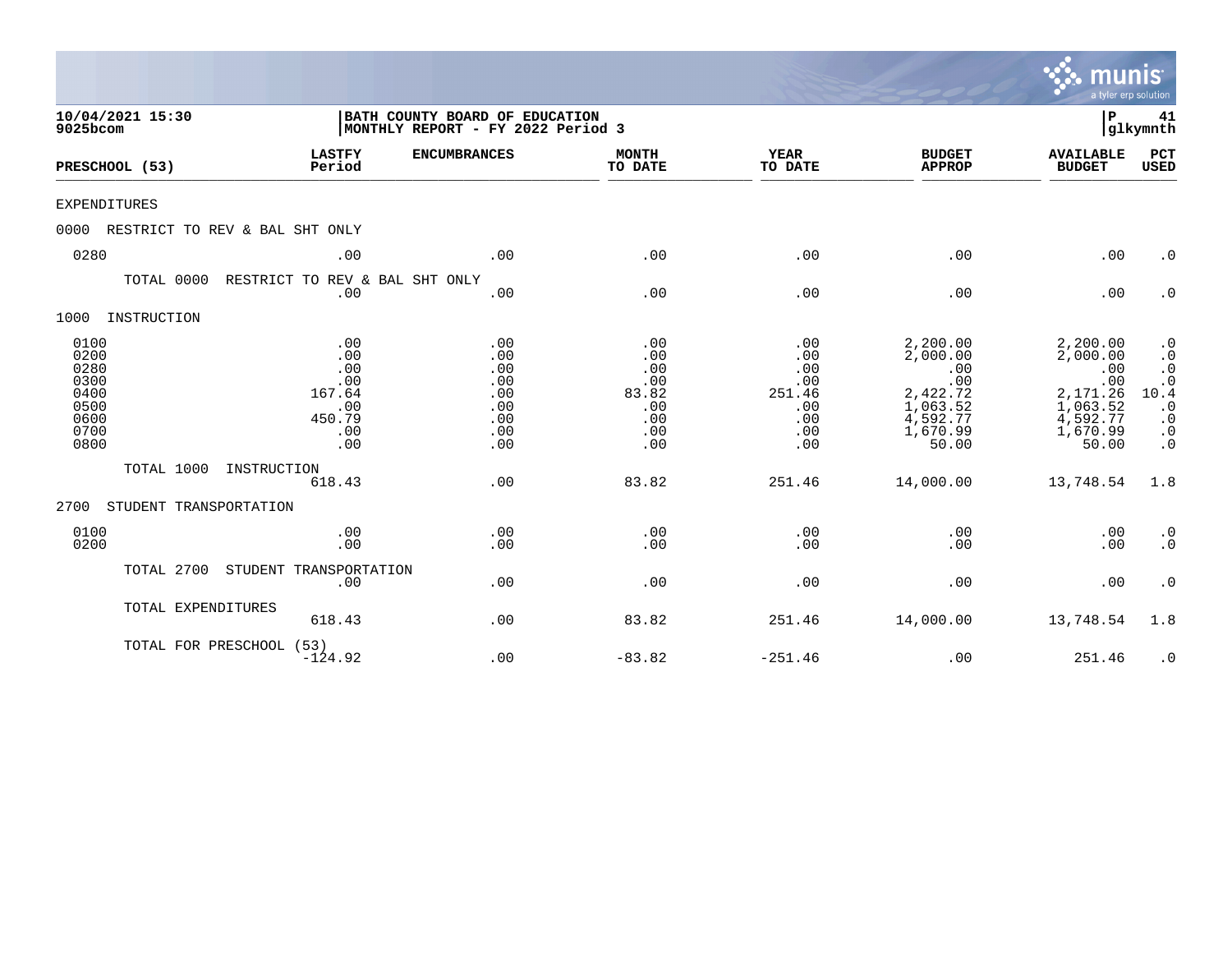10/04/2021 15:30 | BATH COUNTY BOARD OF EDUCATION | P 41
9025bcom | MONTHLY REPORT - FY 2022 Period 3 | glkymnth

| PRESCHOOL (53) | LASTFY Period | ENCUMBRANCES | MONTH TO DATE | YEAR TO DATE | BUDGET APPROP | AVAILABLE BUDGET | PCT USED |
|---|---|---|---|---|---|---|---|
| EXPENDITURES | | | | | | | |
| 0000 RESTRICT TO REV & BAL SHT ONLY | | | | | | | |
| 0280 | .00 | .00 | .00 | .00 | .00 | .00 | .0 |
| TOTAL 0000 RESTRICT TO REV & BAL SHT ONLY | .00 | .00 | .00 | .00 | .00 | .00 | .0 |
| 1000 INSTRUCTION | | | | | | | |
| 0100 | .00 | .00 | .00 | .00 | 2,200.00 | 2,200.00 | .0 |
| 0200 | .00 | .00 | .00 | .00 | 2,000.00 | 2,000.00 | .0 |
| 0280 | .00 | .00 | .00 | .00 | .00 | .00 | .0 |
| 0300 | .00 | .00 | .00 | .00 | .00 | .00 | .0 |
| 0400 | 167.64 | .00 | 83.82 | 251.46 | 2,422.72 | 2,171.26 | 10.4 |
| 0500 | .00 | .00 | .00 | .00 | 1,063.52 | 1,063.52 | .0 |
| 0600 | 450.79 | .00 | .00 | .00 | 4,592.77 | 4,592.77 | .0 |
| 0700 | .00 | .00 | .00 | .00 | 1,670.99 | 1,670.99 | .0 |
| 0800 | .00 | .00 | .00 | .00 | 50.00 | 50.00 | .0 |
| TOTAL 1000 INSTRUCTION | 618.43 | .00 | 83.82 | 251.46 | 14,000.00 | 13,748.54 | 1.8 |
| 2700 STUDENT TRANSPORTATION | | | | | | | |
| 0100 | .00 | .00 | .00 | .00 | .00 | .00 | .0 |
| 0200 | .00 | .00 | .00 | .00 | .00 | .00 | .0 |
| TOTAL 2700 STUDENT TRANSPORTATION | .00 | .00 | .00 | .00 | .00 | .00 | .0 |
| TOTAL EXPENDITURES | 618.43 | .00 | 83.82 | 251.46 | 14,000.00 | 13,748.54 | 1.8 |
| TOTAL FOR PRESCHOOL (53) | -124.92 | .00 | -83.82 | -251.46 | .00 | 251.46 | .0 |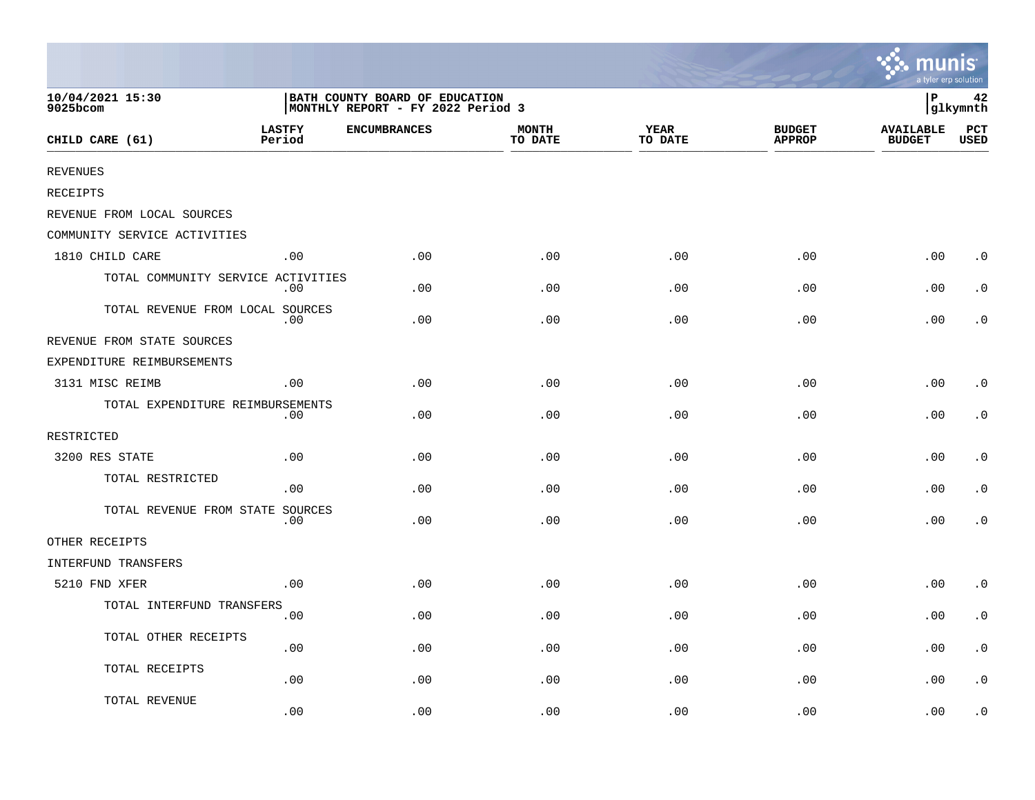10/04/2021 15:30
9025bcom

BATH COUNTY BOARD OF EDUCATION
MONTHLY REPORT - FY 2022 Period 3

P 42
glkymnth

| CHILD CARE (61) | LASTFY Period | ENCUMBRANCES | MONTH TO DATE | YEAR TO DATE | BUDGET APPROP | AVAILABLE BUDGET | PCT USED |
|---|---|---|---|---|---|---|---|
| REVENUES | | | | | | | |
| RECEIPTS | | | | | | | |
| REVENUE FROM LOCAL SOURCES | | | | | | | |
| COMMUNITY SERVICE ACTIVITIES | | | | | | | |
| 1810 CHILD CARE | .00 | .00 | .00 | .00 | .00 | .00 | .0 |
| TOTAL COMMUNITY SERVICE ACTIVITIES | .00 | .00 | .00 | .00 | .00 | .00 | .0 |
| TOTAL REVENUE FROM LOCAL SOURCES | .00 | .00 | .00 | .00 | .00 | .00 | .0 |
| REVENUE FROM STATE SOURCES | | | | | | | |
| EXPENDITURE REIMBURSEMENTS | | | | | | | |
| 3131 MISC REIMB | .00 | .00 | .00 | .00 | .00 | .00 | .0 |
| TOTAL EXPENDITURE REIMBURSEMENTS | .00 | .00 | .00 | .00 | .00 | .00 | .0 |
| RESTRICTED | | | | | | | |
| 3200 RES STATE | .00 | .00 | .00 | .00 | .00 | .00 | .0 |
| TOTAL RESTRICTED | .00 | .00 | .00 | .00 | .00 | .00 | .0 |
| TOTAL REVENUE FROM STATE SOURCES | .00 | .00 | .00 | .00 | .00 | .00 | .0 |
| OTHER RECEIPTS | | | | | | | |
| INTERFUND TRANSFERS | | | | | | | |
| 5210 FND XFER | .00 | .00 | .00 | .00 | .00 | .00 | .0 |
| TOTAL INTERFUND TRANSFERS | .00 | .00 | .00 | .00 | .00 | .00 | .0 |
| TOTAL OTHER RECEIPTS | .00 | .00 | .00 | .00 | .00 | .00 | .0 |
| TOTAL RECEIPTS | .00 | .00 | .00 | .00 | .00 | .00 | .0 |
| TOTAL REVENUE | .00 | .00 | .00 | .00 | .00 | .00 | .0 |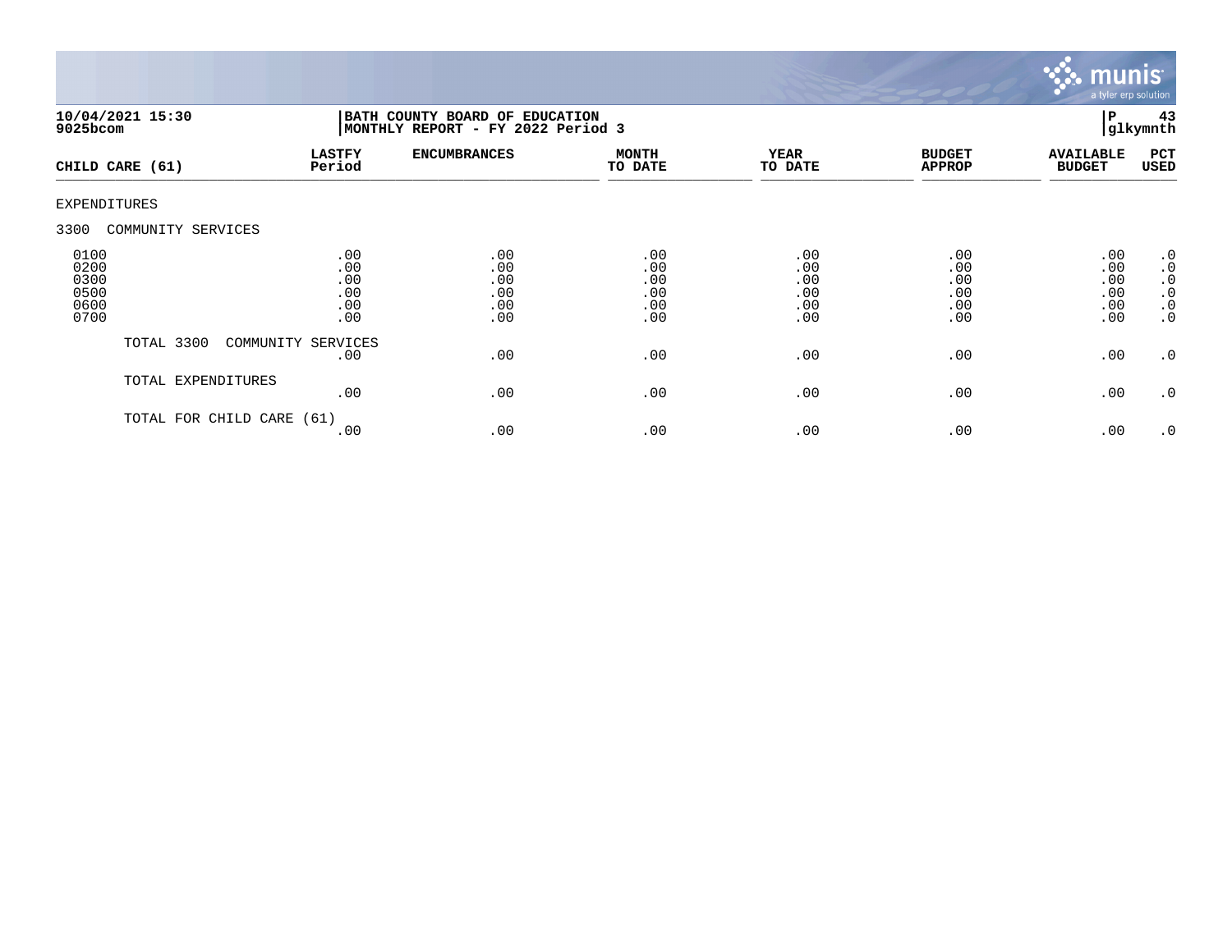**10/04/2021 15:30**
**9025bcom**

**BATH COUNTY BOARD OF EDUCATION**
**MONTHLY REPORT - FY 2022 Period 3**

**P 43**
**glkymnth**

| CHILD CARE (61) | LASTFY Period | ENCUMBRANCES | MONTH TO DATE | YEAR TO DATE | BUDGET APPROP | AVAILABLE BUDGET | PCT USED |
|---|---|---|---|---|---|---|---|
| EXPENDITURES | | | | | | | |
| 3300 COMMUNITY SERVICES | | | | | | | |
| 0100 | .00 | .00 | .00 | .00 | .00 | .00 | .0 |
| 0200 | .00 | .00 | .00 | .00 | .00 | .00 | .0 |
| 0300 | .00 | .00 | .00 | .00 | .00 | .00 | .0 |
| 0500 | .00 | .00 | .00 | .00 | .00 | .00 | .0 |
| 0600 | .00 | .00 | .00 | .00 | .00 | .00 | .0 |
| 0700 | .00 | .00 | .00 | .00 | .00 | .00 | .0 |
| TOTAL 3300 COMMUNITY SERVICES | .00 | .00 | .00 | .00 | .00 | .00 | .0 |
| TOTAL EXPENDITURES | .00 | .00 | .00 | .00 | .00 | .00 | .0 |
| TOTAL FOR CHILD CARE (61) | .00 | .00 | .00 | .00 | .00 | .00 | .0 |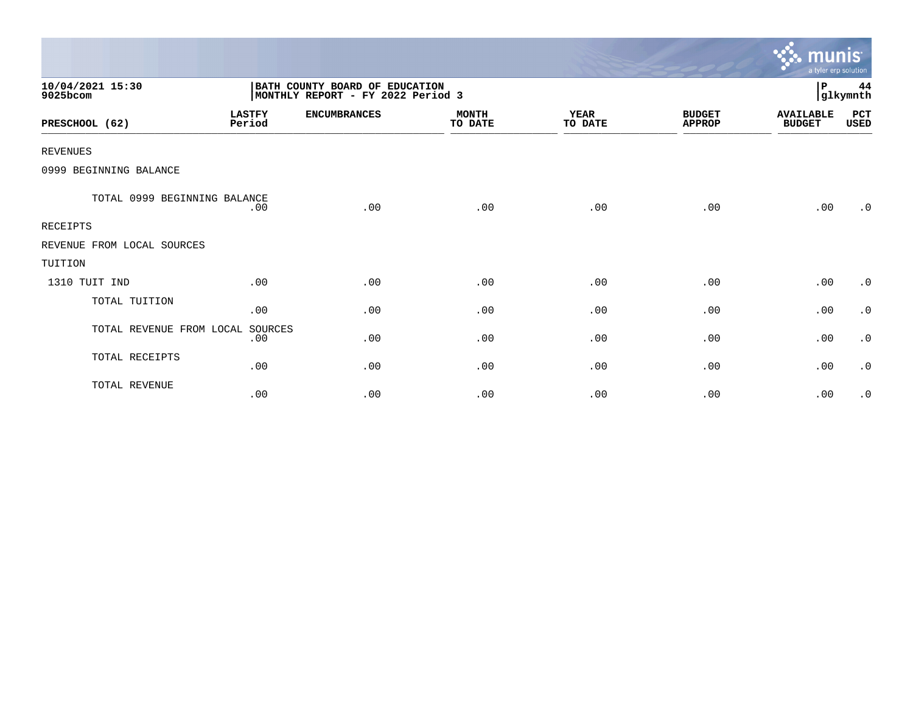10/04/2021 15:30
9025bcom

BATH COUNTY BOARD OF EDUCATION
MONTHLY REPORT - FY 2022 Period 3

P 44
glkymnth

| PRESCHOOL (62) | LASTFY Period | ENCUMBRANCES | MONTH TO DATE | YEAR TO DATE | BUDGET APPROP | AVAILABLE BUDGET | PCT USED |
|---|---|---|---|---|---|---|---|
| REVENUES | | | | | | | |
| 0999 BEGINNING BALANCE | | | | | | | |
| TOTAL 0999 BEGINNING BALANCE | .00 | .00 | .00 | .00 | .00 | .00 | .0 |
| RECEIPTS | | | | | | | |
| REVENUE FROM LOCAL SOURCES | | | | | | | |
| TUITION | | | | | | | |
| 1310 TUIT IND | .00 | .00 | .00 | .00 | .00 | .00 | .0 |
| TOTAL TUITION | .00 | .00 | .00 | .00 | .00 | .00 | .0 |
| TOTAL REVENUE FROM LOCAL SOURCES | .00 | .00 | .00 | .00 | .00 | .00 | .0 |
| TOTAL RECEIPTS | .00 | .00 | .00 | .00 | .00 | .00 | .0 |
| TOTAL REVENUE | .00 | .00 | .00 | .00 | .00 | .00 | .0 |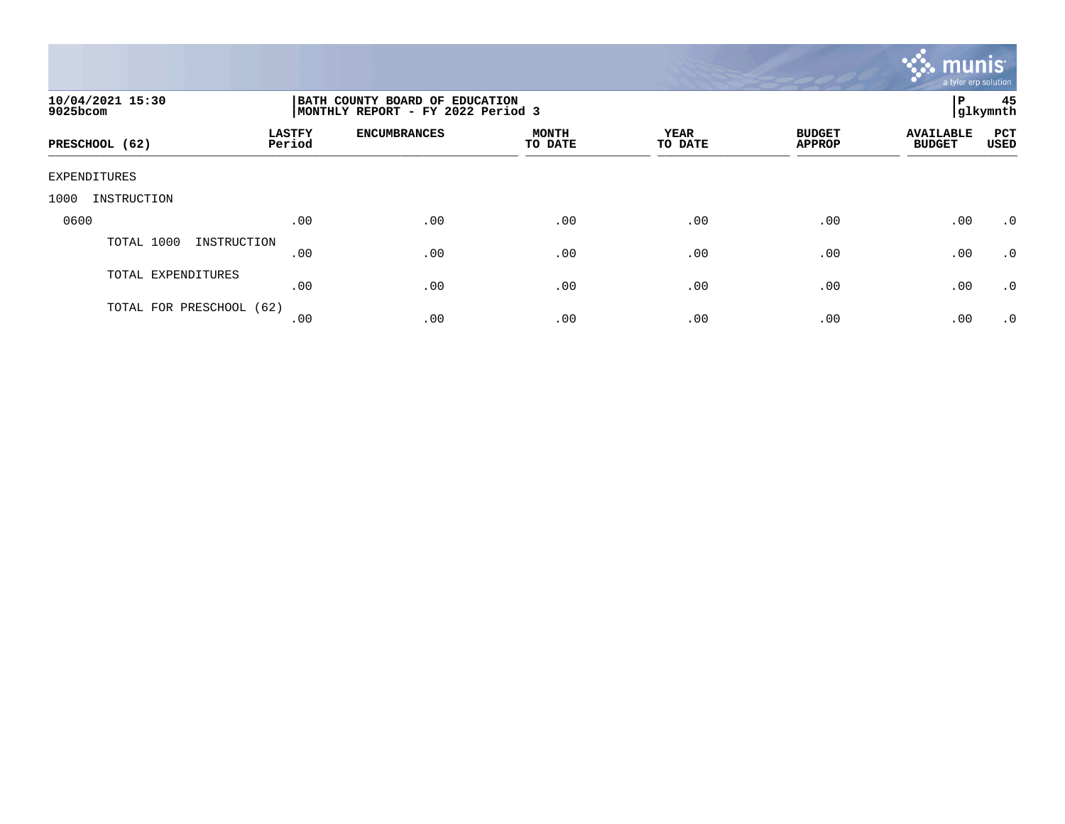10/04/2021 15:30 | BATH COUNTY BOARD OF EDUCATION | P 45
9025bcom | MONTHLY REPORT - FY 2022 Period 3 | glkymnth

| PRESCHOOL (62) | LASTFY Period | ENCUMBRANCES | MONTH TO DATE | YEAR TO DATE | BUDGET APPROP | AVAILABLE BUDGET | PCT USED |
|---|---|---|---|---|---|---|---|
| EXPENDITURES | | | | | | | |
| 1000 INSTRUCTION | | | | | | | |
| 0600 | .00 | .00 | .00 | .00 | .00 | .00 | .0 |
| TOTAL 1000 INSTRUCTION | .00 | .00 | .00 | .00 | .00 | .00 | .0 |
| TOTAL EXPENDITURES | .00 | .00 | .00 | .00 | .00 | .00 | .0 |
| TOTAL FOR PRESCHOOL (62) | .00 | .00 | .00 | .00 | .00 | .00 | .0 |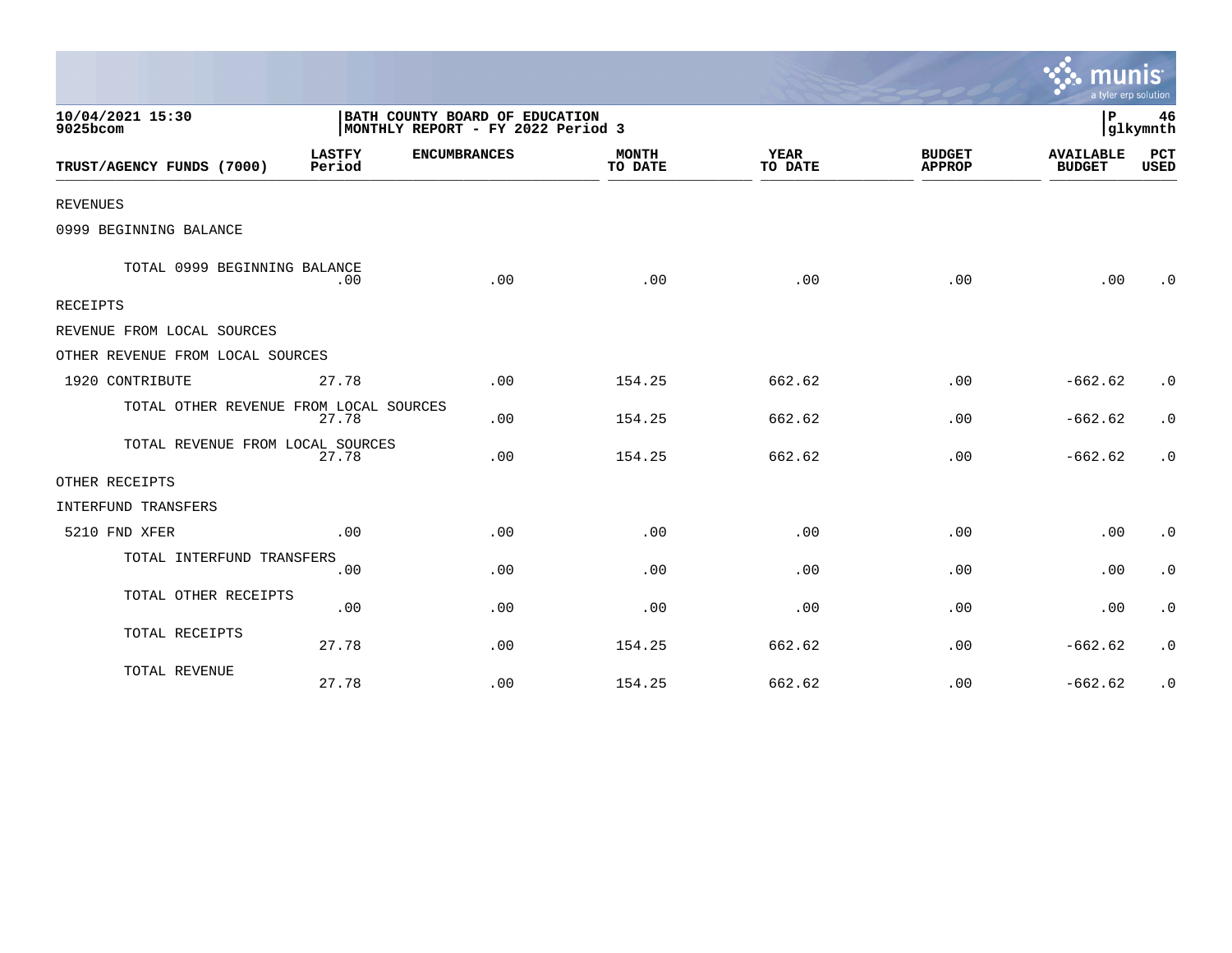**10/04/2021 15:30**
**9025bcom**

**BATH COUNTY BOARD OF EDUCATION**
**MONTHLY REPORT - FY 2022 Period 3**

**P 46**
**glkymnth**

| TRUST/AGENCY FUNDS (7000) | LASTFY Period | ENCUMBRANCES | MONTH TO DATE | YEAR TO DATE | BUDGET APPROP | AVAILABLE BUDGET | PCT USED |
|---|---|---|---|---|---|---|---|
| REVENUES | | | | | | | |
| 0999 BEGINNING BALANCE | | | | | | | |
| TOTAL 0999 BEGINNING BALANCE | .00 | .00 | .00 | .00 | .00 | .00 | .0 |
| RECEIPTS | | | | | | | |
| REVENUE FROM LOCAL SOURCES | | | | | | | |
| OTHER REVENUE FROM LOCAL SOURCES | | | | | | | |
| 1920 CONTRIBUTE | 27.78 | .00 | 154.25 | 662.62 | .00 | -662.62 | .0 |
| TOTAL OTHER REVENUE FROM LOCAL SOURCES | 27.78 | .00 | 154.25 | 662.62 | .00 | -662.62 | .0 |
| TOTAL REVENUE FROM LOCAL SOURCES | 27.78 | .00 | 154.25 | 662.62 | .00 | -662.62 | .0 |
| OTHER RECEIPTS | | | | | | | |
| INTERFUND TRANSFERS | | | | | | | |
| 5210 FND XFER | .00 | .00 | .00 | .00 | .00 | .00 | .0 |
| TOTAL INTERFUND TRANSFERS | .00 | .00 | .00 | .00 | .00 | .00 | .0 |
| TOTAL OTHER RECEIPTS | .00 | .00 | .00 | .00 | .00 | .00 | .0 |
| TOTAL RECEIPTS | 27.78 | .00 | 154.25 | 662.62 | .00 | -662.62 | .0 |
| TOTAL REVENUE | 27.78 | .00 | 154.25 | 662.62 | .00 | -662.62 | .0 |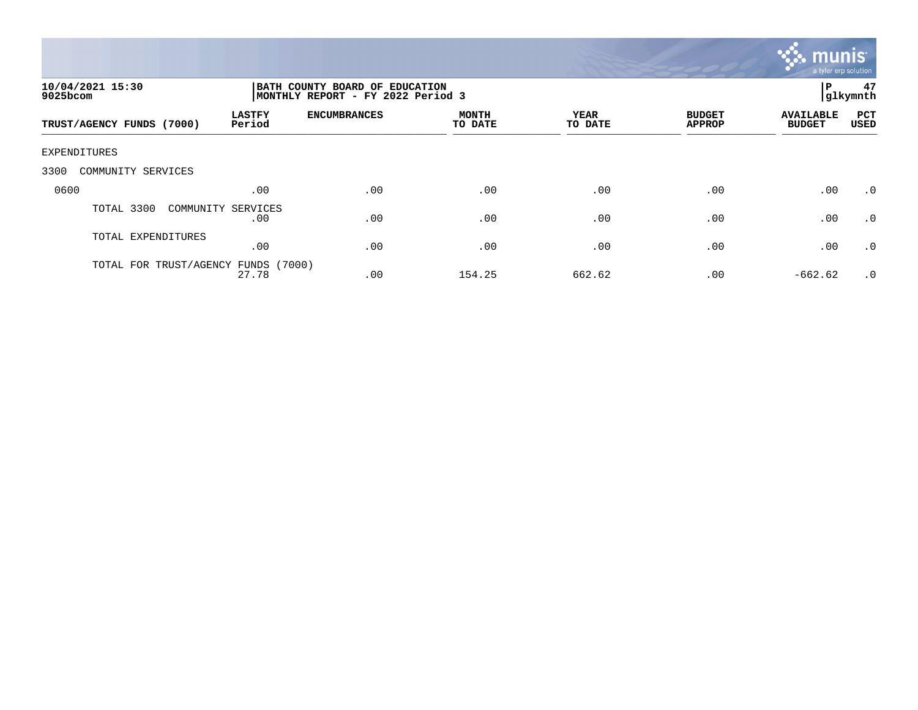10/04/2021 15:30
9025bcom

BATH COUNTY BOARD OF EDUCATION
MONTHLY REPORT - FY 2022 Period 3

P 47
glkymnth

| TRUST/AGENCY FUNDS (7000) | LASTFY Period | ENCUMBRANCES | MONTH TO DATE | YEAR TO DATE | BUDGET APPROP | AVAILABLE BUDGET | PCT USED |
|---|---|---|---|---|---|---|---|
| EXPENDITURES | | | | | | | |
| 3300 COMMUNITY SERVICES | | | | | | | |
| 0600 | .00 | .00 | .00 | .00 | .00 | .00 | .0 |
| TOTAL 3300 COMMUNITY SERVICES | .00 | .00 | .00 | .00 | .00 | .00 | .0 |
| TOTAL EXPENDITURES | .00 | .00 | .00 | .00 | .00 | .00 | .0 |
| TOTAL FOR TRUST/AGENCY FUNDS (7000) | 27.78 | .00 | 154.25 | 662.62 | .00 | -662.62 | .0 |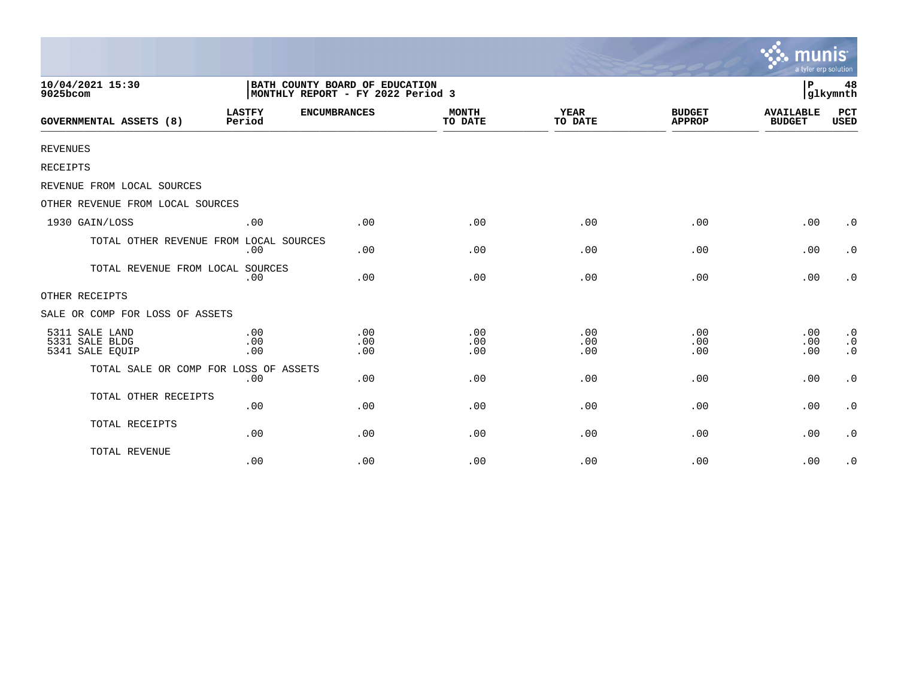10/04/2021 15:30
9025bcom

BATH COUNTY BOARD OF EDUCATION
MONTHLY REPORT - FY 2022 Period 3

P 48
glkymnth

| GOVERNMENTAL ASSETS (8) | LASTFY Period | ENCUMBRANCES | MONTH TO DATE | YEAR TO DATE | BUDGET APPROP | AVAILABLE BUDGET | PCT USED |
|---|---|---|---|---|---|---|---|
| REVENUES | | | | | | | |
| RECEIPTS | | | | | | | |
| REVENUE FROM LOCAL SOURCES | | | | | | | |
| OTHER REVENUE FROM LOCAL SOURCES | | | | | | | |
| 1930 GAIN/LOSS | .00 | .00 | .00 | .00 | .00 | .00 | .0 |
| TOTAL OTHER REVENUE FROM LOCAL SOURCES | .00 | .00 | .00 | .00 | .00 | .00 | .0 |
| TOTAL REVENUE FROM LOCAL SOURCES | .00 | .00 | .00 | .00 | .00 | .00 | .0 |
| OTHER RECEIPTS | | | | | | | |
| SALE OR COMP FOR LOSS OF ASSETS | | | | | | | |
| 5311 SALE LAND | .00 | .00 | .00 | .00 | .00 | .00 | .0 |
| 5331 SALE BLDG | .00 | .00 | .00 | .00 | .00 | .00 | .0 |
| 5341 SALE EQUIP | .00 | .00 | .00 | .00 | .00 | .00 | .0 |
| TOTAL SALE OR COMP FOR LOSS OF ASSETS | .00 | .00 | .00 | .00 | .00 | .00 | .0 |
| TOTAL OTHER RECEIPTS | .00 | .00 | .00 | .00 | .00 | .00 | .0 |
| TOTAL RECEIPTS | .00 | .00 | .00 | .00 | .00 | .00 | .0 |
| TOTAL REVENUE | .00 | .00 | .00 | .00 | .00 | .00 | .0 |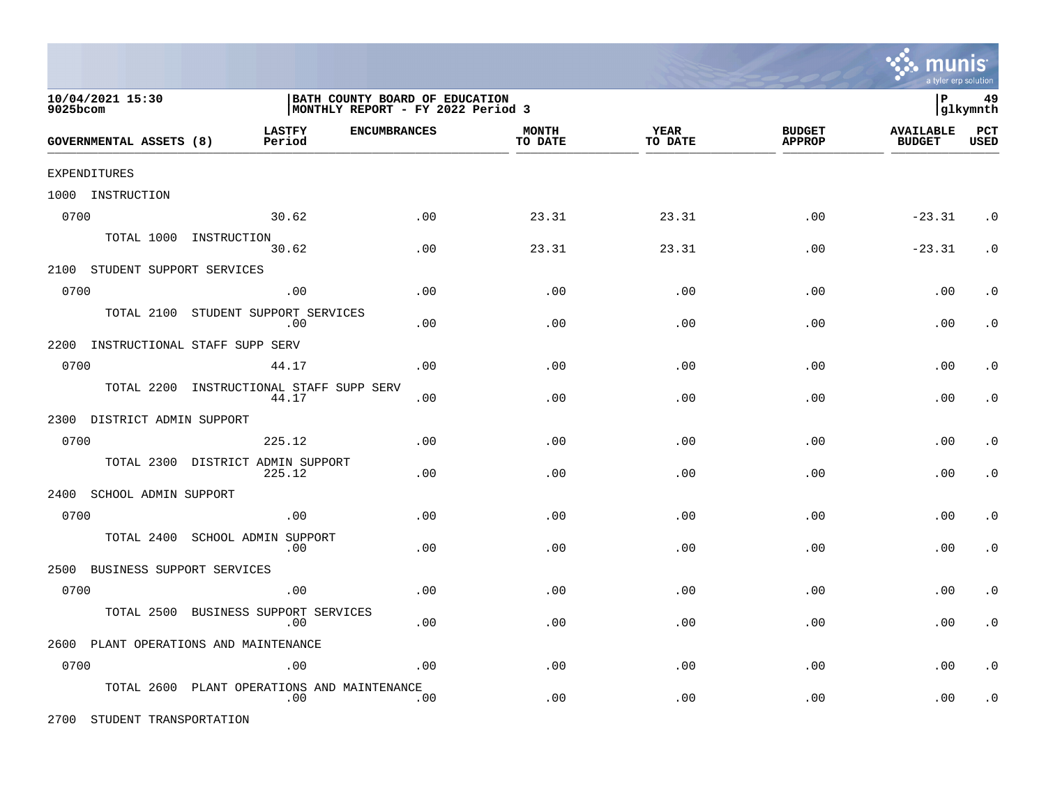10/04/2021 15:30
9025bcom

BATH COUNTY BOARD OF EDUCATION
MONTHLY REPORT - FY 2022 Period 3

P 49
glkymnth

| GOVERNMENTAL ASSETS (8) | LASTFY Period | ENCUMBRANCES | MONTH TO DATE | YEAR TO DATE | BUDGET APPROP | AVAILABLE BUDGET | PCT USED |
|---|---|---|---|---|---|---|---|
| EXPENDITURES | | | | | | | |
| 1000 INSTRUCTION | | | | | | | |
| 0700 | 30.62 | .00 | 23.31 | 23.31 | .00 | -23.31 | .0 |
| TOTAL 1000 INSTRUCTION | 30.62 | .00 | 23.31 | 23.31 | .00 | -23.31 | .0 |
| 2100 STUDENT SUPPORT SERVICES | | | | | | | |
| 0700 | .00 | .00 | .00 | .00 | .00 | .00 | .0 |
| TOTAL 2100 STUDENT SUPPORT SERVICES | .00 | .00 | .00 | .00 | .00 | .00 | .0 |
| 2200 INSTRUCTIONAL STAFF SUPP SERV | | | | | | | |
| 0700 | 44.17 | .00 | .00 | .00 | .00 | .00 | .0 |
| TOTAL 2200 INSTRUCTIONAL STAFF SUPP SERV | 44.17 | .00 | .00 | .00 | .00 | .00 | .0 |
| 2300 DISTRICT ADMIN SUPPORT | | | | | | | |
| 0700 | 225.12 | .00 | .00 | .00 | .00 | .00 | .0 |
| TOTAL 2300 DISTRICT ADMIN SUPPORT | 225.12 | .00 | .00 | .00 | .00 | .00 | .0 |
| 2400 SCHOOL ADMIN SUPPORT | | | | | | | |
| 0700 | .00 | .00 | .00 | .00 | .00 | .00 | .0 |
| TOTAL 2400 SCHOOL ADMIN SUPPORT | .00 | .00 | .00 | .00 | .00 | .00 | .0 |
| 2500 BUSINESS SUPPORT SERVICES | | | | | | | |
| 0700 | .00 | .00 | .00 | .00 | .00 | .00 | .0 |
| TOTAL 2500 BUSINESS SUPPORT SERVICES | .00 | .00 | .00 | .00 | .00 | .00 | .0 |
| 2600 PLANT OPERATIONS AND MAINTENANCE | | | | | | | |
| 0700 | .00 | .00 | .00 | .00 | .00 | .00 | .0 |
| TOTAL 2600 PLANT OPERATIONS AND MAINTENANCE | .00 | .00 | .00 | .00 | .00 | .00 | .0 |
| 2700 STUDENT TRANSPORTATION | | | | | | | |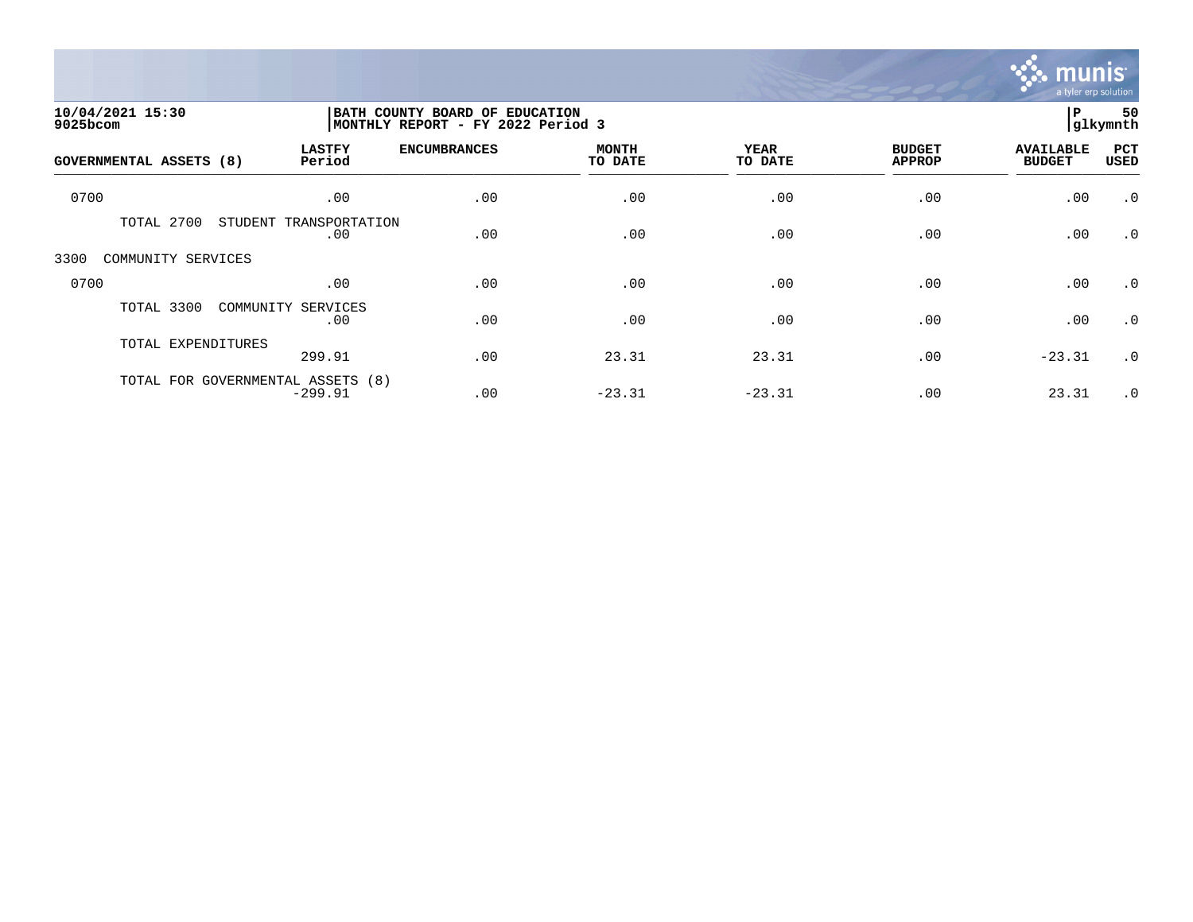10/04/2021 15:30
9025bcom

BATH COUNTY BOARD OF EDUCATION
MONTHLY REPORT - FY 2022 Period 3

P 50
glkymnth

| GOVERNMENTAL ASSETS (8) | LASTFY Period | ENCUMBRANCES | MONTH TO DATE | YEAR TO DATE | BUDGET APPROP | AVAILABLE BUDGET | PCT USED |
|---|---|---|---|---|---|---|---|
| 0700 | .00 | .00 | .00 | .00 | .00 | .00 | .0 |
| TOTAL 2700 STUDENT TRANSPORTATION | .00 | .00 | .00 | .00 | .00 | .00 | .0 |
| 3300 COMMUNITY SERVICES | | | | | | | |
| 0700 | .00 | .00 | .00 | .00 | .00 | .00 | .0 |
| TOTAL 3300 COMMUNITY SERVICES | .00 | .00 | .00 | .00 | .00 | .00 | .0 |
| TOTAL EXPENDITURES | 299.91 | .00 | 23.31 | 23.31 | .00 | -23.31 | .0 |
| TOTAL FOR GOVERNMENTAL ASSETS (8) | -299.91 | .00 | -23.31 | -23.31 | .00 | 23.31 | .0 |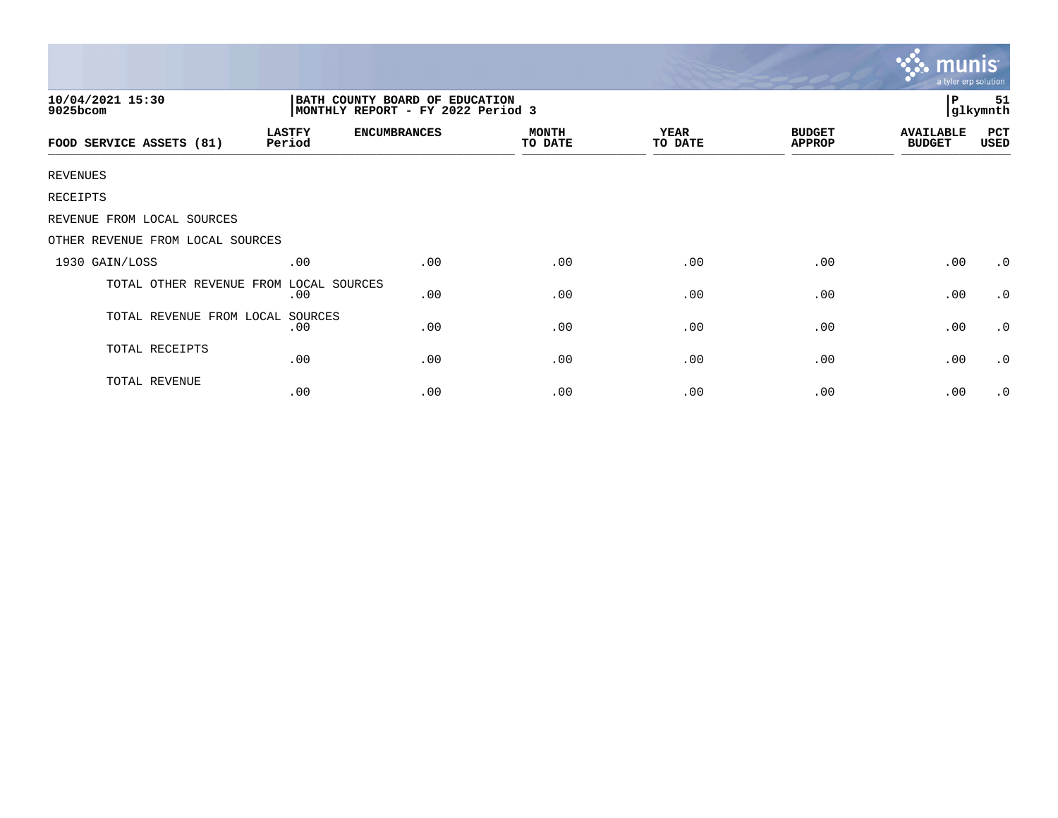10/04/2021 15:30
9025bcom

BATH COUNTY BOARD OF EDUCATION
MONTHLY REPORT - FY 2022 Period 3

P 51
glkymnth

| FOOD SERVICE ASSETS (81) | LASTFY Period | ENCUMBRANCES | MONTH TO DATE | YEAR TO DATE | BUDGET APPROP | AVAILABLE BUDGET | PCT USED |
|---|---|---|---|---|---|---|---|
| REVENUES | | | | | | | |
| RECEIPTS | | | | | | | |
| REVENUE FROM LOCAL SOURCES | | | | | | | |
| OTHER REVENUE FROM LOCAL SOURCES | | | | | | | |
| 1930 GAIN/LOSS | .00 | .00 | .00 | .00 | .00 | .00 | .0 |
| TOTAL OTHER REVENUE FROM LOCAL SOURCES | .00 | .00 | .00 | .00 | .00 | .00 | .0 |
| TOTAL REVENUE FROM LOCAL SOURCES | .00 | .00 | .00 | .00 | .00 | .00 | .0 |
| TOTAL RECEIPTS | .00 | .00 | .00 | .00 | .00 | .00 | .0 |
| TOTAL REVENUE | .00 | .00 | .00 | .00 | .00 | .00 | .0 |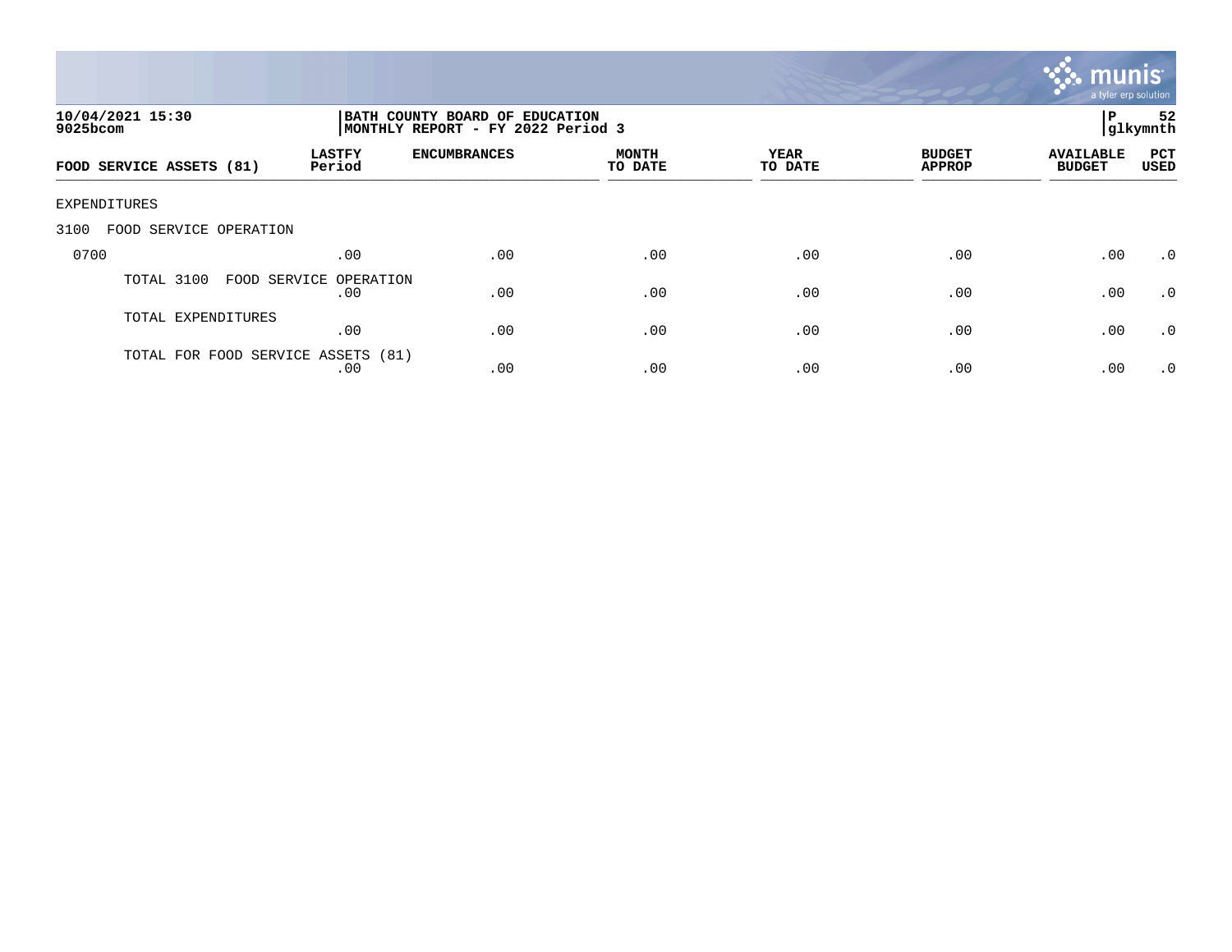10/04/2021 15:30
9025bcom

BATH COUNTY BOARD OF EDUCATION
MONTHLY REPORT - FY 2022 Period 3

P 52
glkymnth

| FOOD SERVICE ASSETS (81) | LASTFY Period | ENCUMBRANCES | MONTH TO DATE | YEAR TO DATE | BUDGET APPROP | AVAILABLE BUDGET | PCT USED |
|---|---|---|---|---|---|---|---|
| EXPENDITURES | | | | | | | |
| 3100 FOOD SERVICE OPERATION | | | | | | | |
| 0700 | .00 | .00 | .00 | .00 | .00 | .00 | .0 |
| TOTAL 3100 FOOD SERVICE OPERATION | .00 | .00 | .00 | .00 | .00 | .00 | .0 |
| TOTAL EXPENDITURES | .00 | .00 | .00 | .00 | .00 | .00 | .0 |
| TOTAL FOR FOOD SERVICE ASSETS (81) | .00 | .00 | .00 | .00 | .00 | .00 | .0 |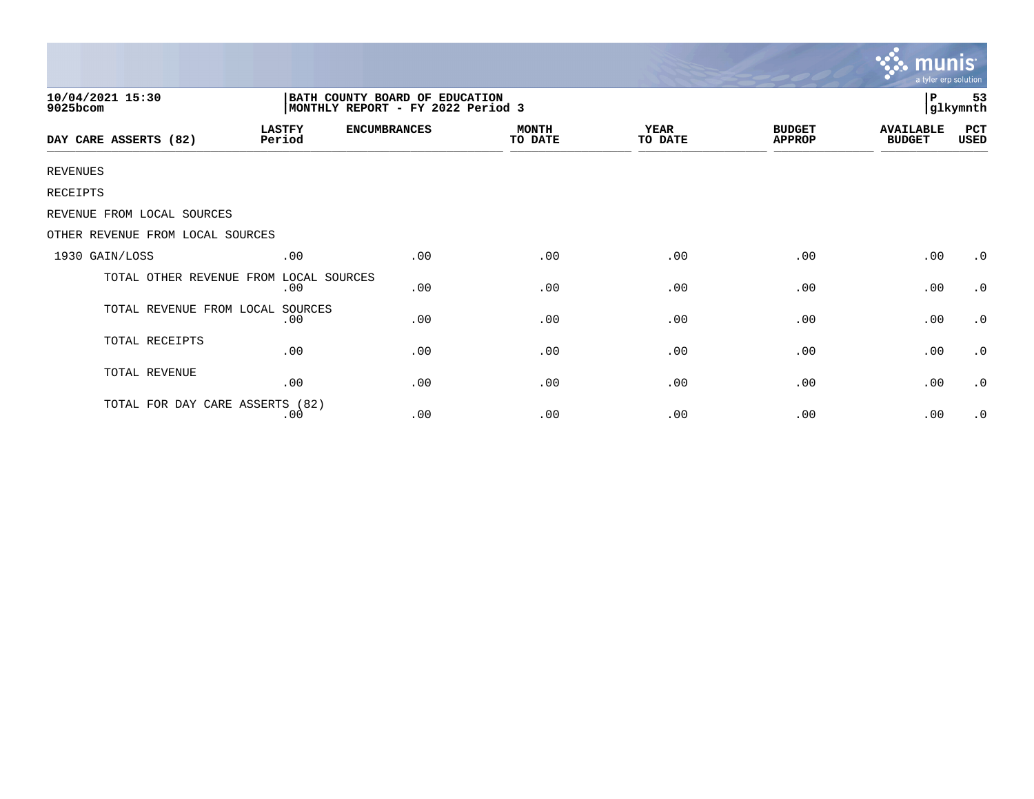10/04/2021 15:30
9025bcom

BATH COUNTY BOARD OF EDUCATION
MONTHLY REPORT - FY 2022 Period 3

P 53
glkymnth

| DAY CARE ASSERTS (82) | LASTFY Period | ENCUMBRANCES | MONTH TO DATE | YEAR TO DATE | BUDGET APPROP | AVAILABLE BUDGET | PCT USED |
|---|---|---|---|---|---|---|---|
| REVENUES | | | | | | | |
| RECEIPTS | | | | | | | |
| REVENUE FROM LOCAL SOURCES | | | | | | | |
| OTHER REVENUE FROM LOCAL SOURCES | | | | | | | |
| 1930 GAIN/LOSS | .00 | .00 | .00 | .00 | .00 | .00 | .0 |
| TOTAL OTHER REVENUE FROM LOCAL SOURCES | .00 | .00 | .00 | .00 | .00 | .00 | .0 |
| TOTAL REVENUE FROM LOCAL SOURCES | .00 | .00 | .00 | .00 | .00 | .00 | .0 |
| TOTAL RECEIPTS | .00 | .00 | .00 | .00 | .00 | .00 | .0 |
| TOTAL REVENUE | .00 | .00 | .00 | .00 | .00 | .00 | .0 |
| TOTAL FOR DAY CARE ASSERTS (82) | .00 | .00 | .00 | .00 | .00 | .00 | .0 |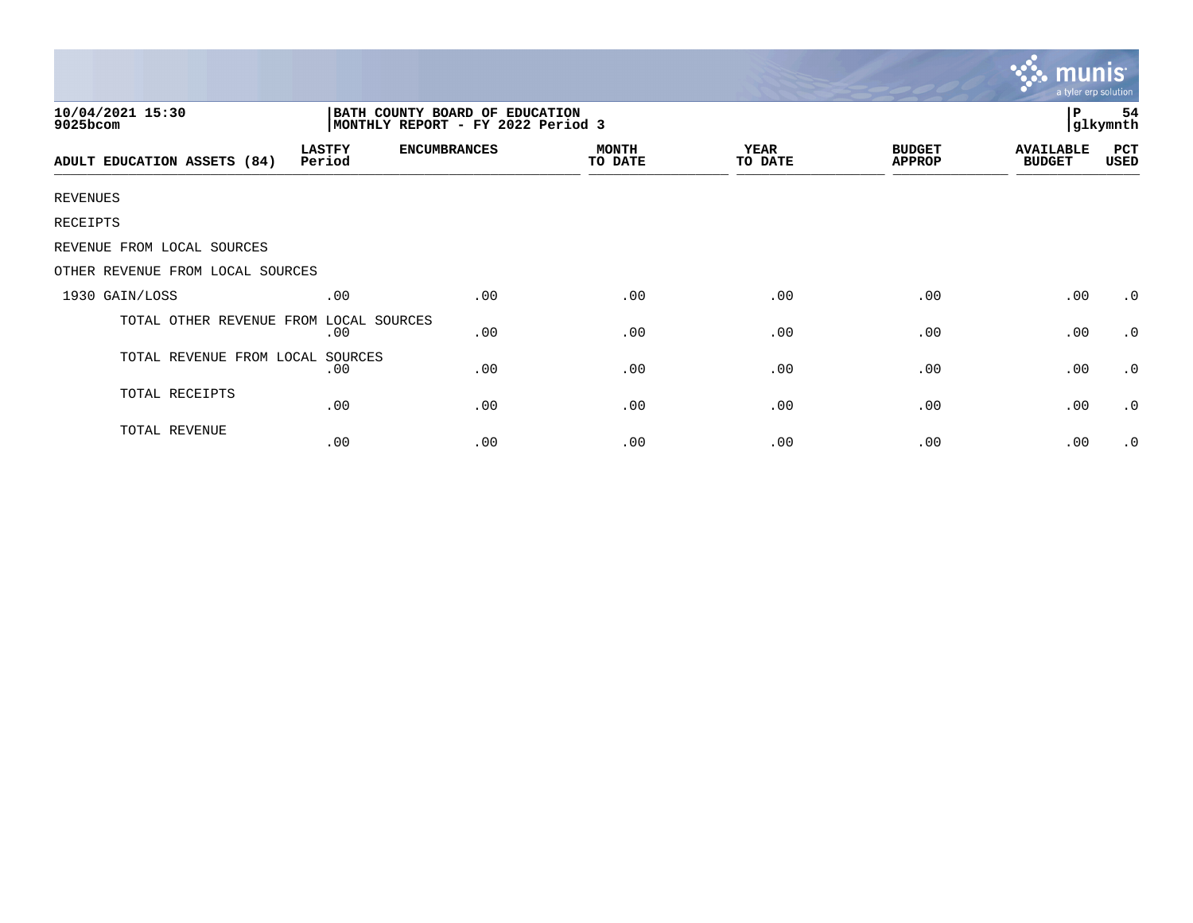10/04/2021 15:30
9025bcom

BATH COUNTY BOARD OF EDUCATION
MONTHLY REPORT - FY 2022 Period 3

| ADULT EDUCATION ASSETS (84) | LASTFY Period | ENCUMBRANCES | MONTH TO DATE | YEAR TO DATE | BUDGET APPROP | AVAILABLE BUDGET | PCT USED |
|---|---|---|---|---|---|---|---|
| REVENUES | | | | | | | |
| RECEIPTS | | | | | | | |
| REVENUE FROM LOCAL SOURCES | | | | | | | |
| OTHER REVENUE FROM LOCAL SOURCES | | | | | | | |
| 1930 GAIN/LOSS | .00 | .00 | .00 | .00 | .00 | .00 | .0 |
| TOTAL OTHER REVENUE FROM LOCAL SOURCES | .00 | .00 | .00 | .00 | .00 | .00 | .0 |
| TOTAL REVENUE FROM LOCAL SOURCES | .00 | .00 | .00 | .00 | .00 | .00 | .0 |
| TOTAL RECEIPTS | .00 | .00 | .00 | .00 | .00 | .00 | .0 |
| TOTAL REVENUE | .00 | .00 | .00 | .00 | .00 | .00 | .0 |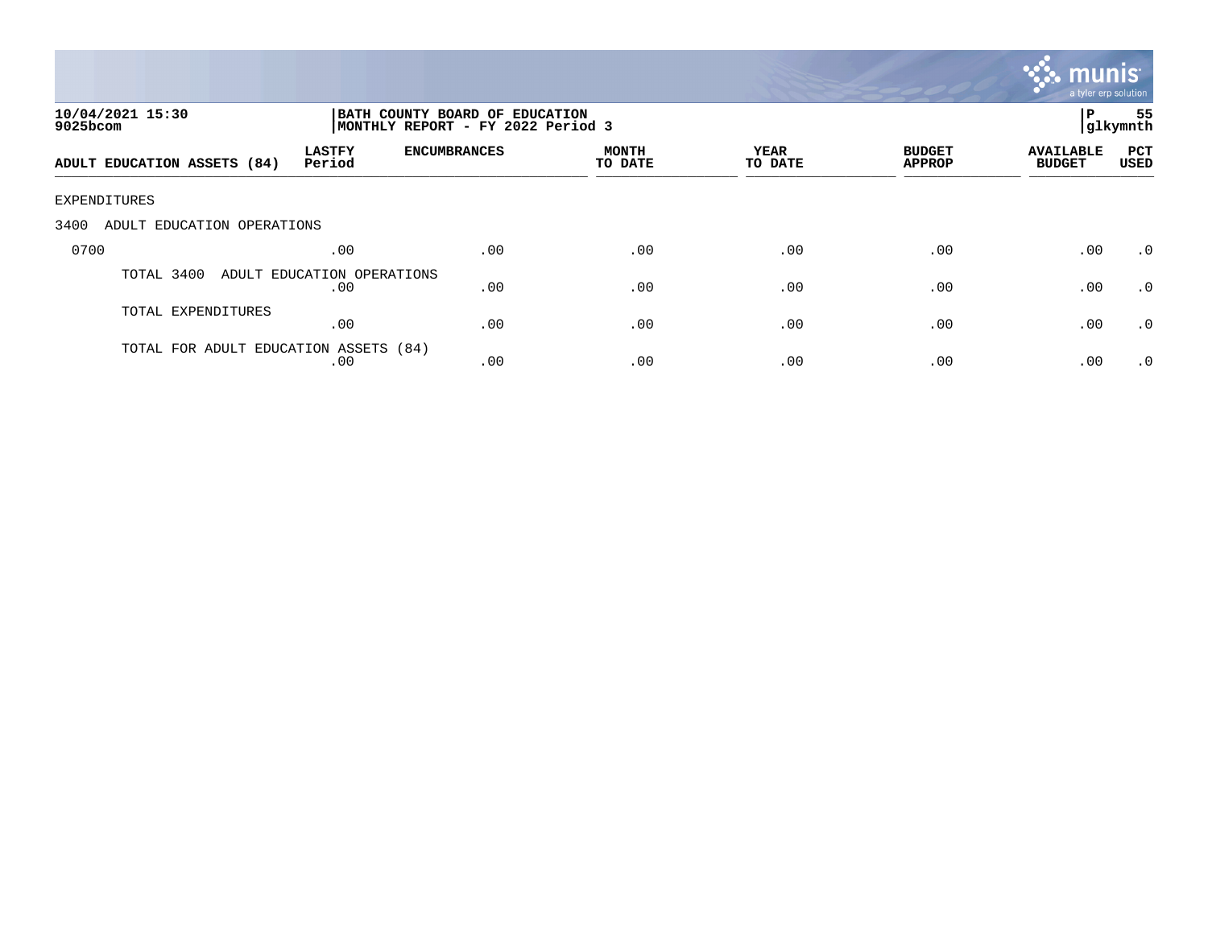**10/04/2021 15:30**
**9025bcom**

**BATH COUNTY BOARD OF EDUCATION**
**MONTHLY REPORT - FY 2022 Period 3**

**P 55**
**glkymnth**

| ADULT EDUCATION ASSETS (84) | LASTFY Period | ENCUMBRANCES | MONTH TO DATE | YEAR TO DATE | BUDGET APPROP | AVAILABLE BUDGET | PCT USED |
|---|---|---|---|---|---|---|---|
| EXPENDITURES | | | | | | | |
| 3400 ADULT EDUCATION OPERATIONS | | | | | | | |
| 0700 | .00 | .00 | .00 | .00 | .00 | .00 | .0 |
| TOTAL 3400 ADULT EDUCATION OPERATIONS | .00 | .00 | .00 | .00 | .00 | .00 | .0 |
| TOTAL EXPENDITURES | .00 | .00 | .00 | .00 | .00 | .00 | .0 |
| TOTAL FOR ADULT EDUCATION ASSETS (84) | .00 | .00 | .00 | .00 | .00 | .00 | .0 |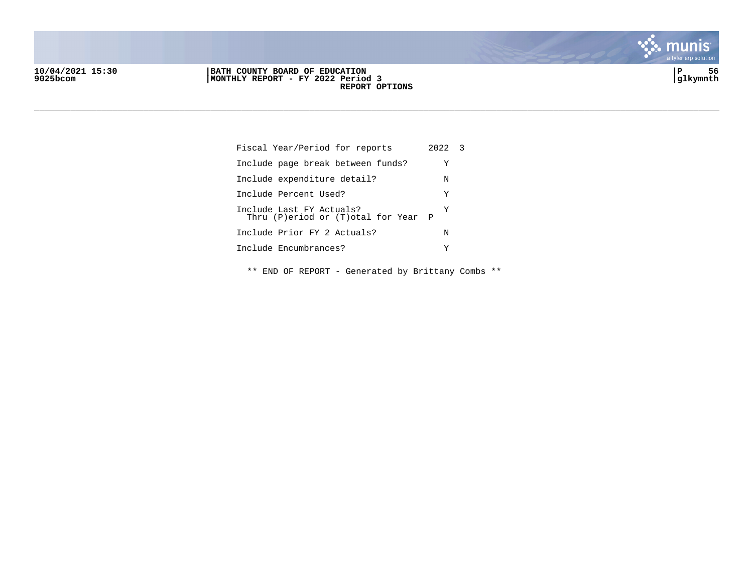10/04/2021 15:30
9025bcom

**BATH COUNTY BOARD OF EDUCATION**
**MONTHLY REPORT - FY 2022 Period 3**
**REPORT OPTIONS**

glkymnth

| | |
|---|---|
| Fiscal Year/Period for reports | 2022 3 |
| Include page break between funds? | Y |
| Include expenditure detail? | N |
| Include Percent Used? | Y |
| Include Last FY Actuals? | Y |
| Thru (P)eriod or (T)otal for Year | P |
| Include Prior FY 2 Actuals? | N |
| Include Encumbrances? | Y |

** END OF REPORT - Generated by Brittany Combs **